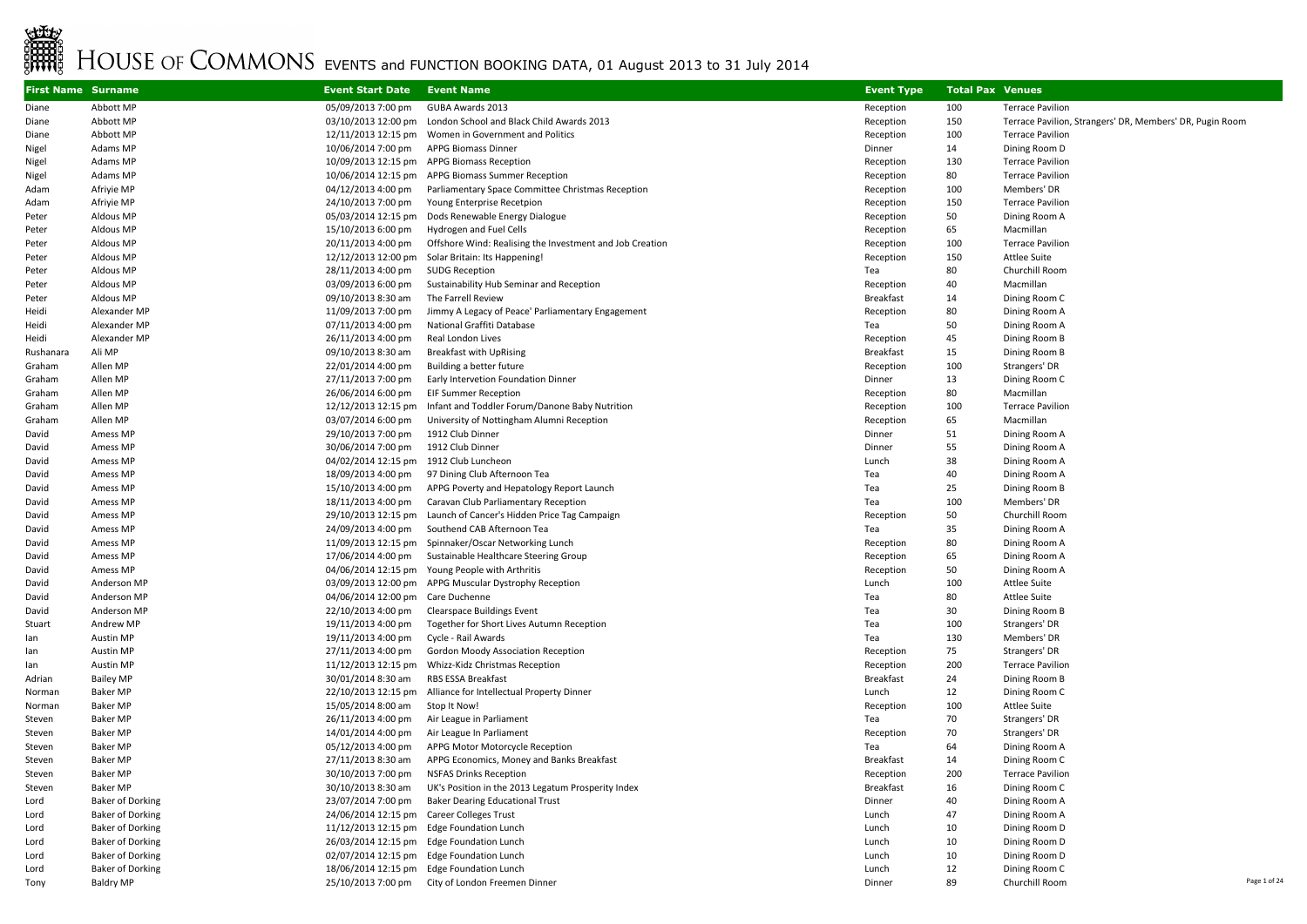# HOUSE OF COMMONS EVENTS and FUNCTION BOOKING DATA, 01 August 2013 to 31 July 2014

| First Name | Surname | Event Start Date | Event Name | Event Type | Total Pax | Venues |
|---|---|---|---|---|---|---|
| Diane | Abbott MP | 05/09/2013 7:00 pm | GUBA Awards 2013 | Reception | 100 | Terrace Pavilion |
| Diane | Abbott MP | 03/10/2013 12:00 pm | London School and Black Child Awards 2013 | Reception | 150 | Terrace Pavilion, Strangers' DR, Members' DR, Pugin Room |
| Diane | Abbott MP | 12/11/2013 12:15 pm | Women in Government and Politics | Reception | 100 | Terrace Pavilion |
| Nigel | Adams MP | 10/06/2014 7:00 pm | APPG Biomass Dinner | Dinner | 14 | Dining Room D |
| Nigel | Adams MP | 10/09/2013 12:15 pm | APPG Biomass Reception | Reception | 130 | Terrace Pavilion |
| Nigel | Adams MP | 10/06/2014 12:15 pm | APPG Biomass Summer Reception | Reception | 80 | Terrace Pavilion |
| Adam | Afriyie MP | 04/12/2013 4:00 pm | Parliamentary Space Committee Christmas Reception | Reception | 100 | Members' DR |
| Adam | Afriyie MP | 24/10/2013 7:00 pm | Young Enterprise Recetpion | Reception | 150 | Terrace Pavilion |
| Peter | Aldous MP | 05/03/2014 12:15 pm | Dods Renewable Energy Dialogue | Reception | 50 | Dining Room A |
| Peter | Aldous MP | 15/10/2013 6:00 pm | Hydrogen and Fuel Cells | Reception | 65 | Macmillan |
| Peter | Aldous MP | 20/11/2013 4:00 pm | Offshore Wind: Realising the Investment and Job Creation | Reception | 100 | Terrace Pavilion |
| Peter | Aldous MP | 12/12/2013 12:00 pm | Solar Britain: Its Happening! | Reception | 150 | Attlee Suite |
| Peter | Aldous MP | 28/11/2013 4:00 pm | SUDG Reception | Tea | 80 | Churchill Room |
| Peter | Aldous MP | 03/09/2013 6:00 pm | Sustainability Hub Seminar and Reception | Reception | 40 | Macmillan |
| Peter | Aldous MP | 09/10/2013 8:30 am | The Farrell Review | Breakfast | 14 | Dining Room C |
| Heidi | Alexander MP | 11/09/2013 7:00 pm | Jimmy A Legacy of Peace' Parliamentary Engagement | Reception | 80 | Dining Room A |
| Heidi | Alexander MP | 07/11/2013 4:00 pm | National Graffiti Database | Tea | 50 | Dining Room A |
| Heidi | Alexander MP | 26/11/2013 4:00 pm | Real London Lives | Reception | 45 | Dining Room B |
| Rushanara | Ali MP | 09/10/2013 8:30 am | Breakfast with UpRising | Breakfast | 15 | Dining Room B |
| Graham | Allen MP | 22/01/2014 4:00 pm | Building a better future | Reception | 100 | Strangers' DR |
| Graham | Allen MP | 27/11/2013 7:00 pm | Early Intervetion Foundation Dinner | Dinner | 13 | Dining Room C |
| Graham | Allen MP | 26/06/2014 6:00 pm | EIF Summer Reception | Reception | 80 | Macmillan |
| Graham | Allen MP | 12/12/2013 12:15 pm | Infant and Toddler Forum/Danone Baby Nutrition | Reception | 100 | Terrace Pavilion |
| Graham | Allen MP | 03/07/2014 6:00 pm | University of Nottingham Alumni Reception | Reception | 65 | Macmillan |
| David | Amess MP | 29/10/2013 7:00 pm | 1912 Club Dinner | Dinner | 51 | Dining Room A |
| David | Amess MP | 30/06/2014 7:00 pm | 1912 Club Dinner | Dinner | 55 | Dining Room A |
| David | Amess MP | 04/02/2014 12:15 pm | 1912 Club Luncheon | Lunch | 38 | Dining Room A |
| David | Amess MP | 18/09/2013 4:00 pm | 97 Dining Club Afternoon Tea | Tea | 40 | Dining Room A |
| David | Amess MP | 15/10/2013 4:00 pm | APPG Poverty and Hepatology Report Launch | Tea | 25 | Dining Room B |
| David | Amess MP | 18/11/2013 4:00 pm | Caravan Club Parliamentary Reception | Tea | 100 | Members' DR |
| David | Amess MP | 29/10/2013 12:15 pm | Launch of Cancer's Hidden Price Tag Campaign | Reception | 50 | Churchill Room |
| David | Amess MP | 24/09/2013 4:00 pm | Southend CAB Afternoon Tea | Tea | 35 | Dining Room A |
| David | Amess MP | 11/09/2013 12:15 pm | Spinnaker/Oscar Networking Lunch | Reception | 80 | Dining Room A |
| David | Amess MP | 17/06/2014 4:00 pm | Sustainable Healthcare Steering Group | Reception | 65 | Dining Room A |
| David | Amess MP | 04/06/2014 12:15 pm | Young People with Arthritis | Reception | 50 | Dining Room A |
| David | Anderson MP | 03/09/2013 12:00 pm | APPG Muscular Dystrophy Reception | Lunch | 100 | Attlee Suite |
| David | Anderson MP | 04/06/2014 12:00 pm | Care Duchenne | Tea | 80 | Attlee Suite |
| David | Anderson MP | 22/10/2013 4:00 pm | Clearspace Buildings Event | Tea | 30 | Dining Room B |
| Stuart | Andrew MP | 19/11/2013 4:00 pm | Together for Short Lives Autumn Reception | Tea | 100 | Strangers' DR |
| Ian | Austin MP | 19/11/2013 4:00 pm | Cycle - Rail Awards | Tea | 130 | Members' DR |
| Ian | Austin MP | 27/11/2013 4:00 pm | Gordon Moody Association Reception | Reception | 75 | Strangers' DR |
| Ian | Austin MP | 11/12/2013 12:15 pm | Whizz-Kidz Christmas Reception | Reception | 200 | Terrace Pavilion |
| Adrian | Bailey MP | 30/01/2014 8:30 am | RBS ESSA Breakfast | Breakfast | 24 | Dining Room B |
| Norman | Baker MP | 22/10/2013 12:15 pm | Alliance for Intellectual Property Dinner | Lunch | 12 | Dining Room C |
| Norman | Baker MP | 15/05/2014 8:00 am | Stop It Now! | Reception | 100 | Attlee Suite |
| Steven | Baker MP | 26/11/2013 4:00 pm | Air League in Parliament | Tea | 70 | Strangers' DR |
| Steven | Baker MP | 14/01/2014 4:00 pm | Air League In Parliament | Reception | 70 | Strangers' DR |
| Steven | Baker MP | 05/12/2013 4:00 pm | APPG Motor Motorcycle Reception | Tea | 64 | Dining Room A |
| Steven | Baker MP | 27/11/2013 8:30 am | APPG Economics, Money and Banks Breakfast | Breakfast | 14 | Dining Room C |
| Steven | Baker MP | 30/10/2013 7:00 pm | NSFAS Drinks Reception | Reception | 200 | Terrace Pavilion |
| Steven | Baker MP | 30/10/2013 8:30 am | UK's Position in the 2013 Legatum Prosperity Index | Breakfast | 16 | Dining Room C |
| Lord | Baker of Dorking | 23/07/2014 7:00 pm | Baker Dearing Educational Trust | Dinner | 40 | Dining Room A |
| Lord | Baker of Dorking | 24/06/2014 12:15 pm | Career Colleges Trust | Lunch | 47 | Dining Room A |
| Lord | Baker of Dorking | 11/12/2013 12:15 pm | Edge Foundation Lunch | Lunch | 10 | Dining Room D |
| Lord | Baker of Dorking | 26/03/2014 12:15 pm | Edge Foundation Lunch | Lunch | 10 | Dining Room D |
| Lord | Baker of Dorking | 02/07/2014 12:15 pm | Edge Foundation Lunch | Lunch | 10 | Dining Room D |
| Lord | Baker of Dorking | 18/06/2014 12:15 pm | Edge Foundation Lunch | Lunch | 12 | Dining Room C |
| Tony | Baldry MP | 25/10/2013 7:00 pm | City of London Freemen Dinner | Dinner | 89 | Churchill Room |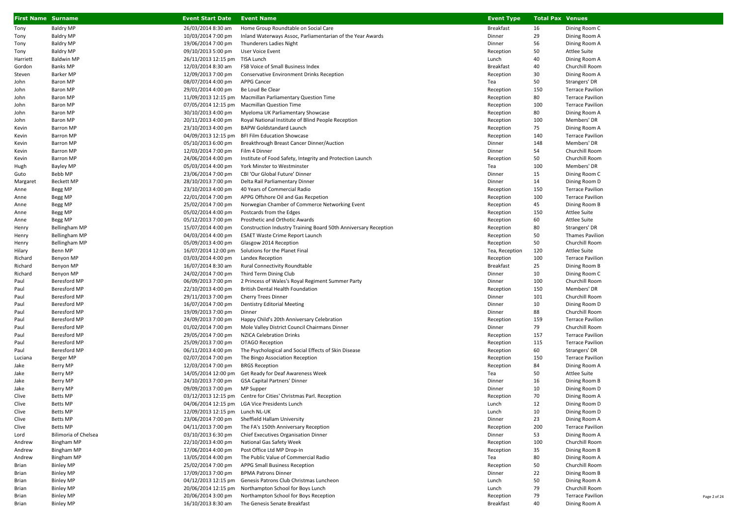| First Name | Surname | Event Start Date | Event Name | Event Type | Total Pax | Venues |
|---|---|---|---|---|---|---|
| Tony | Baldry MP | 26/03/2014 8:30 am | Home Group Roundtable on Social Care | Breakfast | 16 | Dining Room C |
| Tony | Baldry MP | 10/03/2014 7:00 pm | Inland Waterways Assoc, Parliamentarian of the Year Awards | Dinner | 29 | Dining Room A |
| Tony | Baldry MP | 19/06/2014 7:00 pm | Thunderers Ladies Night | Dinner | 56 | Dining Room A |
| Tony | Baldry MP | 09/10/2013 5:00 pm | User Voice Event | Reception | 50 | Attlee Suite |
| Harriett | Baldwin MP | 26/11/2013 12:15 pm | TISA Lunch | Lunch | 40 | Dining Room A |
| Gordon | Banks MP | 12/03/2014 8:30 am | FSB Voice of Small Business Index | Breakfast | 40 | Churchill Room |
| Steven | Barker MP | 12/09/2013 7:00 pm | Conservative Environment Drinks Reception | Reception | 30 | Dining Room A |
| John | Baron MP | 08/07/2014 4:00 pm | APPG Cancer | Tea | 50 | Strangers' DR |
| John | Baron MP | 29/01/2014 4:00 pm | Be Loud Be Clear | Reception | 150 | Terrace Pavilion |
| John | Baron MP | 11/09/2013 12:15 pm | Macmillan Parliamentary Question Time | Reception | 80 | Terrace Pavilion |
| John | Baron MP | 07/05/2014 12:15 pm | Macmillan Question Time | Reception | 100 | Terrace Pavilion |
| John | Baron MP | 30/10/2013 4:00 pm | Myeloma UK Parliamentary Showcase | Reception | 80 | Dining Room A |
| John | Baron MP | 20/11/2013 4:00 pm | Royal National Institute of Blind People Reception | Reception | 100 | Members' DR |
| Kevin | Barron MP | 23/10/2013 4:00 pm | BAPW Goldstandard Launch | Reception | 75 | Dining Room A |
| Kevin | Barron MP | 04/09/2013 12:15 pm | BFI Film Education Showcase | Reception | 140 | Terrace Pavilion |
| Kevin | Barron MP | 05/10/2013 6:00 pm | Breakthrough Breast Cancer Dinner/Auction | Dinner | 148 | Members' DR |
| Kevin | Barron MP | 12/03/2014 7:00 pm | Film 4 Dinner | Dinner | 54 | Churchill Room |
| Kevin | Barron MP | 24/06/2014 4:00 pm | Institute of Food Safety, Integrity and Protection Launch | Reception | 50 | Churchill Room |
| Hugh | Bayley MP | 05/03/2014 4:00 pm | York Minster to Westminster | Tea | 100 | Members' DR |
| Guto | Bebb MP | 23/06/2014 7:00 pm | CBI 'Our Global Future' Dinner | Dinner | 15 | Dining Room C |
| Margaret | Beckett MP | 28/10/2013 7:00 pm | Delta Rail Parliamentary Dinner | Dinner | 14 | Dining Room D |
| Anne | Begg MP | 23/10/2013 4:00 pm | 40 Years of Commercial Radio | Reception | 150 | Terrace Pavilion |
| Anne | Begg MP | 22/01/2014 7:00 pm | APPG Offshore Oil and Gas Recpetion | Reception | 100 | Terrace Pavilion |
| Anne | Begg MP | 25/02/2014 7:00 pm | Norwegian Chamber of Commerce Networking Event | Reception | 45 | Dining Room B |
| Anne | Begg MP | 05/02/2014 4:00 pm | Postcards from the Edges | Reception | 150 | Attlee Suite |
| Anne | Begg MP | 05/12/2013 7:00 pm | Prosthetic and Orthotic Awards | Reception | 60 | Attlee Suite |
| Henry | Bellingham MP | 15/07/2014 4:00 pm | Construction Industry Training Board 50th Anniversary Reception | Reception | 80 | Strangers' DR |
| Henry | Bellingham MP | 04/03/2014 4:00 pm | ESAET Waste Crime Report Launch | Reception | 50 | Thames Pavilion |
| Henry | Bellingham MP | 05/09/2013 4:00 pm | Glasgow 2014 Reception | Reception | 50 | Churchill Room |
| Hilary | Benn MP | 16/07/2014 12:00 pm | Solutions for the Planet Final | Tea, Reception | 120 | Attlee Suite |
| Richard | Benyon MP | 03/03/2014 4:00 pm | Landex Reception | Reception | 100 | Terrace Pavilion |
| Richard | Benyon MP | 16/07/2014 8:30 am | Rural Connectivity Roundtable | Breakfast | 25 | Dining Room B |
| Richard | Benyon MP | 24/02/2014 7:00 pm | Third Term Dining Club | Dinner | 10 | Dining Room C |
| Paul | Beresford MP | 06/09/2013 7:00 pm | 2 Princess of Wales's Royal Regiment Summer Party | Dinner | 100 | Churchill Room |
| Paul | Beresford MP | 22/10/2013 4:00 pm | British Dental Health Foundation | Reception | 150 | Members' DR |
| Paul | Beresford MP | 29/11/2013 7:00 pm | Cherry Trees Dinner | Dinner | 101 | Churchill Room |
| Paul | Beresford MP | 16/07/2014 7:00 pm | Dentistry Editorial Meeting | Dinner | 10 | Dining Room D |
| Paul | Beresford MP | 19/09/2013 7:00 pm | Dinner | Dinner | 88 | Churchill Room |
| Paul | Beresford MP | 24/09/2013 7:00 pm | Happy Child's 20th Anniversary Celebration | Reception | 159 | Terrace Pavilion |
| Paul | Beresford MP | 01/02/2014 7:00 pm | Mole Valley District Council Chairmans Dinner | Dinner | 79 | Churchill Room |
| Paul | Beresford MP | 29/05/2014 7:00 pm | NZICA Celebration Drinks | Reception | 157 | Terrace Pavilion |
| Paul | Beresford MP | 25/09/2013 7:00 pm | OTAGO Reception | Reception | 115 | Terrace Pavilion |
| Paul | Beresford MP | 06/11/2013 4:00 pm | The Psychological and Social Effects of Skin Disease | Reception | 60 | Strangers' DR |
| Luciana | Berger MP | 02/07/2014 7:00 pm | The Bingo Association Reception | Reception | 150 | Terrace Pavilion |
| Jake | Berry MP | 12/03/2014 7:00 pm | BRGS Reception | Reception | 84 | Dining Room A |
| Jake | Berry MP | 14/05/2014 12:00 pm | Get Ready for Deaf Awareness Week | Tea | 50 | Attlee Suite |
| Jake | Berry MP | 24/10/2013 7:00 pm | GSA Capital Partners' Dinner | Dinner | 16 | Dining Room B |
| Jake | Berry MP | 09/09/2013 7:00 pm | MP Supper | Dinner | 10 | Dining Room D |
| Clive | Betts MP | 03/12/2013 12:15 pm | Centre for Cities' Christmas Parl. Reception | Reception | 70 | Dining Room A |
| Clive | Betts MP | 04/06/2014 12:15 pm | LGA Vice Presidents Lunch | Lunch | 12 | Dining Room D |
| Clive | Betts MP | 12/09/2013 12:15 pm | Lunch NL-UK | Lunch | 10 | Dining Room D |
| Clive | Betts MP | 23/06/2014 7:00 pm | Sheffield Hallam University | Dinner | 23 | Dining Room A |
| Clive | Betts MP | 04/11/2013 7:00 pm | The FA's 150th Anniversary Reception | Reception | 200 | Terrace Pavilion |
| Lord | Bilimoria of Chelsea | 03/10/2013 6:30 pm | Chief Executives Organisation Dinner | Dinner | 53 | Dining Room A |
| Andrew | Bingham MP | 22/10/2013 4:00 pm | National Gas Safety Week | Reception | 100 | Churchill Room |
| Andrew | Bingham MP | 17/06/2014 4:00 pm | Post Office Ltd MP Drop-In | Reception | 35 | Dining Room B |
| Andrew | Bingham MP | 13/05/2014 4:00 pm | The Public Value of Commercial Radio | Tea | 80 | Dining Room A |
| Brian | Binley MP | 25/02/2014 7:00 pm | APPG Small Business Reception | Reception | 50 | Churchill Room |
| Brian | Binley MP | 17/09/2013 7:00 pm | BPMA Patrons Dinner | Dinner | 22 | Dining Room B |
| Brian | Binley MP | 04/12/2013 12:15 pm | Genesis Patrons Club Christmas Luncheon | Lunch | 50 | Dining Room A |
| Brian | Binley MP | 20/06/2014 12:15 pm | Northampton School for Boys Lunch | Lunch | 79 | Churchill Room |
| Brian | Binley MP | 20/06/2014 3:00 pm | Northampton School for Boys Reception | Reception | 79 | Terrace Pavilion |
| Brian | Binley MP | 16/10/2013 8:30 am | The Genesis Senate Breakfast | Breakfast | 40 | Dining Room A |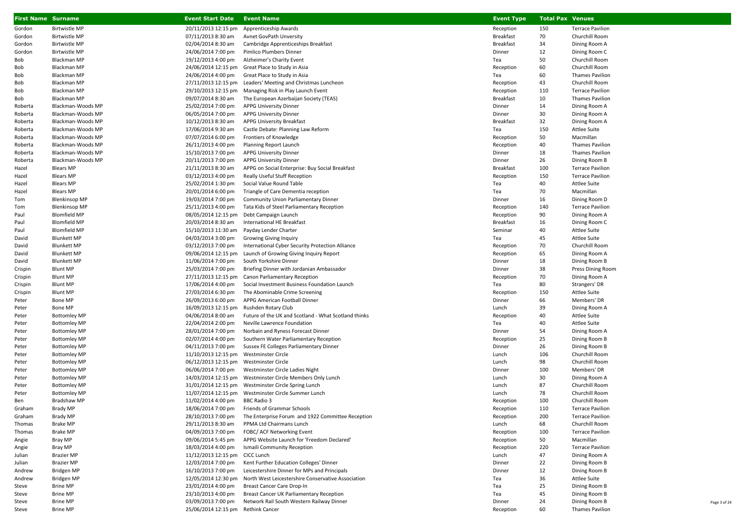| First Name | Surname | Event Start Date | Event Name | Event Type | Total Pax | Venues |
|---|---|---|---|---|---|---|
| Gordon | Birtwistle MP | 20/11/2013 12:15 pm | Apprenticeship Awards | Reception | 150 | Terrace Pavilion |
| Gordon | Birtwistle MP | 07/11/2013 8:30 am | Avnet GovPath Unversity | Breakfast | 70 | Churchill Room |
| Gordon | Birtwistle MP | 02/04/2014 8:30 am | Cambridge Apprenticeships Breakfast | Breakfast | 34 | Dining Room A |
| Gordon | Birtwistle MP | 24/06/2014 7:00 pm | Pimlico Plumbers Dinner | Dinner | 12 | Dining Room C |
| Bob | Blackman MP | 19/12/2013 4:00 pm | Alzheimer's Charity Event | Tea | 50 | Churchill Room |
| Bob | Blackman MP | 24/06/2014 12:15 pm | Great Place to Study in Asia | Reception | 60 | Churchill Room |
| Bob | Blackman MP | 24/06/2014 4:00 pm | Great Place to Study in Asia | Tea | 60 | Thames Pavilion |
| Bob | Blackman MP | 27/11/2013 12:15 pm | Leaders' Meeting and Christmas Luncheon | Reception | 43 | Churchill Room |
| Bob | Blackman MP | 29/10/2013 12:15 pm | Managing Risk in Play Launch Event | Reception | 110 | Terrace Pavilion |
| Bob | Blackman MP | 09/07/2014 8:30 am | The European Azerbaijan Society (TEAS) | Breakfast | 10 | Thames Pavilion |
| Roberta | Blackman-Woods MP | 25/02/2014 7:00 pm | APPG University Dinner | Dinner | 14 | Dining Room A |
| Roberta | Blackman-Woods MP | 06/05/2014 7:00 pm | APPG University Dinner | Dinner | 30 | Dining Room A |
| Roberta | Blackman-Woods MP | 10/12/2013 8:30 am | APPG University Breakfast | Breakfast | 32 | Dining Room A |
| Roberta | Blackman-Woods MP | 17/06/2014 9:30 am | Castle Debate: Planning Law Reform | Tea | 150 | Attlee Suite |
| Roberta | Blackman-Woods MP | 07/07/2014 6:00 pm | Frontiers of Knowledge | Reception | 50 | Macmillan |
| Roberta | Blackman-Woods MP | 26/11/2013 4:00 pm | Planning Report Launch | Reception | 40 | Thames Pavilion |
| Roberta | Blackman-Woods MP | 15/10/2013 7:00 pm | APPG University Dinner | Dinner | 18 | Thames Pavilion |
| Roberta | Blackman-Woods MP | 20/11/2013 7:00 pm | APPG University Dinner | Dinner | 26 | Dining Room B |
| Hazel | Blears MP | 21/11/2013 8:30 am | APPG on Social Enterprise: Buy Social Breakfast | Breakfast | 100 | Terrace Pavilion |
| Hazel | Blears MP | 03/12/2013 4:00 pm | Really Useful Stuff Reception | Reception | 150 | Terrace Pavilion |
| Hazel | Blears MP | 25/02/2014 1:30 pm | Social Value Round Table | Tea | 40 | Attlee Suite |
| Hazel | Blears MP | 20/01/2014 6:00 pm | Triangle of Care Dementia reception | Tea | 70 | Macmillan |
| Tom | Blenkinsop MP | 19/03/2014 7:00 pm | Community Union Parliamentary Dinner | Dinner | 16 | Dining Room D |
| Tom | Blenkinsop MP | 25/11/2013 4:00 pm | Tata Kids of Steel Parliamentary Reception | Reception | 140 | Terrace Pavilion |
| Paul | Blomfield MP | 08/05/2014 12:15 pm | Debt Campaign Launch | Reception | 90 | Dining Room A |
| Paul | Blomfield MP | 20/03/2014 8:30 am | International HE Breakfast | Breakfast | 16 | Dining Room C |
| Paul | Blomfield MP | 15/10/2013 11:30 am | Payday Lender Charter | Seminar | 40 | Attlee Suite |
| David | Blunkett MP | 04/03/2014 3:00 pm | Growing Giving Inquiry | Tea | 45 | Attlee Suite |
| David | Blunkett MP | 03/12/2013 7:00 pm | International Cyber Security Protection Alliance | Reception | 70 | Churchill Room |
| David | Blunkett MP | 09/06/2014 12:15 pm | Launch of Growing Giving Inquiry Report | Reception | 65 | Dining Room A |
| David | Blunkett MP | 11/06/2014 7:00 pm | South Yorkshire Dinner | Dinner | 18 | Dining Room B |
| Crispin | Blunt MP | 25/03/2014 7:00 pm | Briefing Dinner with Jordanian Ambassador | Dinner | 38 | Press Dining Room |
| Crispin | Blunt MP | 27/11/2013 12:15 pm | Canon Parliamentary Reception | Reception | 70 | Dining Room A |
| Crispin | Blunt MP | 17/06/2014 4:00 pm | Social Investment Business Foundation Launch | Tea | 80 | Strangers' DR |
| Crispin | Blunt MP | 27/03/2014 6:30 pm | The Abominable Crime Screening | Reception | 150 | Attlee Suite |
| Peter | Bone MP | 26/09/2013 6:00 pm | APPG American Football Dinner | Dinner | 66 | Members' DR |
| Peter | Bone MP | 16/09/2013 12:15 pm | Rushden Rotary Club | Lunch | 39 | Dining Room A |
| Peter | Bottomley MP | 04/06/2014 8:00 am | Future of the UK and Scotland - What Scotland thinks | Reception | 40 | Attlee Suite |
| Peter | Bottomley MP | 22/04/2014 2:00 pm | Neville Lawrence Foundation | Tea | 40 | Attlee Suite |
| Peter | Bottomley MP | 28/01/2014 7:00 pm | Norbain and Ryness Forecast Dinner | Dinner | 54 | Dining Room A |
| Peter | Bottomley MP | 02/07/2014 4:00 pm | Southern Water Parliamentary Reception | Reception | 25 | Dining Room B |
| Peter | Bottomley MP | 04/11/2013 7:00 pm | Sussex FE Colleges Parliamentary Dinner | Dinner | 26 | Dining Room B |
| Peter | Bottomley MP | 11/10/2013 12:15 pm | Westminster Circle | Lunch | 106 | Churchill Room |
| Peter | Bottomley MP | 06/12/2013 12:15 pm | Westminster Circle | Lunch | 98 | Churchill Room |
| Peter | Bottomley MP | 06/06/2014 7:00 pm | Westminster Circle Ladies Night | Dinner | 100 | Members' DR |
| Peter | Bottomley MP | 14/03/2014 12:15 pm | Westminster Circle Members Only Lunch | Lunch | 30 | Dining Room A |
| Peter | Bottomley MP | 31/01/2014 12:15 pm | Westminster Circle Spring Lunch | Lunch | 87 | Churchill Room |
| Peter | Bottomley MP | 11/07/2014 12:15 pm | Westminster Circle Summer Lunch | Lunch | 78 | Churchill Room |
| Ben | Bradshaw MP | 11/02/2014 4:00 pm | BBC Radio 3 | Reception | 100 | Churchill Room |
| Graham | Brady MP | 18/06/2014 7:00 pm | Friends of Grammar Schools | Reception | 110 | Terrace Pavilion |
| Graham | Brady MP | 28/10/2013 7:00 pm | The Enterprise Forum and 1922 Committee Reception | Reception | 200 | Terrace Pavilion |
| Thomas | Brake MP | 29/11/2013 8:30 am | PPMA Ltd Chairmans Lunch | Lunch | 68 | Churchill Room |
| Thomas | Brake MP | 04/09/2013 7:00 pm | FOBC/ ACF Networking Event | Reception | 100 | Terrace Pavilion |
| Angie | Bray MP | 09/06/2014 5:45 pm | APPG Website Launch for 'Freedom Declared' | Reception | 50 | Macmillan |
| Angie | Bray MP | 18/03/2014 4:00 pm | Ismaili Community Reception | Reception | 220 | Terrace Pavilion |
| Julian | Brazier MP | 11/12/2013 12:15 pm | CICC Lunch | Lunch | 47 | Dining Room A |
| Julian | Brazier MP | 12/03/2014 7:00 pm | Kent Further Education Colleges' Dinner | Dinner | 22 | Dining Room B |
| Andrew | Bridgen MP | 16/10/2013 7:00 pm | Leicestershire Dinner for MPs and Principals | Dinner | 12 | Dining Room B |
| Andrew | Bridgen MP | 12/05/2014 12:30 pm | North West Leicestershire Conservative Association | Tea | 36 | Attlee Suite |
| Steve | Brine MP | 23/01/2014 4:00 pm | Breast Cancer Care Drop-In | Tea | 25 | Dining Room B |
| Steve | Brine MP | 23/10/2013 4:00 pm | Breast Cancer UK Parliamentary Reception | Tea | 45 | Dining Room B |
| Steve | Brine MP | 03/09/2013 7:00 pm | Network Rail South Western Railway Dinner | Dinner | 24 | Dining Room B |
| Steve | Brine MP | 25/06/2014 12:15 pm | Rethink Cancer | Reception | 60 | Thames Pavilion |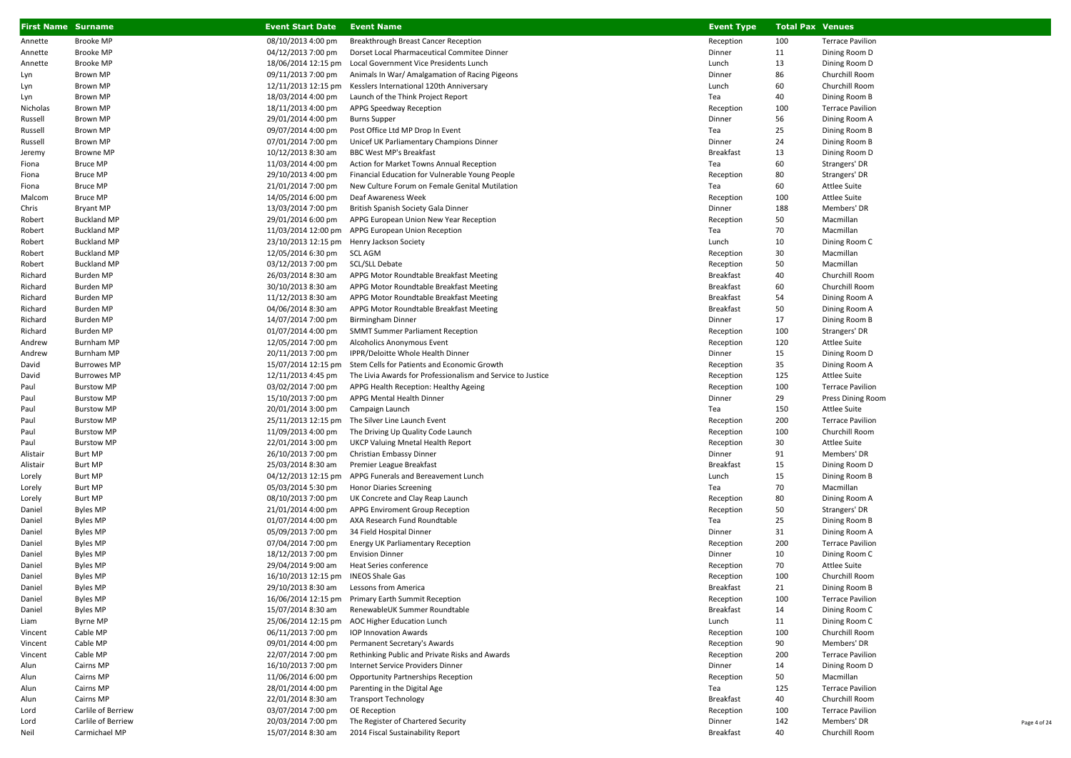| First Name | Surname | Event Start Date | Event Name | Event Type | Total Pax | Venues |
|---|---|---|---|---|---|---|
| Annette | Brooke MP | 08/10/2013 4:00 pm | Breakthrough Breast Cancer Reception | Reception | 100 | Terrace Pavilion |
| Annette | Brooke MP | 04/12/2013 7:00 pm | Dorset Local Pharmaceutical Commitee Dinner | Dinner | 11 | Dining Room D |
| Annette | Brooke MP | 18/06/2014 12:15 pm | Local Government Vice Presidents Lunch | Lunch | 13 | Dining Room D |
| Lyn | Brown MP | 09/11/2013 7:00 pm | Animals In War/ Amalgamation of Racing Pigeons | Dinner | 86 | Churchill Room |
| Lyn | Brown MP | 12/11/2013 12:15 pm | Kesslers International 120th Anniversary | Lunch | 60 | Churchill Room |
| Lyn | Brown MP | 18/03/2014 4:00 pm | Launch of the Think Project Report | Tea | 40 | Dining Room B |
| Nicholas | Brown MP | 18/11/2013 4:00 pm | APPG Speedway Reception | Reception | 100 | Terrace Pavilion |
| Russell | Brown MP | 29/01/2014 4:00 pm | Burns Supper | Dinner | 56 | Dining Room A |
| Russell | Brown MP | 09/07/2014 4:00 pm | Post Office Ltd MP Drop In Event | Tea | 25 | Dining Room B |
| Russell | Brown MP | 07/01/2014 7:00 pm | Unicef UK Parliamentary Champions Dinner | Dinner | 24 | Dining Room B |
| Jeremy | Browne MP | 10/12/2013 8:30 am | BBC West MP's Breakfast | Breakfast | 13 | Dining Room D |
| Fiona | Bruce MP | 11/03/2014 4:00 pm | Action for Market Towns Annual Reception | Tea | 60 | Strangers' DR |
| Fiona | Bruce MP | 29/10/2013 4:00 pm | Financial Education for Vulnerable Young People | Reception | 80 | Strangers' DR |
| Fiona | Bruce MP | 21/01/2014 7:00 pm | New Culture Forum on Female Genital Mutilation | Tea | 60 | Attlee Suite |
| Malcom | Bruce MP | 14/05/2014 6:00 pm | Deaf Awareness Week | Reception | 100 | Attlee Suite |
| Chris | Bryant MP | 13/03/2014 7:00 pm | British Spanish Society Gala Dinner | Dinner | 188 | Members' DR |
| Robert | Buckland MP | 29/01/2014 6:00 pm | APPG European Union New Year Reception | Reception | 50 | Macmillan |
| Robert | Buckland MP | 11/03/2014 12:00 pm | APPG European Union Reception | Tea | 70 | Macmillan |
| Robert | Buckland MP | 23/10/2013 12:15 pm | Henry Jackson Society | Lunch | 10 | Dining Room C |
| Robert | Buckland MP | 12/05/2014 6:30 pm | SCL AGM | Reception | 30 | Macmillan |
| Robert | Buckland MP | 03/12/2013 7:00 pm | SCL/SLL Debate | Reception | 50 | Macmillan |
| Richard | Burden MP | 26/03/2014 8:30 am | APPG Motor Roundtable Breakfast Meeting | Breakfast | 40 | Churchill Room |
| Richard | Burden MP | 30/10/2013 8:30 am | APPG Motor Roundtable Breakfast Meeting | Breakfast | 60 | Churchill Room |
| Richard | Burden MP | 11/12/2013 8:30 am | APPG Motor Roundtable Breakfast Meeting | Breakfast | 54 | Dining Room A |
| Richard | Burden MP | 04/06/2014 8:30 am | APPG Motor Roundtable Breakfast Meeting | Breakfast | 50 | Dining Room A |
| Richard | Burden MP | 14/07/2014 7:00 pm | Birmingham Dinner | Dinner | 17 | Dining Room B |
| Richard | Burden MP | 01/07/2014 4:00 pm | SMMT Summer Parliament Reception | Reception | 100 | Strangers' DR |
| Andrew | Burnham MP | 12/05/2014 7:00 pm | Alcoholics Anonymous Event | Reception | 120 | Attlee Suite |
| Andrew | Burnham MP | 20/11/2013 7:00 pm | IPPR/Deloitte Whole Health Dinner | Dinner | 15 | Dining Room D |
| David | Burrowes MP | 15/07/2014 12:15 pm | Stem Cells for Patients and Economic Growth | Reception | 35 | Dining Room A |
| David | Burrowes MP | 12/11/2013 4:45 pm | The Livia Awards for Professionalism and Service to Justice | Reception | 125 | Attlee Suite |
| Paul | Burstow MP | 03/02/2014 7:00 pm | APPG Health Reception: Healthy Ageing | Reception | 100 | Terrace Pavilion |
| Paul | Burstow MP | 15/10/2013 7:00 pm | APPG Mental Health Dinner | Dinner | 29 | Press Dining Room |
| Paul | Burstow MP | 20/01/2014 3:00 pm | Campaign Launch | Tea | 150 | Attlee Suite |
| Paul | Burstow MP | 25/11/2013 12:15 pm | The Silver Line Launch Event | Reception | 200 | Terrace Pavilion |
| Paul | Burstow MP | 11/09/2013 4:00 pm | The Driving Up Quality Code Launch | Reception | 100 | Churchill Room |
| Paul | Burstow MP | 22/01/2014 3:00 pm | UKCP Valuing Mnetal Health Report | Reception | 30 | Attlee Suite |
| Alistair | Burt MP | 26/10/2013 7:00 pm | Christian Embassy Dinner | Dinner | 91 | Members' DR |
| Alistair | Burt MP | 25/03/2014 8:30 am | Premier League Breakfast | Breakfast | 15 | Dining Room D |
| Lorely | Burt MP | 04/12/2013 12:15 pm | APPG Funerals and Bereavement Lunch | Lunch | 15 | Dining Room B |
| Lorely | Burt MP | 05/03/2014 5:30 pm | Honor Diaries Screening | Tea | 70 | Macmillan |
| Lorely | Burt MP | 08/10/2013 7:00 pm | UK Concrete and Clay Reap Launch | Reception | 80 | Dining Room A |
| Daniel | Byles MP | 21/01/2014 4:00 pm | APPG Enviroment Group Reception | Reception | 50 | Strangers' DR |
| Daniel | Byles MP | 01/07/2014 4:00 pm | AXA Research Fund Roundtable | Tea | 25 | Dining Room B |
| Daniel | Byles MP | 05/09/2013 7:00 pm | 34 Field Hospital Dinner | Dinner | 31 | Dining Room A |
| Daniel | Byles MP | 07/04/2014 7:00 pm | Energy UK Parliamentary Reception | Reception | 200 | Terrace Pavilion |
| Daniel | Byles MP | 18/12/2013 7:00 pm | Envision Dinner | Dinner | 10 | Dining Room C |
| Daniel | Byles MP | 29/04/2014 9:00 am | Heat Series conference | Reception | 70 | Attlee Suite |
| Daniel | Byles MP | 16/10/2013 12:15 pm | INEOS Shale Gas | Reception | 100 | Churchill Room |
| Daniel | Byles MP | 29/10/2013 8:30 am | Lessons from America | Breakfast | 21 | Dining Room B |
| Daniel | Byles MP | 16/06/2014 12:15 pm | Primary Earth Summit Reception | Reception | 100 | Terrace Pavilion |
| Daniel | Byles MP | 15/07/2014 8:30 am | RenewableUK Summer Roundtable | Breakfast | 14 | Dining Room C |
| Liam | Byrne MP | 25/06/2014 12:15 pm | AOC Higher Education Lunch | Lunch | 11 | Dining Room C |
| Vincent | Cable MP | 06/11/2013 7:00 pm | IOP Innovation Awards | Reception | 100 | Churchill Room |
| Vincent | Cable MP | 09/01/2014 4:00 pm | Permanent Secretary's Awards | Reception | 90 | Members' DR |
| Vincent | Cable MP | 22/07/2014 7:00 pm | Rethinking Public and Private Risks and Awards | Reception | 200 | Terrace Pavilion |
| Alun | Cairns MP | 16/10/2013 7:00 pm | Internet Service Providers Dinner | Dinner | 14 | Dining Room D |
| Alun | Cairns MP | 11/06/2014 6:00 pm | Opportunity Partnerships Reception | Reception | 50 | Macmillan |
| Alun | Cairns MP | 28/01/2014 4:00 pm | Parenting in the Digital Age | Tea | 125 | Terrace Pavilion |
| Alun | Cairns MP | 22/01/2014 8:30 am | Transport Technology | Breakfast | 40 | Churchill Room |
| Lord | Carlile of Berriew | 03/07/2014 7:00 pm | OE Reception | Reception | 100 | Terrace Pavilion |
| Lord | Carlile of Berriew | 20/03/2014 7:00 pm | The Register of Chartered Security | Dinner | 142 | Members' DR |
| Neil | Carmichael MP | 15/07/2014 8:30 am | 2014 Fiscal Sustainability Report | Breakfast | 40 | Churchill Room |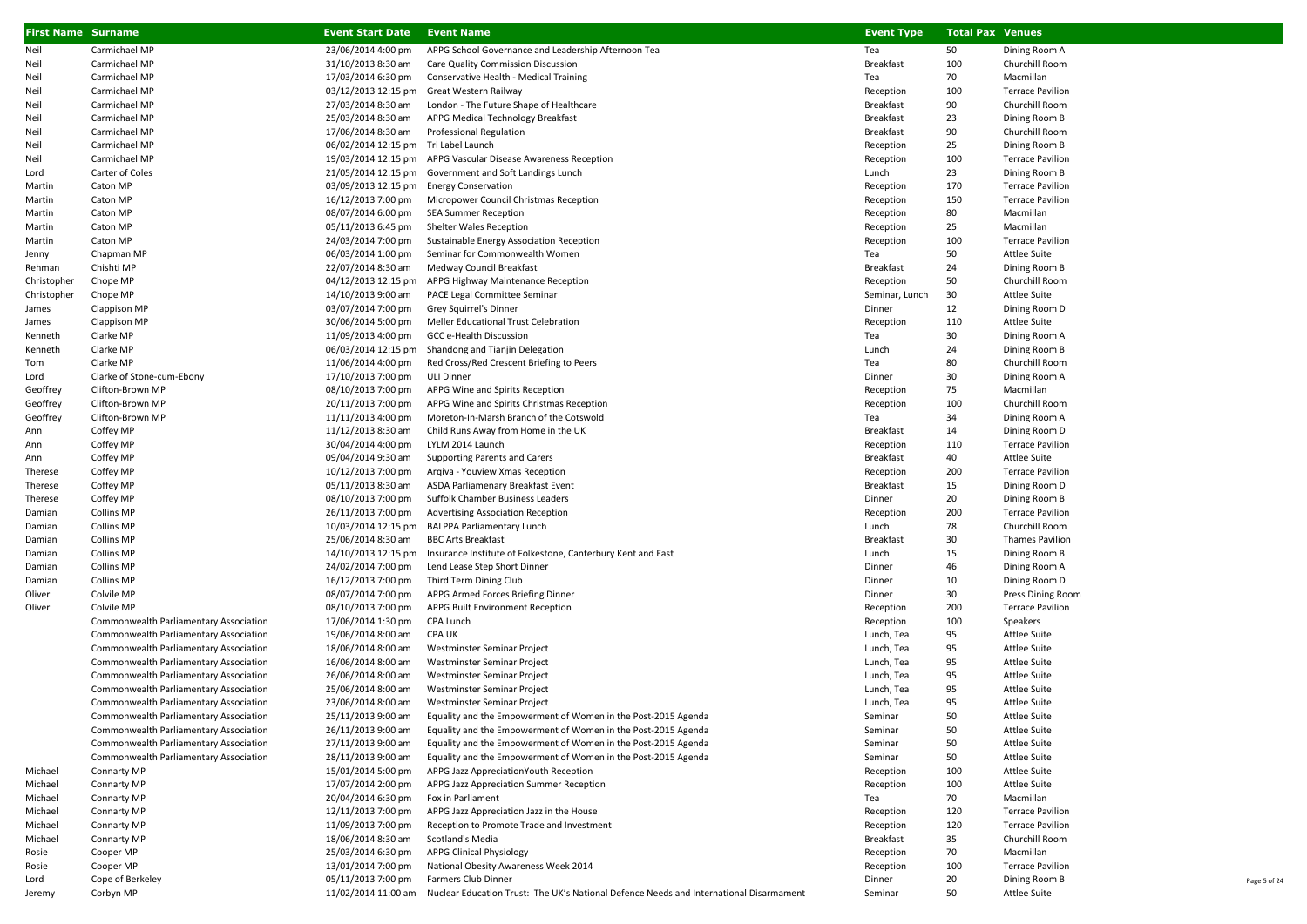| First Name | Surname | Event Start Date | Event Name | Event Type | Total Pax | Venues |
|---|---|---|---|---|---|---|
| Neil | Carmichael MP | 23/06/2014 4:00 pm | APPG School Governance and Leadership Afternoon Tea | Tea | 50 | Dining Room A |
| Neil | Carmichael MP | 31/10/2013 8:30 am | Care Quality Commission Discussion | Breakfast | 100 | Churchill Room |
| Neil | Carmichael MP | 17/03/2014 6:30 pm | Conservative Health - Medical Training | Tea | 70 | Macmillan |
| Neil | Carmichael MP | 03/12/2013 12:15 pm | Great Western Railway | Reception | 100 | Terrace Pavilion |
| Neil | Carmichael MP | 27/03/2014 8:30 am | London - The Future Shape of Healthcare | Breakfast | 90 | Churchill Room |
| Neil | Carmichael MP | 25/03/2014 8:30 am | APPG Medical Technology Breakfast | Breakfast | 23 | Dining Room B |
| Neil | Carmichael MP | 17/06/2014 8:30 am | Professional Regulation | Breakfast | 90 | Churchill Room |
| Neil | Carmichael MP | 06/02/2014 12:15 pm | Tri Label Launch | Reception | 25 | Dining Room B |
| Neil | Carmichael MP | 19/03/2014 12:15 pm | APPG Vascular Disease Awareness Reception | Reception | 100 | Terrace Pavilion |
| Lord | Carter of Coles | 21/05/2014 12:15 pm | Government and Soft Landings Lunch | Lunch | 23 | Dining Room B |
| Martin | Caton MP | 03/09/2013 12:15 pm | Energy Conservation | Reception | 170 | Terrace Pavilion |
| Martin | Caton MP | 16/12/2013 7:00 pm | Micropower Council Christmas Reception | Reception | 150 | Terrace Pavilion |
| Martin | Caton MP | 08/07/2014 6:00 pm | SEA Summer Reception | Reception | 80 | Macmillan |
| Martin | Caton MP | 05/11/2013 6:45 pm | Shelter Wales Reception | Reception | 25 | Macmillan |
| Martin | Caton MP | 24/03/2014 7:00 pm | Sustainable Energy Association Reception | Reception | 100 | Terrace Pavilion |
| Jenny | Chapman MP | 06/03/2014 1:00 pm | Seminar for Commonwealth Women | Tea | 50 | Attlee Suite |
| Rehman | Chishti MP | 22/07/2014 8:30 am | Medway Council Breakfast | Breakfast | 24 | Dining Room B |
| Christopher | Chope MP | 04/12/2013 12:15 pm | APPG Highway Maintenance Reception | Reception | 50 | Churchill Room |
| Christopher | Chope MP | 14/10/2013 9:00 am | PACE Legal Committee Seminar | Seminar, Lunch | 30 | Attlee Suite |
| James | Clappison MP | 03/07/2014 7:00 pm | Grey Squirrel's Dinner | Dinner | 12 | Dining Room D |
| James | Clappison MP | 30/06/2014 5:00 pm | Meller Educational Trust Celebration | Reception | 110 | Attlee Suite |
| Kenneth | Clarke MP | 11/09/2013 4:00 pm | GCC e-Health Discussion | Tea | 30 | Dining Room A |
| Kenneth | Clarke MP | 06/03/2014 12:15 pm | Shandong and Tianjin Delegation | Lunch | 24 | Dining Room B |
| Tom | Clarke MP | 11/06/2014 4:00 pm | Red Cross/Red Crescent Briefing to Peers | Tea | 80 | Churchill Room |
| Lord | Clarke of Stone-cum-Ebony | 17/10/2013 7:00 pm | ULI Dinner | Dinner | 30 | Dining Room A |
| Geoffrey | Clifton-Brown MP | 08/10/2013 7:00 pm | APPG Wine and Spirits Reception | Reception | 75 | Macmillan |
| Geoffrey | Clifton-Brown MP | 20/11/2013 7:00 pm | APPG Wine and Spirits Christmas Reception | Reception | 100 | Churchill Room |
| Geoffrey | Clifton-Brown MP | 11/11/2013 4:00 pm | Moreton-In-Marsh Branch of the Cotswold | Tea | 34 | Dining Room A |
| Ann | Coffey MP | 11/12/2013 8:30 am | Child Runs Away from Home in the UK | Breakfast | 14 | Dining Room D |
| Ann | Coffey MP | 30/04/2014 4:00 pm | LYLM 2014 Launch | Reception | 110 | Terrace Pavilion |
| Ann | Coffey MP | 09/04/2014 9:30 am | Supporting Parents and Carers | Breakfast | 40 | Attlee Suite |
| Therese | Coffey MP | 10/12/2013 7:00 pm | Arqiva - Youview Xmas Reception | Reception | 200 | Terrace Pavilion |
| Therese | Coffey MP | 05/11/2013 8:30 am | ASDA Parliamenary Breakfast Event | Breakfast | 15 | Dining Room D |
| Therese | Coffey MP | 08/10/2013 7:00 pm | Suffolk Chamber Business Leaders | Dinner | 20 | Dining Room B |
| Damian | Collins MP | 26/11/2013 7:00 pm | Advertising Association Reception | Reception | 200 | Terrace Pavilion |
| Damian | Collins MP | 10/03/2014 12:15 pm | BALPPA Parliamentary Lunch | Lunch | 78 | Churchill Room |
| Damian | Collins MP | 25/06/2014 8:30 am | BBC Arts Breakfast | Breakfast | 30 | Thames Pavilion |
| Damian | Collins MP | 14/10/2013 12:15 pm | Insurance Institute of Folkestone, Canterbury Kent and East | Lunch | 15 | Dining Room B |
| Damian | Collins MP | 24/02/2014 7:00 pm | Lend Lease Step Short Dinner | Dinner | 46 | Dining Room A |
| Damian | Collins MP | 16/12/2013 7:00 pm | Third Term Dining Club | Dinner | 10 | Dining Room D |
| Oliver | Colvile MP | 08/07/2014 7:00 pm | APPG Armed Forces Briefing Dinner | Dinner | 30 | Press Dining Room |
| Oliver | Colvile MP | 08/10/2013 7:00 pm | APPG Built Environment Reception | Reception | 200 | Terrace Pavilion |
| | Commonwealth Parliamentary Association | 17/06/2014 1:30 pm | CPA Lunch | Reception | 100 | Speakers |
| | Commonwealth Parliamentary Association | 19/06/2014 8:00 am | CPA UK | Lunch, Tea | 95 | Attlee Suite |
| | Commonwealth Parliamentary Association | 18/06/2014 8:00 am | Westminster Seminar Project | Lunch, Tea | 95 | Attlee Suite |
| | Commonwealth Parliamentary Association | 16/06/2014 8:00 am | Westminster Seminar Project | Lunch, Tea | 95 | Attlee Suite |
| | Commonwealth Parliamentary Association | 26/06/2014 8:00 am | Westminster Seminar Project | Lunch, Tea | 95 | Attlee Suite |
| | Commonwealth Parliamentary Association | 25/06/2014 8:00 am | Westminster Seminar Project | Lunch, Tea | 95 | Attlee Suite |
| | Commonwealth Parliamentary Association | 23/06/2014 8:00 am | Westminster Seminar Project | Lunch, Tea | 95 | Attlee Suite |
| | Commonwealth Parliamentary Association | 25/11/2013 9:00 am | Equality and the Empowerment of Women in the Post-2015 Agenda | Seminar | 50 | Attlee Suite |
| | Commonwealth Parliamentary Association | 26/11/2013 9:00 am | Equality and the Empowerment of Women in the Post-2015 Agenda | Seminar | 50 | Attlee Suite |
| | Commonwealth Parliamentary Association | 27/11/2013 9:00 am | Equality and the Empowerment of Women in the Post-2015 Agenda | Seminar | 50 | Attlee Suite |
| | Commonwealth Parliamentary Association | 28/11/2013 9:00 am | Equality and the Empowerment of Women in the Post-2015 Agenda | Seminar | 50 | Attlee Suite |
| Michael | Connarty MP | 15/01/2014 5:00 pm | APPG Jazz AppreciationYouth Reception | Reception | 100 | Attlee Suite |
| Michael | Connarty MP | 17/07/2014 2:00 pm | APPG Jazz Appreciation Summer Reception | Reception | 100 | Attlee Suite |
| Michael | Connarty MP | 20/04/2014 6:30 pm | Fox in Parliament | Tea | 70 | Macmillan |
| Michael | Connarty MP | 12/11/2013 7:00 pm | APPG Jazz Appreciation Jazz in the House | Reception | 120 | Terrace Pavilion |
| Michael | Connarty MP | 11/09/2013 7:00 pm | Reception to Promote Trade and Investment | Reception | 120 | Terrace Pavilion |
| Michael | Connarty MP | 18/06/2014 8:30 am | Scotland's Media | Breakfast | 35 | Churchill Room |
| Rosie | Cooper MP | 25/03/2014 6:30 pm | APPG Clinical Physiology | Reception | 70 | Macmillan |
| Rosie | Cooper MP | 13/01/2014 7:00 pm | National Obesity Awareness Week 2014 | Reception | 100 | Terrace Pavilion |
| Lord | Cope of Berkeley | 05/11/2013 7:00 pm | Farmers Club Dinner | Dinner | 20 | Dining Room B |
| Jeremy | Corbyn MP | 11/02/2014 11:00 am | Nuclear Education Trust: The UK's National Defence Needs and International Disarmament | Seminar | 50 | Attlee Suite |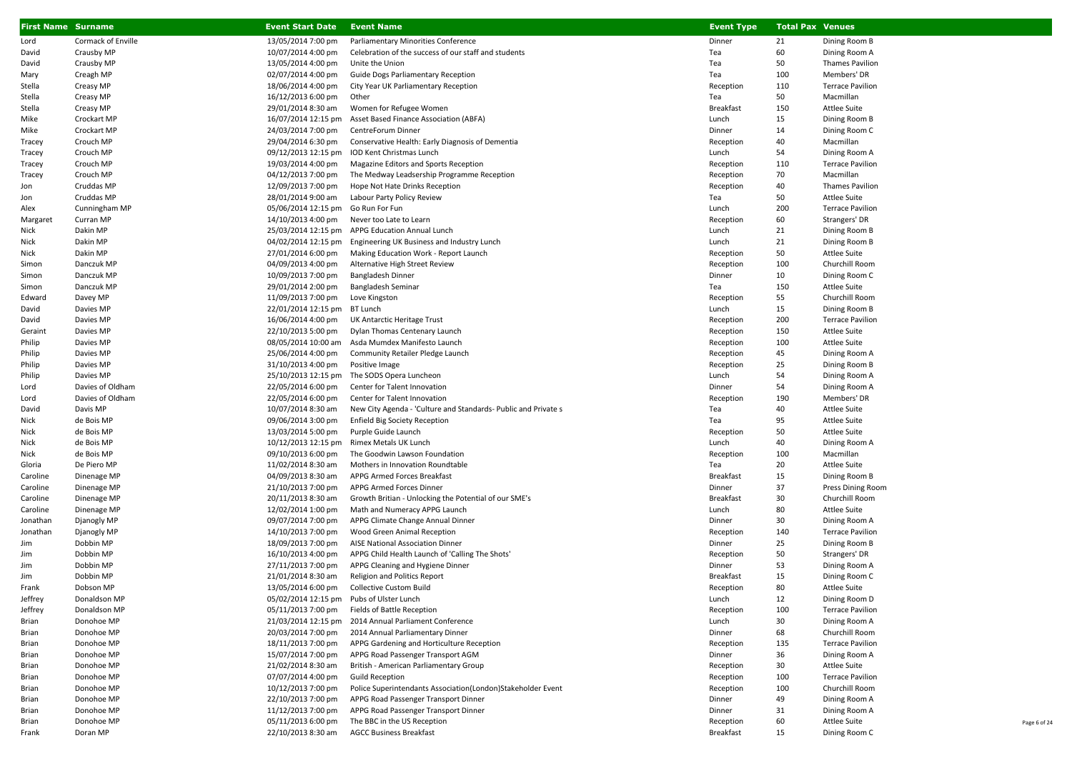| First Name | Surname | Event Start Date | Event Name | Event Type | Total Pax | Venues |
| --- | --- | --- | --- | --- | --- | --- |
| Lord | Cormack of Enville | 13/05/2014 7:00 pm | Parliamentary Minorities Conference | Dinner | 21 | Dining Room B |
| David | Crausby MP | 10/07/2014 4:00 pm | Celebration of the success of our staff and students | Tea | 60 | Dining Room A |
| David | Crausby MP | 13/05/2014 4:00 pm | Unite the Union | Tea | 50 | Thames Pavilion |
| Mary | Creagh MP | 02/07/2014 4:00 pm | Guide Dogs Parliamentary Reception | Tea | 100 | Members' DR |
| Stella | Creasy MP | 18/06/2014 4:00 pm | City Year UK Parliamentary Reception | Reception | 110 | Terrace Pavilion |
| Stella | Creasy MP | 16/12/2013 6:00 pm | Other | Tea | 50 | Macmillan |
| Stella | Creasy MP | 29/01/2014 8:30 am | Women for Refugee Women | Breakfast | 150 | Attlee Suite |
| Mike | Crockart MP | 16/07/2014 12:15 pm | Asset Based Finance Association (ABFA) | Lunch | 15 | Dining Room B |
| Mike | Crockart MP | 24/03/2014 7:00 pm | CentreForum Dinner | Dinner | 14 | Dining Room C |
| Tracey | Crouch MP | 29/04/2014 6:30 pm | Conservative Health: Early Diagnosis of Dementia | Reception | 40 | Macmillan |
| Tracey | Crouch MP | 09/12/2013 12:15 pm | IOD Kent Christmas Lunch | Lunch | 54 | Dining Room A |
| Tracey | Crouch MP | 19/03/2014 4:00 pm | Magazine Editors and Sports Reception | Reception | 110 | Terrace Pavilion |
| Tracey | Crouch MP | 04/12/2013 7:00 pm | The Medway Leadsership Programme Reception | Reception | 70 | Macmillan |
| Jon | Cruddas MP | 12/09/2013 7:00 pm | Hope Not Hate Drinks Reception | Reception | 40 | Thames Pavilion |
| Jon | Cruddas MP | 28/01/2014 9:00 am | Labour Party Policy Review | Tea | 50 | Attlee Suite |
| Alex | Cunningham MP | 05/06/2014 12:15 pm | Go Run For Fun | Lunch | 200 | Terrace Pavilion |
| Margaret | Curran MP | 14/10/2013 4:00 pm | Never too Late to Learn | Reception | 60 | Strangers' DR |
| Nick | Dakin MP | 25/03/2014 12:15 pm | APPG Education Annual Lunch | Lunch | 21 | Dining Room B |
| Nick | Dakin MP | 04/02/2014 12:15 pm | Engineering UK Business and Industry Lunch | Lunch | 21 | Dining Room B |
| Nick | Dakin MP | 27/01/2014 6:00 pm | Making Education Work - Report Launch | Reception | 50 | Attlee Suite |
| Simon | Danczuk MP | 04/09/2013 4:00 pm | Alternative High Street Review | Reception | 100 | Churchill Room |
| Simon | Danczuk MP | 10/09/2013 7:00 pm | Bangladesh Dinner | Dinner | 10 | Dining Room C |
| Simon | Danczuk MP | 29/01/2014 2:00 pm | Bangladesh Seminar | Tea | 150 | Attlee Suite |
| Edward | Davey MP | 11/09/2013 7:00 pm | Love Kingston | Reception | 55 | Churchill Room |
| David | Davies MP | 22/01/2014 12:15 pm | BT Lunch | Lunch | 15 | Dining Room B |
| David | Davies MP | 16/06/2014 4:00 pm | UK Antarctic Heritage Trust | Reception | 200 | Terrace Pavilion |
| Geraint | Davies MP | 22/10/2013 5:00 pm | Dylan Thomas Centenary Launch | Reception | 150 | Attlee Suite |
| Philip | Davies MP | 08/05/2014 10:00 am | Asda Mumdex Manifesto Launch | Reception | 100 | Attlee Suite |
| Philip | Davies MP | 25/06/2014 4:00 pm | Community Retailer Pledge Launch | Reception | 45 | Dining Room A |
| Philip | Davies MP | 31/10/2013 4:00 pm | Positive Image | Reception | 25 | Dining Room B |
| Philip | Davies MP | 25/10/2013 12:15 pm | The SODS Opera Luncheon | Lunch | 54 | Dining Room A |
| Lord | Davies of Oldham | 22/05/2014 6:00 pm | Center for Talent Innovation | Dinner | 54 | Dining Room A |
| Lord | Davies of Oldham | 22/05/2014 6:00 pm | Center for Talent Innovation | Reception | 190 | Members' DR |
| David | Davis MP | 10/07/2014 8:30 am | New City Agenda - 'Culture and Standards- Public and Private s | Tea | 40 | Attlee Suite |
| Nick | de Bois MP | 09/06/2014 3:00 pm | Enfield Big Society Reception | Tea | 95 | Attlee Suite |
| Nick | de Bois MP | 13/03/2014 5:00 pm | Purple Guide Launch | Reception | 50 | Attlee Suite |
| Nick | de Bois MP | 10/12/2013 12:15 pm | Rimex Metals UK Lunch | Lunch | 40 | Dining Room A |
| Nick | de Bois MP | 09/10/2013 6:00 pm | The Goodwin Lawson Foundation | Reception | 100 | Macmillan |
| Gloria | De Piero MP | 11/02/2014 8:30 am | Mothers in Innovation Roundtable | Tea | 20 | Attlee Suite |
| Caroline | Dinenage MP | 04/09/2013 8:30 am | APPG Armed Forces Breakfast | Breakfast | 15 | Dining Room B |
| Caroline | Dinenage MP | 21/10/2013 7:00 pm | APPG Armed Forces Dinner | Dinner | 37 | Press Dining Room |
| Caroline | Dinenage MP | 20/11/2013 8:30 am | Growth Britian - Unlocking the Potential of our SME's | Breakfast | 30 | Churchill Room |
| Caroline | Dinenage MP | 12/02/2014 1:00 pm | Math and Numeracy APPG Launch | Lunch | 80 | Attlee Suite |
| Jonathan | Djanogly MP | 09/07/2014 7:00 pm | APPG Climate Change Annual Dinner | Dinner | 30 | Dining Room A |
| Jonathan | Djanogly MP | 14/10/2013 7:00 pm | Wood Green Animal Reception | Reception | 140 | Terrace Pavilion |
| Jim | Dobbin MP | 18/09/2013 7:00 pm | AISE National Association Dinner | Dinner | 25 | Dining Room B |
| Jim | Dobbin MP | 16/10/2013 4:00 pm | APPG Child Health Launch of 'Calling The Shots' | Reception | 50 | Strangers' DR |
| Jim | Dobbin MP | 27/11/2013 7:00 pm | APPG Cleaning and Hygiene Dinner | Dinner | 53 | Dining Room A |
| Jim | Dobbin MP | 21/01/2014 8:30 am | Religion and Politics Report | Breakfast | 15 | Dining Room C |
| Frank | Dobson MP | 13/05/2014 6:00 pm | Collective Custom Build | Reception | 80 | Attlee Suite |
| Jeffrey | Donaldson MP | 05/02/2014 12:15 pm | Pubs of Ulster Lunch | Lunch | 12 | Dining Room D |
| Jeffrey | Donaldson MP | 05/11/2013 7:00 pm | Fields of Battle Reception | Reception | 100 | Terrace Pavilion |
| Brian | Donohoe MP | 21/03/2014 12:15 pm | 2014 Annual Parliament Conference | Lunch | 30 | Dining Room A |
| Brian | Donohoe MP | 20/03/2014 7:00 pm | 2014 Annual Parliamentary Dinner | Dinner | 68 | Churchill Room |
| Brian | Donohoe MP | 18/11/2013 7:00 pm | APPG Gardening and Horticulture Reception | Reception | 135 | Terrace Pavilion |
| Brian | Donohoe MP | 15/07/2014 7:00 pm | APPG Road Passenger Transport AGM | Dinner | 36 | Dining Room A |
| Brian | Donohoe MP | 21/02/2014 8:30 am | British - American Parliamentary Group | Reception | 30 | Attlee Suite |
| Brian | Donohoe MP | 07/07/2014 4:00 pm | Guild Reception | Reception | 100 | Terrace Pavilion |
| Brian | Donohoe MP | 10/12/2013 7:00 pm | Police Superintendants Association(London)Stakeholder Event | Reception | 100 | Churchill Room |
| Brian | Donohoe MP | 22/10/2013 7:00 pm | APPG Road Passenger Transport Dinner | Dinner | 49 | Dining Room A |
| Brian | Donohoe MP | 11/12/2013 7:00 pm | APPG Road Passenger Transport Dinner | Dinner | 31 | Dining Room A |
| Brian | Donohoe MP | 05/11/2013 6:00 pm | The BBC in the US Reception | Reception | 60 | Attlee Suite |
| Frank | Doran MP | 22/10/2013 8:30 am | AGCC Business Breakfast | Breakfast | 15 | Dining Room C |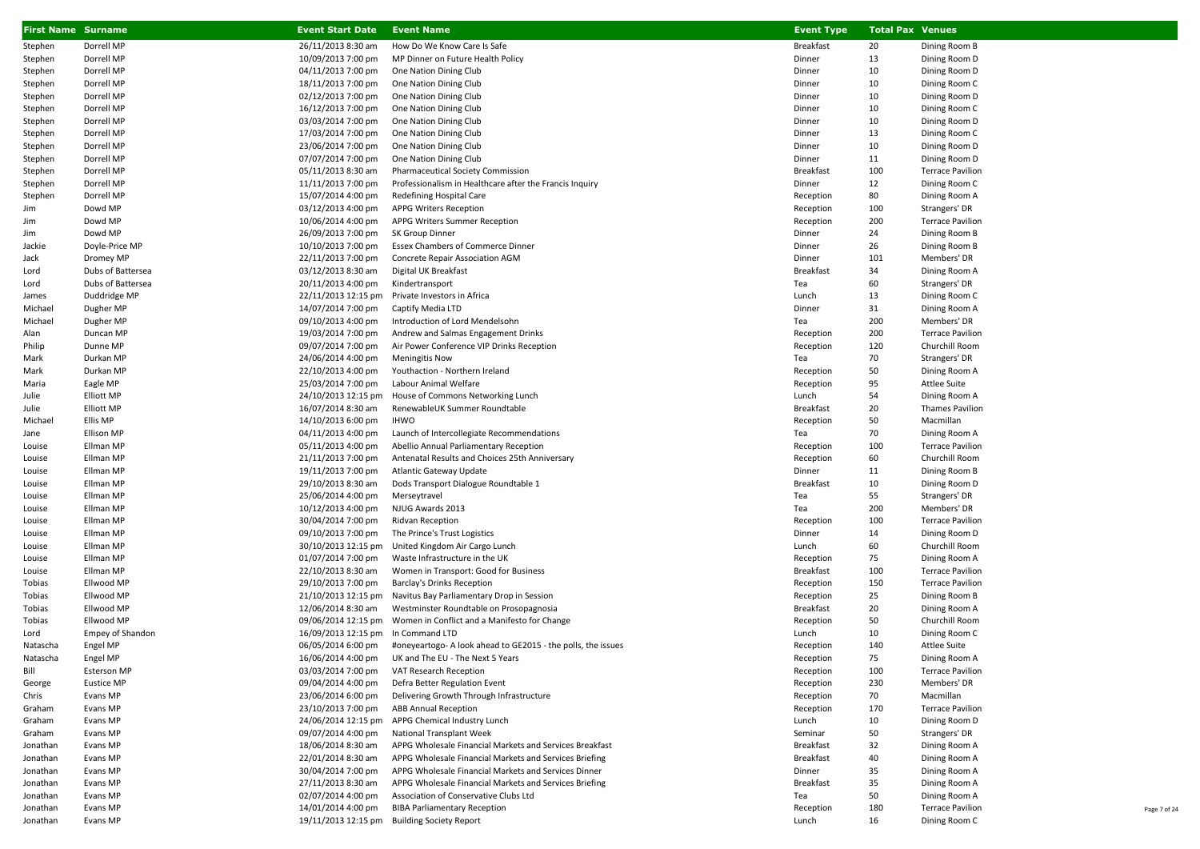| First Name | Surname | Event Start Date | Event Name | Event Type | Total Pax | Venues |
|---|---|---|---|---|---|---|
| Stephen | Dorrell MP | 26/11/2013 8:30 am | How Do We Know Care Is Safe | Breakfast | 20 | Dining Room B |
| Stephen | Dorrell MP | 10/09/2013 7:00 pm | MP Dinner on Future Health Policy | Dinner | 13 | Dining Room D |
| Stephen | Dorrell MP | 04/11/2013 7:00 pm | One Nation Dining Club | Dinner | 10 | Dining Room D |
| Stephen | Dorrell MP | 18/11/2013 7:00 pm | One Nation Dining Club | Dinner | 10 | Dining Room C |
| Stephen | Dorrell MP | 02/12/2013 7:00 pm | One Nation Dining Club | Dinner | 10 | Dining Room D |
| Stephen | Dorrell MP | 16/12/2013 7:00 pm | One Nation Dining Club | Dinner | 10 | Dining Room C |
| Stephen | Dorrell MP | 03/03/2014 7:00 pm | One Nation Dining Club | Dinner | 10 | Dining Room D |
| Stephen | Dorrell MP | 17/03/2014 7:00 pm | One Nation Dining Club | Dinner | 13 | Dining Room C |
| Stephen | Dorrell MP | 23/06/2014 7:00 pm | One Nation Dining Club | Dinner | 10 | Dining Room D |
| Stephen | Dorrell MP | 07/07/2014 7:00 pm | One Nation Dining Club | Dinner | 11 | Dining Room D |
| Stephen | Dorrell MP | 05/11/2013 8:30 am | Pharmaceutical Society Commission | Breakfast | 100 | Terrace Pavilion |
| Stephen | Dorrell MP | 11/11/2013 7:00 pm | Professionalism in Healthcare after the Francis Inquiry | Dinner | 12 | Dining Room C |
| Stephen | Dorrell MP | 15/07/2014 4:00 pm | Redefining Hospital Care | Reception | 80 | Dining Room A |
| Jim | Dowd MP | 03/12/2013 4:00 pm | APPG Writers Reception | Reception | 100 | Strangers' DR |
| Jim | Dowd MP | 10/06/2014 4:00 pm | APPG Writers Summer Reception | Reception | 200 | Terrace Pavilion |
| Jim | Dowd MP | 26/09/2013 7:00 pm | SK Group Dinner | Dinner | 24 | Dining Room B |
| Jackie | Doyle-Price MP | 10/10/2013 7:00 pm | Essex Chambers of Commerce Dinner | Dinner | 26 | Dining Room B |
| Jack | Dromey MP | 22/11/2013 7:00 pm | Concrete Repair Association AGM | Dinner | 101 | Members' DR |
| Lord | Dubs of Battersea | 03/12/2013 8:30 am | Digital UK Breakfast | Breakfast | 34 | Dining Room A |
| Lord | Dubs of Battersea | 20/11/2013 4:00 pm | Kindertransport | Tea | 60 | Strangers' DR |
| James | Duddridge MP | 22/11/2013 12:15 pm | Private Investors in Africa | Lunch | 13 | Dining Room C |
| Michael | Dugher MP | 14/07/2014 7:00 pm | Captify Media LTD | Dinner | 31 | Dining Room A |
| Michael | Dugher MP | 09/10/2013 4:00 pm | Introduction of Lord Mendelsohn | Tea | 200 | Members' DR |
| Alan | Duncan MP | 19/03/2014 7:00 pm | Andrew and Salmas Engagement Drinks | Reception | 200 | Terrace Pavilion |
| Philip | Dunne MP | 09/07/2014 7:00 pm | Air Power Conference VIP Drinks Reception | Reception | 120 | Churchill Room |
| Mark | Durkan MP | 24/06/2014 4:00 pm | Meningitis Now | Tea | 70 | Strangers' DR |
| Mark | Durkan MP | 22/10/2013 4:00 pm | Youthaction - Northern Ireland | Reception | 50 | Dining Room A |
| Maria | Eagle MP | 25/03/2014 7:00 pm | Labour Animal Welfare | Reception | 95 | Attlee Suite |
| Julie | Elliott MP | 24/10/2013 12:15 pm | House of Commons Networking Lunch | Lunch | 54 | Dining Room A |
| Julie | Elliott MP | 16/07/2014 8:30 am | RenewableUK Summer Roundtable | Breakfast | 20 | Thames Pavilion |
| Michael | Ellis MP | 14/10/2013 6:00 pm | IHWO | Reception | 50 | Macmillan |
| Jane | Ellison MP | 04/11/2013 4:00 pm | Launch of Intercollegiate Recommendations | Tea | 70 | Dining Room A |
| Louise | Ellman MP | 05/11/2013 4:00 pm | Abellio Annual Parliamentary Reception | Reception | 100 | Terrace Pavilion |
| Louise | Ellman MP | 21/11/2013 7:00 pm | Antenatal Results and Choices 25th Anniversary | Reception | 60 | Churchill Room |
| Louise | Ellman MP | 19/11/2013 7:00 pm | Atlantic Gateway Update | Dinner | 11 | Dining Room B |
| Louise | Ellman MP | 29/10/2013 8:30 am | Dods Transport Dialogue Roundtable 1 | Breakfast | 10 | Dining Room D |
| Louise | Ellman MP | 25/06/2014 4:00 pm | Merseytravel | Tea | 55 | Strangers' DR |
| Louise | Ellman MP | 10/12/2013 4:00 pm | NJUG Awards 2013 | Tea | 200 | Members' DR |
| Louise | Ellman MP | 30/04/2014 7:00 pm | Ridvan Reception | Reception | 100 | Terrace Pavilion |
| Louise | Ellman MP | 09/10/2013 7:00 pm | The Prince's Trust Logistics | Dinner | 14 | Dining Room D |
| Louise | Ellman MP | 30/10/2013 12:15 pm | United Kingdom Air Cargo Lunch | Lunch | 60 | Churchill Room |
| Louise | Ellman MP | 01/07/2014 7:00 pm | Waste Infrastructure in the UK | Reception | 75 | Dining Room A |
| Louise | Ellman MP | 22/10/2013 8:30 am | Women in Transport: Good for Business | Breakfast | 100 | Terrace Pavilion |
| Tobias | Ellwood MP | 29/10/2013 7:00 pm | Barclay's Drinks Reception | Reception | 150 | Terrace Pavilion |
| Tobias | Ellwood MP | 21/10/2013 12:15 pm | Navitus Bay Parliamentary Drop in Session | Reception | 25 | Dining Room B |
| Tobias | Ellwood MP | 12/06/2014 8:30 am | Westminster Roundtable on Prosopagnosia | Breakfast | 20 | Dining Room A |
| Tobias | Ellwood MP | 09/06/2014 12:15 pm | Women in Conflict and a Manifesto for Change | Reception | 50 | Churchill Room |
| Lord | Empey of Shandon | 16/09/2013 12:15 pm | In Command LTD | Lunch | 10 | Dining Room C |
| Natascha | Engel MP | 06/05/2014 6:00 pm | #oneyeartogo- A look ahead to GE2015 - the polls, the issues | Reception | 140 | Attlee Suite |
| Natascha | Engel MP | 16/06/2014 4:00 pm | UK and The EU - The Next 5 Years | Reception | 75 | Dining Room A |
| Bill | Esterson MP | 03/03/2014 7:00 pm | VAT Research Reception | Reception | 100 | Terrace Pavilion |
| George | Eustice MP | 09/04/2014 4:00 pm | Defra Better Regulation Event | Reception | 230 | Members' DR |
| Chris | Evans MP | 23/06/2014 6:00 pm | Delivering Growth Through Infrastructure | Reception | 70 | Macmillan |
| Graham | Evans MP | 23/10/2013 7:00 pm | ABB Annual Reception | Reception | 170 | Terrace Pavilion |
| Graham | Evans MP | 24/06/2014 12:15 pm | APPG Chemical Industry Lunch | Lunch | 10 | Dining Room D |
| Graham | Evans MP | 09/07/2014 4:00 pm | National Transplant Week | Seminar | 50 | Strangers' DR |
| Jonathan | Evans MP | 18/06/2014 8:30 am | APPG Wholesale Financial Markets and Services Breakfast | Breakfast | 32 | Dining Room A |
| Jonathan | Evans MP | 22/01/2014 8:30 am | APPG Wholesale Financial Markets and Services Briefing | Breakfast | 40 | Dining Room A |
| Jonathan | Evans MP | 30/04/2014 7:00 pm | APPG Wholesale Financial Markets and Services Dinner | Dinner | 35 | Dining Room A |
| Jonathan | Evans MP | 27/11/2013 8:30 am | APPG Wholesale Financial Markets and Services Briefing | Breakfast | 35 | Dining Room A |
| Jonathan | Evans MP | 02/07/2014 4:00 pm | Association of Conservative Clubs Ltd | Tea | 50 | Dining Room A |
| Jonathan | Evans MP | 14/01/2014 4:00 pm | BIBA Parliamentary Reception | Reception | 180 | Terrace Pavilion |
| Jonathan | Evans MP | 19/11/2013 12:15 pm | Building Society Report | Lunch | 16 | Dining Room C |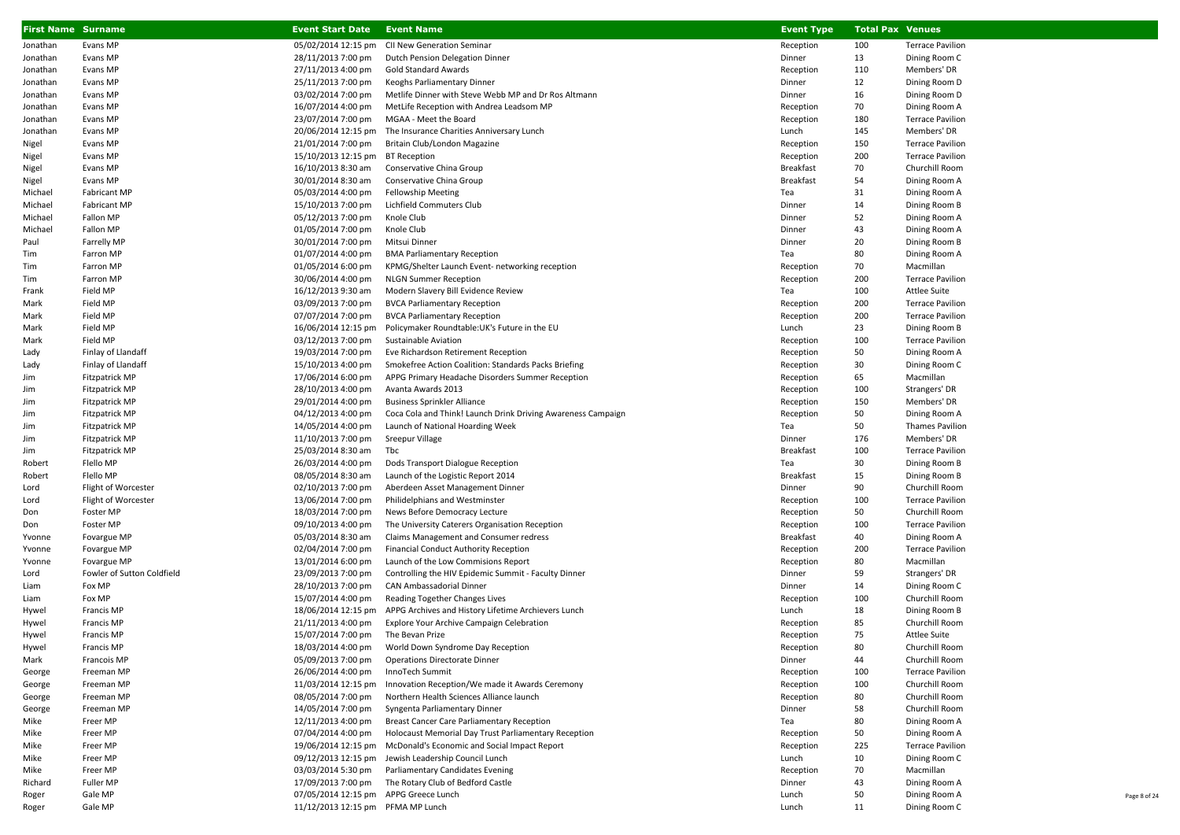| First Name | Surname | Event Start Date | Event Name | Event Type | Total Pax | Venues |
|---|---|---|---|---|---|---|
| Jonathan | Evans MP | 05/02/2014 12:15 pm | CII New Generation Seminar | Reception | 100 | Terrace Pavilion |
| Jonathan | Evans MP | 28/11/2013 7:00 pm | Dutch Pension Delegation Dinner | Dinner | 13 | Dining Room C |
| Jonathan | Evans MP | 27/11/2013 4:00 pm | Gold Standard Awards | Reception | 110 | Members' DR |
| Jonathan | Evans MP | 25/11/2013 7:00 pm | Keoghs Parliamentary Dinner | Dinner | 12 | Dining Room D |
| Jonathan | Evans MP | 03/02/2014 7:00 pm | Metlife Dinner with Steve Webb MP and Dr Ros Altmann | Dinner | 16 | Dining Room D |
| Jonathan | Evans MP | 16/07/2014 4:00 pm | MetLife Reception with Andrea Leadsom MP | Reception | 70 | Dining Room A |
| Jonathan | Evans MP | 23/07/2014 7:00 pm | MGAA - Meet the Board | Reception | 180 | Terrace Pavilion |
| Jonathan | Evans MP | 20/06/2014 12:15 pm | The Insurance Charities Anniversary Lunch | Lunch | 145 | Members' DR |
| Nigel | Evans MP | 21/01/2014 7:00 pm | Britain Club/London Magazine | Reception | 150 | Terrace Pavilion |
| Nigel | Evans MP | 15/10/2013 12:15 pm | BT Reception | Reception | 200 | Terrace Pavilion |
| Nigel | Evans MP | 16/10/2013 8:30 am | Conservative China Group | Breakfast | 70 | Churchill Room |
| Nigel | Evans MP | 30/01/2014 8:30 am | Conservative China Group | Breakfast | 54 | Dining Room A |
| Michael | Fabricant MP | 05/03/2014 4:00 pm | Fellowship Meeting | Tea | 31 | Dining Room A |
| Michael | Fabricant MP | 15/10/2013 7:00 pm | Lichfield Commuters Club | Dinner | 14 | Dining Room B |
| Michael | Fallon MP | 05/12/2013 7:00 pm | Knole Club | Dinner | 52 | Dining Room A |
| Michael | Fallon MP | 01/05/2014 7:00 pm | Knole Club | Dinner | 43 | Dining Room A |
| Paul | Farrelly MP | 30/01/2014 7:00 pm | Mitsui Dinner | Dinner | 20 | Dining Room B |
| Tim | Farron MP | 01/07/2014 4:00 pm | BMA Parliamentary Reception | Tea | 80 | Dining Room A |
| Tim | Farron MP | 01/05/2014 6:00 pm | KPMG/Shelter Launch Event- networking reception | Reception | 70 | Macmillan |
| Tim | Farron MP | 30/06/2014 4:00 pm | NLGN Summer Reception | Reception | 200 | Terrace Pavilion |
| Frank | Field MP | 16/12/2013 9:30 am | Modern Slavery Bill Evidence Review | Tea | 100 | Attlee Suite |
| Mark | Field MP | 03/09/2013 7:00 pm | BVCA Parliamentary Reception | Reception | 200 | Terrace Pavilion |
| Mark | Field MP | 07/07/2014 7:00 pm | BVCA Parliamentary Reception | Reception | 200 | Terrace Pavilion |
| Mark | Field MP | 16/06/2014 12:15 pm | Policymaker Roundtable:UK's Future in the EU | Lunch | 23 | Dining Room B |
| Mark | Field MP | 03/12/2013 7:00 pm | Sustainable Aviation | Reception | 100 | Terrace Pavilion |
| Lady | Finlay of Llandaff | 19/03/2014 7:00 pm | Eve Richardson Retirement Reception | Reception | 50 | Dining Room A |
| Lady | Finlay of Llandaff | 15/10/2013 4:00 pm | Smokefree Action Coalition: Standards Packs Briefing | Reception | 30 | Dining Room C |
| Jim | Fitzpatrick MP | 17/06/2014 6:00 pm | APPG Primary Headache Disorders Summer Reception | Reception | 65 | Macmillan |
| Jim | Fitzpatrick MP | 28/10/2013 4:00 pm | Avanta Awards 2013 | Reception | 100 | Strangers' DR |
| Jim | Fitzpatrick MP | 29/01/2014 4:00 pm | Business Sprinkler Alliance | Reception | 150 | Members' DR |
| Jim | Fitzpatrick MP | 04/12/2013 4:00 pm | Coca Cola and Think! Launch Drink Driving Awareness Campaign | Reception | 50 | Dining Room A |
| Jim | Fitzpatrick MP | 14/05/2014 4:00 pm | Launch of National Hoarding Week | Tea | 50 | Thames Pavilion |
| Jim | Fitzpatrick MP | 11/10/2013 7:00 pm | Sreepur Village | Dinner | 176 | Members' DR |
| Jim | Fitzpatrick MP | 25/03/2014 8:30 am | Tbc | Breakfast | 100 | Terrace Pavilion |
| Robert | Flello MP | 26/03/2014 4:00 pm | Dods Transport Dialogue Reception | Tea | 30 | Dining Room B |
| Robert | Flello MP | 08/05/2014 8:30 am | Launch of the Logistic Report 2014 | Breakfast | 15 | Dining Room B |
| Lord | Flight of Worcester | 02/10/2013 7:00 pm | Aberdeen Asset Management Dinner | Dinner | 90 | Churchill Room |
| Lord | Flight of Worcester | 13/06/2014 7:00 pm | Philidelphians and Westminster | Reception | 100 | Terrace Pavilion |
| Don | Foster MP | 18/03/2014 7:00 pm | News Before Democracy Lecture | Reception | 50 | Churchill Room |
| Don | Foster MP | 09/10/2013 4:00 pm | The University Caterers Organisation Reception | Reception | 100 | Terrace Pavilion |
| Yvonne | Fovargue MP | 05/03/2014 8:30 am | Claims Management and Consumer redress | Breakfast | 40 | Dining Room A |
| Yvonne | Fovargue MP | 02/04/2014 7:00 pm | Financial Conduct Authority Reception | Reception | 200 | Terrace Pavilion |
| Yvonne | Fovargue MP | 13/01/2014 6:00 pm | Launch of the Low Commisions Report | Reception | 80 | Macmillan |
| Lord | Fowler of Sutton Coldfield | 23/09/2013 7:00 pm | Controlling the HIV Epidemic Summit - Faculty Dinner | Dinner | 59 | Strangers' DR |
| Liam | Fox MP | 28/10/2013 7:00 pm | CAN Ambassadorial Dinner | Dinner | 14 | Dining Room C |
| Liam | Fox MP | 15/07/2014 4:00 pm | Reading Together Changes Lives | Reception | 100 | Churchill Room |
| Hywel | Francis MP | 18/06/2014 12:15 pm | APPG Archives and History Lifetime Archievers Lunch | Lunch | 18 | Dining Room B |
| Hywel | Francis MP | 21/11/2013 4:00 pm | Explore Your Archive Campaign Celebration | Reception | 85 | Churchill Room |
| Hywel | Francis MP | 15/07/2014 7:00 pm | The Bevan Prize | Reception | 75 | Attlee Suite |
| Hywel | Francis MP | 18/03/2014 4:00 pm | World Down Syndrome Day Reception | Reception | 80 | Churchill Room |
| Mark | Francois MP | 05/09/2013 7:00 pm | Operations Directorate Dinner | Dinner | 44 | Churchill Room |
| George | Freeman MP | 26/06/2014 4:00 pm | InnoTech Summit | Reception | 100 | Terrace Pavilion |
| George | Freeman MP | 11/03/2014 12:15 pm | Innovation Reception/We made it Awards Ceremony | Reception | 100 | Churchill Room |
| George | Freeman MP | 08/05/2014 7:00 pm | Northern Health Sciences Alliance launch | Reception | 80 | Churchill Room |
| George | Freeman MP | 14/05/2014 7:00 pm | Syngenta Parliamentary Dinner | Dinner | 58 | Churchill Room |
| Mike | Freer MP | 12/11/2013 4:00 pm | Breast Cancer Care Parliamentary Reception | Tea | 80 | Dining Room A |
| Mike | Freer MP | 07/04/2014 4:00 pm | Holocaust Memorial Day Trust Parliamentary Reception | Reception | 50 | Dining Room A |
| Mike | Freer MP | 19/06/2014 12:15 pm | McDonald's Economic and Social Impact Report | Reception | 225 | Terrace Pavilion |
| Mike | Freer MP | 09/12/2013 12:15 pm | Jewish Leadership Council Lunch | Lunch | 10 | Dining Room C |
| Mike | Freer MP | 03/03/2014 5:30 pm | Parliamentary Candidates Evening | Reception | 70 | Macmillan |
| Richard | Fuller MP | 17/09/2013 7:00 pm | The Rotary Club of Bedford Castle | Dinner | 43 | Dining Room A |
| Roger | Gale MP | 07/05/2014 12:15 pm | APPG Greece Lunch | Lunch | 50 | Dining Room A |
| Roger | Gale MP | 11/12/2013 12:15 pm | PFMA MP Lunch | Lunch | 11 | Dining Room C |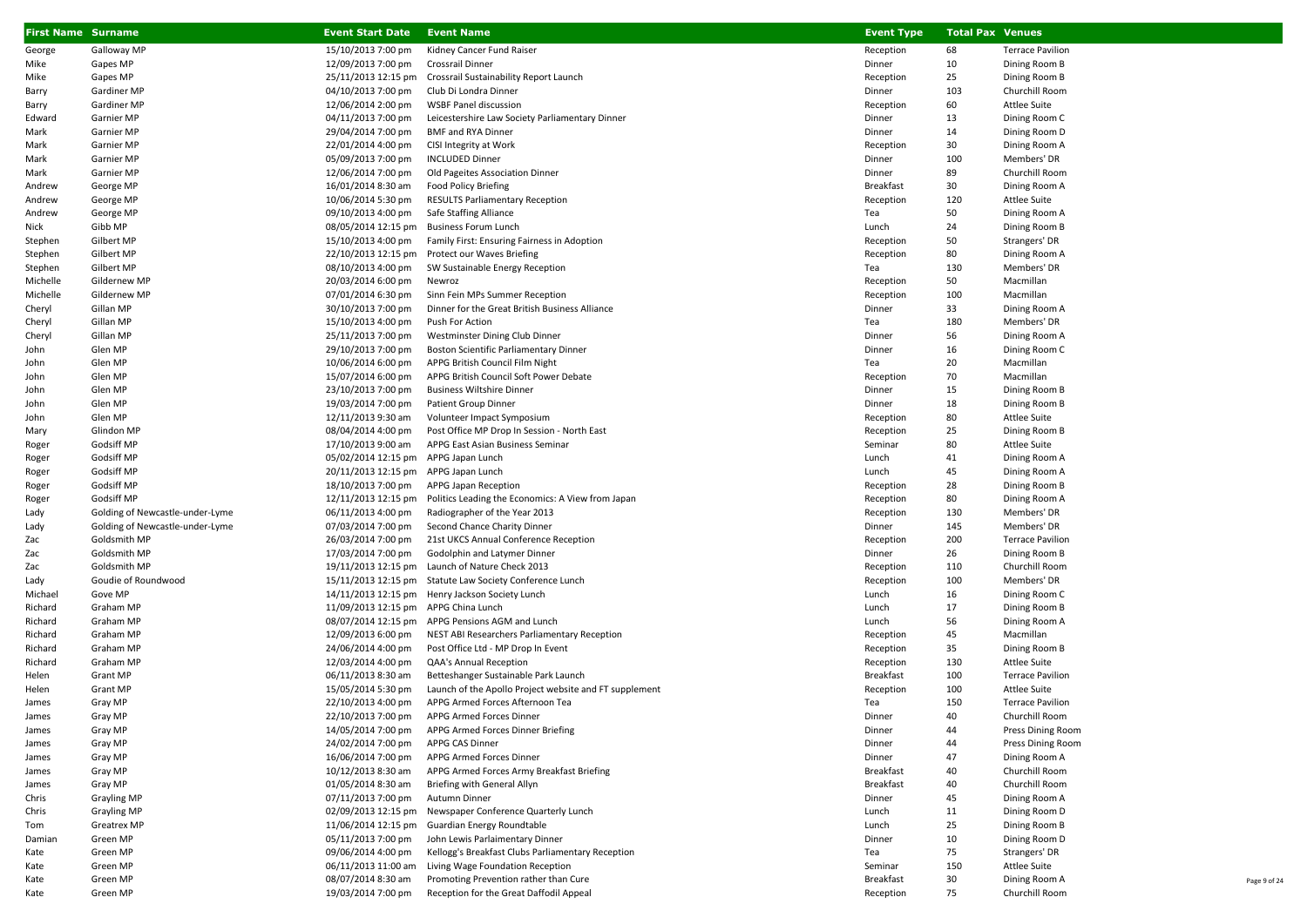| First Name | Surname | Event Start Date | Event Name | Event Type | Total Pax | Venues |
|---|---|---|---|---|---|---|
| George | Galloway MP | 15/10/2013 7:00 pm | Kidney Cancer Fund Raiser | Reception | 68 | Terrace Pavilion |
| Mike | Gapes MP | 12/09/2013 7:00 pm | Crossrail Dinner | Dinner | 10 | Dining Room B |
| Mike | Gapes MP | 25/11/2013 12:15 pm | Crossrail Sustainability Report Launch | Reception | 25 | Dining Room B |
| Barry | Gardiner MP | 04/10/2013 7:00 pm | Club Di Londra Dinner | Dinner | 103 | Churchill Room |
| Barry | Gardiner MP | 12/06/2014 2:00 pm | WSBF Panel discussion | Reception | 60 | Attlee Suite |
| Edward | Garnier MP | 04/11/2013 7:00 pm | Leicestershire Law Society Parliamentary Dinner | Dinner | 13 | Dining Room C |
| Mark | Garnier MP | 29/04/2014 7:00 pm | BMF and RYA Dinner | Dinner | 14 | Dining Room D |
| Mark | Garnier MP | 22/01/2014 4:00 pm | CISI Integrity at Work | Reception | 30 | Dining Room A |
| Mark | Garnier MP | 05/09/2013 7:00 pm | INCLUDED Dinner | Dinner | 100 | Members' DR |
| Mark | Garnier MP | 12/06/2014 7:00 pm | Old Pageites Association Dinner | Dinner | 89 | Churchill Room |
| Andrew | George MP | 16/01/2014 8:30 am | Food Policy Briefing | Breakfast | 30 | Dining Room A |
| Andrew | George MP | 10/06/2014 5:30 pm | RESULTS Parliamentary Reception | Reception | 120 | Attlee Suite |
| Andrew | George MP | 09/10/2013 4:00 pm | Safe Staffing Alliance | Tea | 50 | Dining Room A |
| Nick | Gibb MP | 08/05/2014 12:15 pm | Business Forum Lunch | Lunch | 24 | Dining Room B |
| Stephen | Gilbert MP | 15/10/2013 4:00 pm | Family First: Ensuring Fairness in Adoption | Reception | 50 | Strangers' DR |
| Stephen | Gilbert MP | 22/10/2013 12:15 pm | Protect our Waves Briefing | Reception | 80 | Dining Room A |
| Stephen | Gilbert MP | 08/10/2013 4:00 pm | SW Sustainable Energy Reception | Tea | 130 | Members' DR |
| Michelle | Gildernew MP | 20/03/2014 6:00 pm | Newroz | Reception | 50 | Macmillan |
| Michelle | Gildernew MP | 07/01/2014 6:30 pm | Sinn Fein MPs Summer Reception | Reception | 100 | Macmillan |
| Cheryl | Gillan MP | 30/10/2013 7:00 pm | Dinner for the Great British Business Alliance | Dinner | 33 | Dining Room A |
| Cheryl | Gillan MP | 15/10/2013 4:00 pm | Push For Action | Tea | 180 | Members' DR |
| Cheryl | Gillan MP | 25/11/2013 7:00 pm | Westminster Dining Club Dinner | Dinner | 56 | Dining Room A |
| John | Glen MP | 29/10/2013 7:00 pm | Boston Scientific Parliamentary Dinner | Dinner | 16 | Dining Room C |
| John | Glen MP | 10/06/2014 6:00 pm | APPG British Council Film Night | Tea | 20 | Macmillan |
| John | Glen MP | 15/07/2014 6:00 pm | APPG British Council Soft Power Debate | Reception | 70 | Macmillan |
| John | Glen MP | 23/10/2013 7:00 pm | Business Wiltshire Dinner | Dinner | 15 | Dining Room B |
| John | Glen MP | 19/03/2014 7:00 pm | Patient Group Dinner | Dinner | 18 | Dining Room B |
| John | Glen MP | 12/11/2013 9:30 am | Volunteer Impact Symposium | Reception | 80 | Attlee Suite |
| Mary | Glindon MP | 08/04/2014 4:00 pm | Post Office MP Drop In Session - North East | Reception | 25 | Dining Room B |
| Roger | Godsiff MP | 17/10/2013 9:00 am | APPG East Asian Business Seminar | Seminar | 80 | Attlee Suite |
| Roger | Godsiff MP | 05/02/2014 12:15 pm | APPG Japan Lunch | Lunch | 41 | Dining Room A |
| Roger | Godsiff MP | 20/11/2013 12:15 pm | APPG Japan Lunch | Lunch | 45 | Dining Room A |
| Roger | Godsiff MP | 18/10/2013 7:00 pm | APPG Japan Reception | Reception | 28 | Dining Room B |
| Roger | Godsiff MP | 12/11/2013 12:15 pm | Politics Leading the Economics: A View from Japan | Reception | 80 | Dining Room A |
| Lady | Golding of Newcastle-under-Lyme | 06/11/2013 4:00 pm | Radiographer of the Year 2013 | Reception | 130 | Members' DR |
| Lady | Golding of Newcastle-under-Lyme | 07/03/2014 7:00 pm | Second Chance Charity Dinner | Dinner | 145 | Members' DR |
| Zac | Goldsmith MP | 26/03/2014 7:00 pm | 21st UKCS Annual Conference Reception | Reception | 200 | Terrace Pavilion |
| Zac | Goldsmith MP | 17/03/2014 7:00 pm | Godolphin and Latymer Dinner | Dinner | 26 | Dining Room B |
| Zac | Goldsmith MP | 19/11/2013 12:15 pm | Launch of Nature Check 2013 | Reception | 110 | Churchill Room |
| Lady | Goudie of Roundwood | 15/11/2013 12:15 pm | Statute Law Society Conference Lunch | Reception | 100 | Members' DR |
| Michael | Gove MP | 14/11/2013 12:15 pm | Henry Jackson Society Lunch | Lunch | 16 | Dining Room C |
| Richard | Graham MP | 11/09/2013 12:15 pm | APPG China Lunch | Lunch | 17 | Dining Room B |
| Richard | Graham MP | 08/07/2014 12:15 pm | APPG Pensions AGM and Lunch | Lunch | 56 | Dining Room A |
| Richard | Graham MP | 12/09/2013 6:00 pm | NEST ABI Researchers Parliamentary Reception | Reception | 45 | Macmillan |
| Richard | Graham MP | 24/06/2014 4:00 pm | Post Office Ltd - MP Drop In Event | Reception | 35 | Dining Room B |
| Richard | Graham MP | 12/03/2014 4:00 pm | QAA's Annual Reception | Reception | 130 | Attlee Suite |
| Helen | Grant MP | 06/11/2013 8:30 am | Betteshanger Sustainable Park Launch | Breakfast | 100 | Terrace Pavilion |
| Helen | Grant MP | 15/05/2014 5:30 pm | Launch of the Apollo Project website and FT supplement | Reception | 100 | Attlee Suite |
| James | Gray MP | 22/10/2013 4:00 pm | APPG Armed Forces Afternoon Tea | Tea | 150 | Terrace Pavilion |
| James | Gray MP | 22/10/2013 7:00 pm | APPG Armed Forces Dinner | Dinner | 40 | Churchill Room |
| James | Gray MP | 14/05/2014 7:00 pm | APPG Armed Forces Dinner Briefing | Dinner | 44 | Press Dining Room |
| James | Gray MP | 24/02/2014 7:00 pm | APPG CAS Dinner | Dinner | 44 | Press Dining Room |
| James | Gray MP | 16/06/2014 7:00 pm | APPG Armed Forces Dinner | Dinner | 47 | Dining Room A |
| James | Gray MP | 10/12/2013 8:30 am | APPG Armed Forces Army Breakfast Briefing | Breakfast | 40 | Churchill Room |
| James | Gray MP | 01/05/2014 8:30 am | Briefing with General Allyn | Breakfast | 40 | Churchill Room |
| Chris | Grayling MP | 07/11/2013 7:00 pm | Autumn Dinner | Dinner | 45 | Dining Room A |
| Chris | Grayling MP | 02/09/2013 12:15 pm | Newspaper Conference Quarterly Lunch | Lunch | 11 | Dining Room D |
| Tom | Greatrex MP | 11/06/2014 12:15 pm | Guardian Energy Roundtable | Lunch | 25 | Dining Room B |
| Damian | Green MP | 05/11/2013 7:00 pm | John Lewis Parlaimentary Dinner | Dinner | 10 | Dining Room D |
| Kate | Green MP | 09/06/2014 4:00 pm | Kellogg's Breakfast Clubs Parliamentary Reception | Tea | 75 | Strangers' DR |
| Kate | Green MP | 06/11/2013 11:00 am | Living Wage Foundation Reception | Seminar | 150 | Attlee Suite |
| Kate | Green MP | 08/07/2014 8:30 am | Promoting Prevention rather than Cure | Breakfast | 30 | Dining Room A |
| Kate | Green MP | 19/03/2014 7:00 pm | Reception for the Great Daffodil Appeal | Reception | 75 | Churchill Room |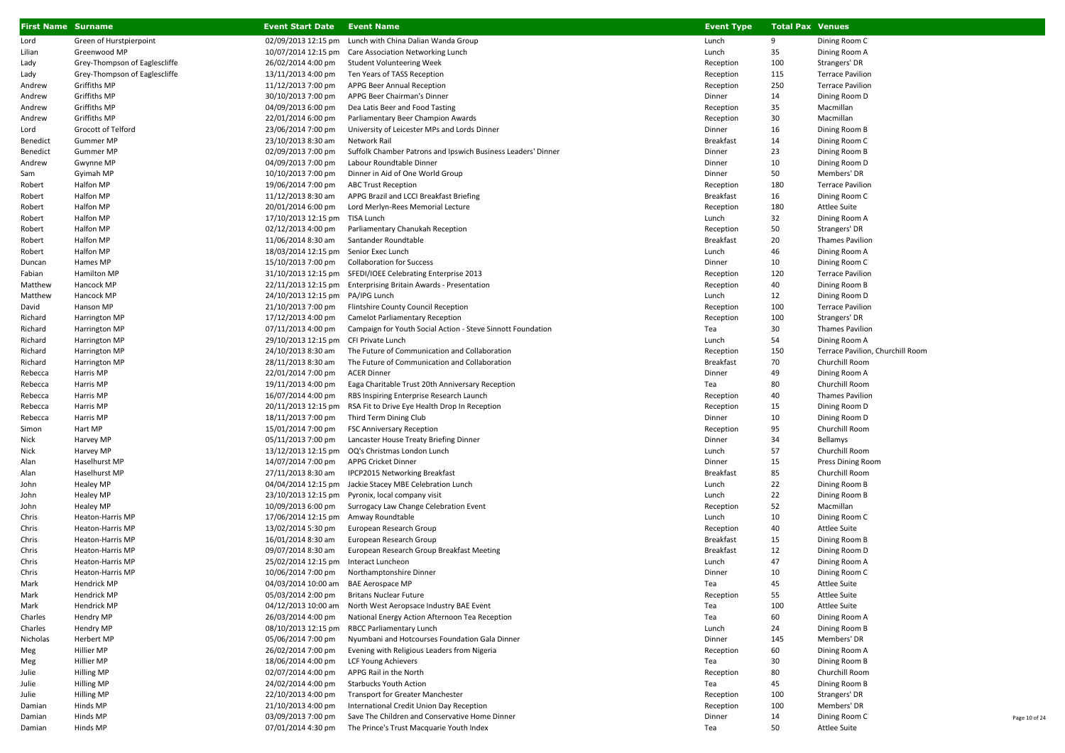| First Name | Surname | Event Start Date | Event Name | Event Type | Total Pax | Venues |
|---|---|---|---|---|---|---|
| Lord | Green of Hurstpierpoint | 02/09/2013 12:15 pm | Lunch with China Dalian Wanda Group | Lunch | 9 | Dining Room C |
| Lilian | Greenwood MP | 10/07/2014 12:15 pm | Care Association Networking Lunch | Lunch | 35 | Dining Room A |
| Lady | Grey-Thompson of Eaglescliffe | 26/02/2014 4:00 pm | Student Volunteering Week | Reception | 100 | Strangers' DR |
| Lady | Grey-Thompson of Eaglescliffe | 13/11/2013 4:00 pm | Ten Years of TASS Reception | Reception | 115 | Terrace Pavilion |
| Andrew | Griffiths MP | 11/12/2013 7:00 pm | APPG Beer Annual Reception | Reception | 250 | Terrace Pavilion |
| Andrew | Griffiths MP | 30/10/2013 7:00 pm | APPG Beer Chairman's Dinner | Dinner | 14 | Dining Room D |
| Andrew | Griffiths MP | 04/09/2013 6:00 pm | Dea Latis Beer and Food Tasting | Reception | 35 | Macmillan |
| Andrew | Griffiths MP | 22/01/2014 6:00 pm | Parliamentary Beer Champion Awards | Reception | 30 | Macmillan |
| Lord | Grocott of Telford | 23/06/2014 7:00 pm | University of Leicester MPs and Lords Dinner | Dinner | 16 | Dining Room B |
| Benedict | Gummer MP | 23/10/2013 8:30 am | Network Rail | Breakfast | 14 | Dining Room C |
| Benedict | Gummer MP | 02/09/2013 7:00 pm | Suffolk Chamber Patrons and Ipswich Business Leaders' Dinner | Dinner | 23 | Dining Room B |
| Andrew | Gwynne MP | 04/09/2013 7:00 pm | Labour Roundtable Dinner | Dinner | 10 | Dining Room D |
| Sam | Gyimah MP | 10/10/2013 7:00 pm | Dinner in Aid of One World Group | Dinner | 50 | Members' DR |
| Robert | Halfon MP | 19/06/2014 7:00 pm | ABC Trust Reception | Reception | 180 | Terrace Pavilion |
| Robert | Halfon MP | 11/12/2013 8:30 am | APPG Brazil and LCCI Breakfast Briefing | Breakfast | 16 | Dining Room C |
| Robert | Halfon MP | 20/01/2014 6:00 pm | Lord Merlyn-Rees Memorial Lecture | Reception | 180 | Attlee Suite |
| Robert | Halfon MP | 17/10/2013 12:15 pm | TISA Lunch | Lunch | 32 | Dining Room A |
| Robert | Halfon MP | 02/12/2013 4:00 pm | Parliamentary Chanukah Reception | Reception | 50 | Strangers' DR |
| Robert | Halfon MP | 11/06/2014 8:30 am | Santander Roundtable | Breakfast | 20 | Thames Pavilion |
| Robert | Halfon MP | 18/03/2014 12:15 pm | Senior Exec Lunch | Lunch | 46 | Dining Room A |
| Duncan | Hames MP | 15/10/2013 7:00 pm | Collaboration for Success | Dinner | 10 | Dining Room C |
| Fabian | Hamilton MP | 31/10/2013 12:15 pm | SFEDI/IOEE Celebrating Enterprise 2013 | Reception | 120 | Terrace Pavilion |
| Matthew | Hancock MP | 22/11/2013 12:15 pm | Enterprising Britain Awards - Presentation | Reception | 40 | Dining Room B |
| Matthew | Hancock MP | 24/10/2013 12:15 pm | PA/IPG Lunch | Lunch | 12 | Dining Room D |
| David | Hanson MP | 21/10/2013 7:00 pm | Flintshire County Council Reception | Reception | 100 | Terrace Pavilion |
| Richard | Harrington MP | 17/12/2013 4:00 pm | Camelot Parliamentary Reception | Reception | 100 | Strangers' DR |
| Richard | Harrington MP | 07/11/2013 4:00 pm | Campaign for Youth Social Action - Steve Sinnott Foundation | Tea | 30 | Thames Pavilion |
| Richard | Harrington MP | 29/10/2013 12:15 pm | CFI Private Lunch | Lunch | 54 | Dining Room A |
| Richard | Harrington MP | 24/10/2013 8:30 am | The Future of Communication and Collaboration | Reception | 150 | Terrace Pavilion, Churchill Room |
| Richard | Harrington MP | 28/11/2013 8:30 am | The Future of Communication and Collaboration | Breakfast | 70 | Churchill Room |
| Rebecca | Harris MP | 22/01/2014 7:00 pm | ACER Dinner | Dinner | 49 | Dining Room A |
| Rebecca | Harris MP | 19/11/2013 4:00 pm | Eaga Charitable Trust 20th Anniversary Reception | Tea | 80 | Churchill Room |
| Rebecca | Harris MP | 16/07/2014 4:00 pm | RBS Inspiring Enterprise Research Launch | Reception | 40 | Thames Pavilion |
| Rebecca | Harris MP | 20/11/2013 12:15 pm | RSA Fit to Drive Eye Health Drop In Reception | Reception | 15 | Dining Room D |
| Rebecca | Harris MP | 18/11/2013 7:00 pm | Third Term Dining Club | Dinner | 10 | Dining Room D |
| Simon | Hart MP | 15/01/2014 7:00 pm | FSC Anniversary Reception | Reception | 95 | Churchill Room |
| Nick | Harvey MP | 05/11/2013 7:00 pm | Lancaster House Treaty Briefing Dinner | Dinner | 34 | Bellamys |
| Nick | Harvey MP | 13/12/2013 12:15 pm | OQ's Christmas London Lunch | Lunch | 57 | Churchill Room |
| Alan | Haselhurst MP | 14/07/2014 7:00 pm | APPG Cricket Dinner | Dinner | 15 | Press Dining Room |
| Alan | Haselhurst MP | 27/11/2013 8:30 am | IPCP2015 Networking Breakfast | Breakfast | 85 | Churchill Room |
| John | Healey MP | 04/04/2014 12:15 pm | Jackie Stacey MBE Celebration Lunch | Lunch | 22 | Dining Room B |
| John | Healey MP | 23/10/2013 12:15 pm | Pyronix, local company visit | Lunch | 22 | Dining Room B |
| John | Healey MP | 10/09/2013 6:00 pm | Surrogacy Law Change Celebration Event | Reception | 52 | Macmillan |
| Chris | Heaton-Harris MP | 17/06/2014 12:15 pm | Amway Roundtable | Lunch | 10 | Dining Room C |
| Chris | Heaton-Harris MP | 13/02/2014 5:30 pm | European Research Group | Reception | 40 | Attlee Suite |
| Chris | Heaton-Harris MP | 16/01/2014 8:30 am | European Research Group | Breakfast | 15 | Dining Room B |
| Chris | Heaton-Harris MP | 09/07/2014 8:30 am | European Research Group Breakfast Meeting | Breakfast | 12 | Dining Room D |
| Chris | Heaton-Harris MP | 25/02/2014 12:15 pm | Interact Luncheon | Lunch | 47 | Dining Room A |
| Chris | Heaton-Harris MP | 10/06/2014 7:00 pm | Northamptonshire Dinner | Dinner | 10 | Dining Room C |
| Mark | Hendrick MP | 04/03/2014 10:00 am | BAE Aerospace MP | Tea | 45 | Attlee Suite |
| Mark | Hendrick MP | 05/03/2014 2:00 pm | Britans Nuclear Future | Reception | 55 | Attlee Suite |
| Mark | Hendrick MP | 04/12/2013 10:00 am | North West Aeropsace Industry BAE Event | Tea | 100 | Attlee Suite |
| Charles | Hendry MP | 26/03/2014 4:00 pm | National Energy Action Afternoon Tea Reception | Tea | 60 | Dining Room A |
| Charles | Hendry MP | 08/10/2013 12:15 pm | RBCC Parliamentary Lunch | Lunch | 24 | Dining Room B |
| Nicholas | Herbert MP | 05/06/2014 7:00 pm | Nyumbani and Hotcourses Foundation Gala Dinner | Dinner | 145 | Members' DR |
| Meg | Hillier MP | 26/02/2014 7:00 pm | Evening with Religious Leaders from Nigeria | Reception | 60 | Dining Room A |
| Meg | Hillier MP | 18/06/2014 4:00 pm | LCF Young Achievers | Tea | 30 | Dining Room B |
| Julie | Hilling MP | 02/07/2014 4:00 pm | APPG Rail in the North | Reception | 80 | Churchill Room |
| Julie | Hilling MP | 24/02/2014 4:00 pm | Starbucks Youth Action | Tea | 45 | Dining Room B |
| Julie | Hilling MP | 22/10/2013 4:00 pm | Transport for Greater Manchester | Reception | 100 | Strangers' DR |
| Damian | Hinds MP | 21/10/2013 4:00 pm | International Credit Union Day Reception | Reception | 100 | Members' DR |
| Damian | Hinds MP | 03/09/2013 7:00 pm | Save The Children and Conservative Home Dinner | Dinner | 14 | Dining Room C |
| Damian | Hinds MP | 07/01/2014 4:30 pm | The Prince's Trust Macquarie Youth Index | Tea | 50 | Attlee Suite |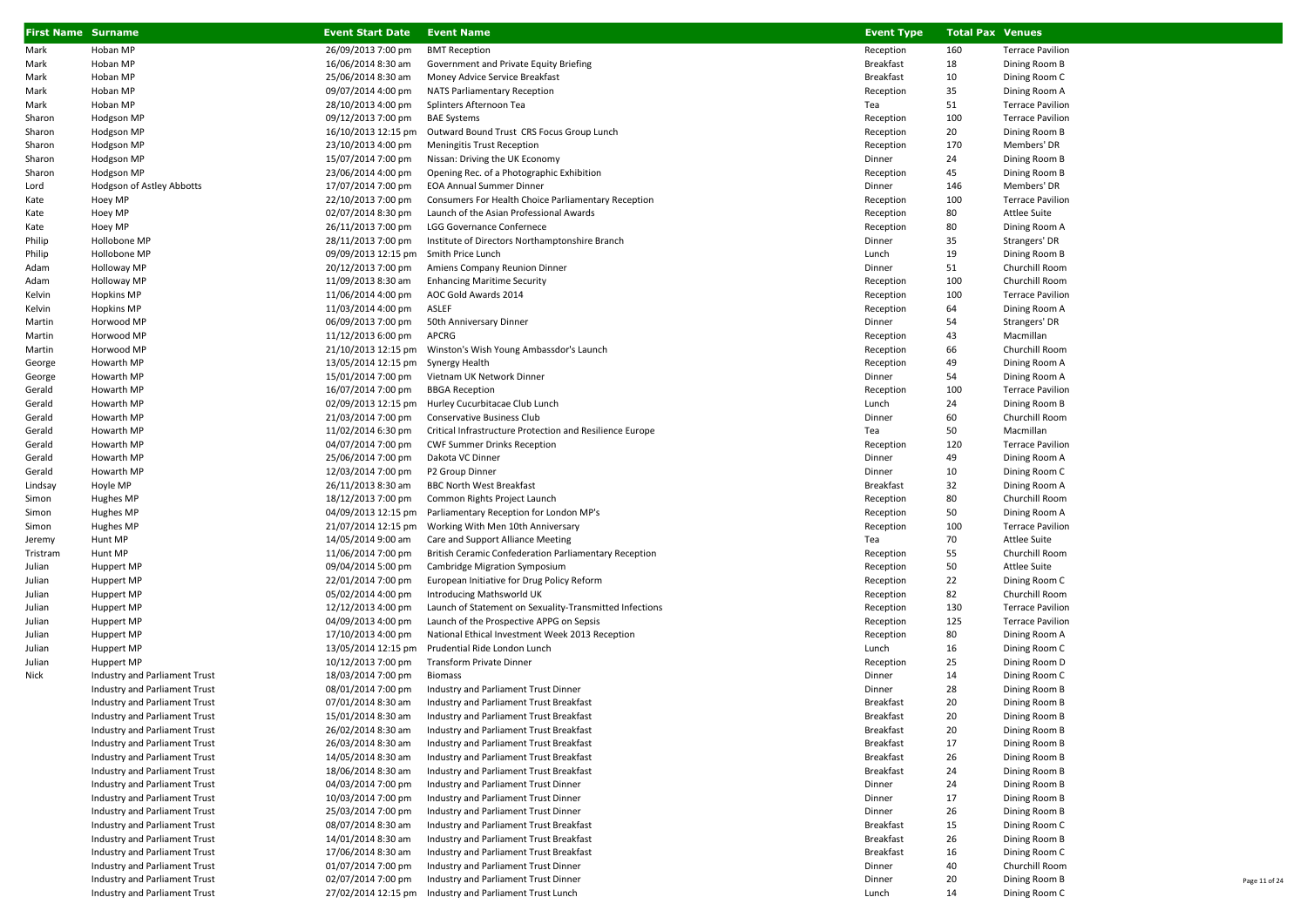| First Name | Surname | Event Start Date | Event Name | Event Type | Total Pax | Venues |
|---|---|---|---|---|---|---|
| Mark | Hoban MP | 26/09/2013 7:00 pm | BMT Reception | Reception | 160 | Terrace Pavilion |
| Mark | Hoban MP | 16/06/2014 8:30 am | Government and Private Equity Briefing | Breakfast | 18 | Dining Room B |
| Mark | Hoban MP | 25/06/2014 8:30 am | Money Advice Service Breakfast | Breakfast | 10 | Dining Room C |
| Mark | Hoban MP | 09/07/2014 4:00 pm | NATS Parliamentary Reception | Reception | 35 | Dining Room A |
| Mark | Hoban MP | 28/10/2013 4:00 pm | Splinters Afternoon Tea | Tea | 51 | Terrace Pavilion |
| Sharon | Hodgson MP | 09/12/2013 7:00 pm | BAE Systems | Reception | 100 | Terrace Pavilion |
| Sharon | Hodgson MP | 16/10/2013 12:15 pm | Outward Bound Trust CRS Focus Group Lunch | Reception | 20 | Dining Room B |
| Sharon | Hodgson MP | 23/10/2013 4:00 pm | Meningitis Trust Reception | Reception | 170 | Members' DR |
| Sharon | Hodgson MP | 15/07/2014 7:00 pm | Nissan: Driving the UK Economy | Dinner | 24 | Dining Room B |
| Sharon | Hodgson MP | 23/06/2014 4:00 pm | Opening Rec. of a Photographic Exhibition | Reception | 45 | Dining Room B |
| Lord | Hodgson of Astley Abbotts | 17/07/2014 7:00 pm | EOA Annual Summer Dinner | Dinner | 146 | Members' DR |
| Kate | Hoey MP | 22/10/2013 7:00 pm | Consumers For Health Choice Parliamentary Reception | Reception | 100 | Terrace Pavilion |
| Kate | Hoey MP | 02/07/2014 8:30 pm | Launch of the Asian Professional Awards | Reception | 80 | Attlee Suite |
| Kate | Hoey MP | 26/11/2013 7:00 pm | LGG Governance Confernece | Reception | 80 | Dining Room A |
| Philip | Hollobone MP | 28/11/2013 7:00 pm | Institute of Directors Northamptonshire Branch | Dinner | 35 | Strangers' DR |
| Philip | Hollobone MP | 09/09/2013 12:15 pm | Smith Price Lunch | Lunch | 19 | Dining Room B |
| Adam | Holloway MP | 20/12/2013 7:00 pm | Amiens Company Reunion Dinner | Dinner | 51 | Churchill Room |
| Adam | Holloway MP | 11/09/2013 8:30 am | Enhancing Maritime Security | Reception | 100 | Churchill Room |
| Kelvin | Hopkins MP | 11/06/2014 4:00 pm | AOC Gold Awards 2014 | Reception | 100 | Terrace Pavilion |
| Kelvin | Hopkins MP | 11/03/2014 4:00 pm | ASLEF | Reception | 64 | Dining Room A |
| Martin | Horwood MP | 06/09/2013 7:00 pm | 50th Anniversary Dinner | Dinner | 54 | Strangers' DR |
| Martin | Horwood MP | 11/12/2013 6:00 pm | APCRG | Reception | 43 | Macmillan |
| Martin | Horwood MP | 21/10/2013 12:15 pm | Winston's Wish Young Ambassdor's Launch | Reception | 66 | Churchill Room |
| George | Howarth MP | 13/05/2014 12:15 pm | Synergy Health | Reception | 49 | Dining Room A |
| George | Howarth MP | 15/01/2014 7:00 pm | Vietnam UK Network Dinner | Dinner | 54 | Dining Room A |
| Gerald | Howarth MP | 16/07/2014 7:00 pm | BBGA Reception | Reception | 100 | Terrace Pavilion |
| Gerald | Howarth MP | 02/09/2013 12:15 pm | Hurley Cucurbitacae Club Lunch | Lunch | 24 | Dining Room B |
| Gerald | Howarth MP | 21/03/2014 7:00 pm | Conservative Business Club | Dinner | 60 | Churchill Room |
| Gerald | Howarth MP | 11/02/2014 6:30 pm | Critical Infrastructure Protection and Resilience Europe | Tea | 50 | Macmillan |
| Gerald | Howarth MP | 04/07/2014 7:00 pm | CWF Summer Drinks Reception | Reception | 120 | Terrace Pavilion |
| Gerald | Howarth MP | 25/06/2014 7:00 pm | Dakota VC Dinner | Dinner | 49 | Dining Room A |
| Gerald | Howarth MP | 12/03/2014 7:00 pm | P2 Group Dinner | Dinner | 10 | Dining Room C |
| Lindsay | Hoyle MP | 26/11/2013 8:30 am | BBC North West Breakfast | Breakfast | 32 | Dining Room A |
| Simon | Hughes MP | 18/12/2013 7:00 pm | Common Rights Project Launch | Reception | 80 | Churchill Room |
| Simon | Hughes MP | 04/09/2013 12:15 pm | Parliamentary Reception for London MP's | Reception | 50 | Dining Room A |
| Simon | Hughes MP | 21/07/2014 12:15 pm | Working With Men 10th Anniversary | Reception | 100 | Terrace Pavilion |
| Jeremy | Hunt MP | 14/05/2014 9:00 am | Care and Support Alliance Meeting | Tea | 70 | Attlee Suite |
| Tristram | Hunt MP | 11/06/2014 7:00 pm | British Ceramic Confederation Parliamentary Reception | Reception | 55 | Churchill Room |
| Julian | Huppert MP | 09/04/2014 5:00 pm | Cambridge Migration Symposium | Reception | 50 | Attlee Suite |
| Julian | Huppert MP | 22/01/2014 7:00 pm | European Initiative for Drug Policy Reform | Reception | 22 | Dining Room C |
| Julian | Huppert MP | 05/02/2014 4:00 pm | Introducing Mathsworld UK | Reception | 82 | Churchill Room |
| Julian | Huppert MP | 12/12/2013 4:00 pm | Launch of Statement on Sexuality-Transmitted Infections | Reception | 130 | Terrace Pavilion |
| Julian | Huppert MP | 04/09/2013 4:00 pm | Launch of the Prospective APPG on Sepsis | Reception | 125 | Terrace Pavilion |
| Julian | Huppert MP | 17/10/2013 4:00 pm | National Ethical Investment Week 2013 Reception | Reception | 80 | Dining Room A |
| Julian | Huppert MP | 13/05/2014 12:15 pm | Prudential Ride London Lunch | Lunch | 16 | Dining Room C |
| Julian | Huppert MP | 10/12/2013 7:00 pm | Transform Private Dinner | Reception | 25 | Dining Room D |
| Nick | Industry and Parliament Trust | 18/03/2014 7:00 pm | Biomass | Dinner | 14 | Dining Room C |
| | Industry and Parliament Trust | 08/01/2014 7:00 pm | Industry and Parliament Trust Dinner | Dinner | 28 | Dining Room B |
| | Industry and Parliament Trust | 07/01/2014 8:30 am | Industry and Parliament Trust Breakfast | Breakfast | 20 | Dining Room B |
| | Industry and Parliament Trust | 15/01/2014 8:30 am | Industry and Parliament Trust Breakfast | Breakfast | 20 | Dining Room B |
| | Industry and Parliament Trust | 26/02/2014 8:30 am | Industry and Parliament Trust Breakfast | Breakfast | 20 | Dining Room B |
| | Industry and Parliament Trust | 26/03/2014 8:30 am | Industry and Parliament Trust Breakfast | Breakfast | 17 | Dining Room B |
| | Industry and Parliament Trust | 14/05/2014 8:30 am | Industry and Parliament Trust Breakfast | Breakfast | 26 | Dining Room B |
| | Industry and Parliament Trust | 18/06/2014 8:30 am | Industry and Parliament Trust Breakfast | Breakfast | 24 | Dining Room B |
| | Industry and Parliament Trust | 04/03/2014 7:00 pm | Industry and Parliament Trust Dinner | Dinner | 24 | Dining Room B |
| | Industry and Parliament Trust | 10/03/2014 7:00 pm | Industry and Parliament Trust Dinner | Dinner | 17 | Dining Room B |
| | Industry and Parliament Trust | 25/03/2014 7:00 pm | Industry and Parliament Trust Dinner | Dinner | 26 | Dining Room B |
| | Industry and Parliament Trust | 08/07/2014 8:30 am | Industry and Parliament Trust Breakfast | Breakfast | 15 | Dining Room C |
| | Industry and Parliament Trust | 14/01/2014 8:30 am | Industry and Parliament Trust Breakfast | Breakfast | 26 | Dining Room B |
| | Industry and Parliament Trust | 17/06/2014 8:30 am | Industry and Parliament Trust Breakfast | Breakfast | 16 | Dining Room C |
| | Industry and Parliament Trust | 01/07/2014 7:00 pm | Industry and Parliament Trust Dinner | Dinner | 40 | Churchill Room |
| | Industry and Parliament Trust | 02/07/2014 7:00 pm | Industry and Parliament Trust Dinner | Dinner | 20 | Dining Room B |
| | Industry and Parliament Trust | 27/02/2014 12:15 pm | Industry and Parliament Trust Lunch | Lunch | 14 | Dining Room C |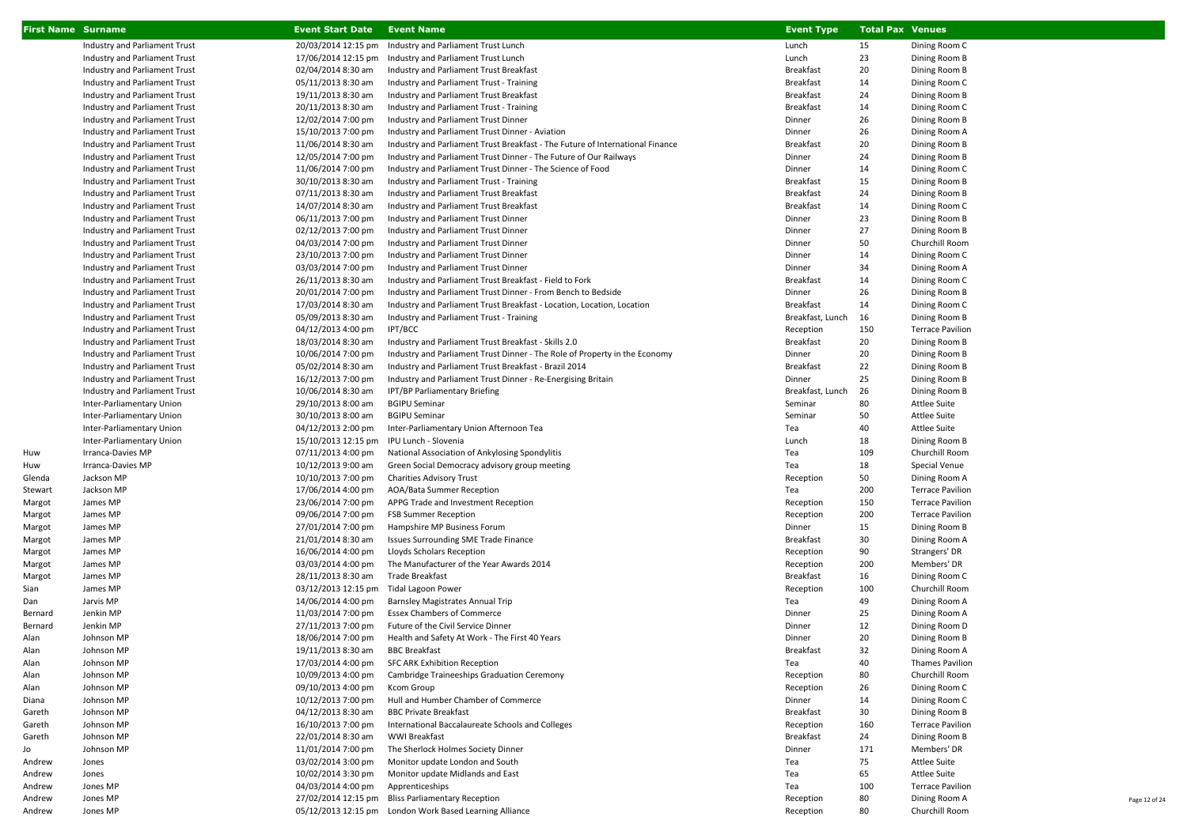| First Name | Surname | Event Start Date | Event Name | Event Type | Total Pax | Venues |
|---|---|---|---|---|---|---|
| | Industry and Parliament Trust | 20/03/2014 12:15 pm | Industry and Parliament Trust Lunch | Lunch | 15 | Dining Room C |
| | Industry and Parliament Trust | 17/06/2014 12:15 pm | Industry and Parliament Trust Lunch | Lunch | 23 | Dining Room B |
| | Industry and Parliament Trust | 02/04/2014 8:30 am | Industry and Parliament Trust Breakfast | Breakfast | 20 | Dining Room B |
| | Industry and Parliament Trust | 05/11/2013 8:30 am | Industry and Parliament Trust - Training | Breakfast | 14 | Dining Room C |
| | Industry and Parliament Trust | 19/11/2013 8:30 am | Industry and Parliament Trust Breakfast | Breakfast | 24 | Dining Room B |
| | Industry and Parliament Trust | 20/11/2013 8:30 am | Industry and Parliament Trust - Training | Breakfast | 14 | Dining Room C |
| | Industry and Parliament Trust | 12/02/2014 7:00 pm | Industry and Parliament Trust Dinner | Dinner | 26 | Dining Room B |
| | Industry and Parliament Trust | 15/10/2013 7:00 pm | Industry and Parliament Trust Dinner - Aviation | Dinner | 26 | Dining Room A |
| | Industry and Parliament Trust | 11/06/2014 8:30 am | Industry and Parliament Trust Breakfast - The Future of International Finance | Breakfast | 20 | Dining Room B |
| | Industry and Parliament Trust | 12/05/2014 7:00 pm | Industry and Parliament Trust Dinner - The Future of Our Railways | Dinner | 24 | Dining Room B |
| | Industry and Parliament Trust | 11/06/2014 7:00 pm | Industry and Parliament Trust Dinner - The Science of Food | Dinner | 14 | Dining Room C |
| | Industry and Parliament Trust | 30/10/2013 8:30 am | Industry and Parliament Trust - Training | Breakfast | 15 | Dining Room B |
| | Industry and Parliament Trust | 07/11/2013 8:30 am | Industry and Parliament Trust Breakfast | Breakfast | 24 | Dining Room B |
| | Industry and Parliament Trust | 14/07/2014 8:30 am | Industry and Parliament Trust Breakfast | Breakfast | 14 | Dining Room C |
| | Industry and Parliament Trust | 06/11/2013 7:00 pm | Industry and Parliament Trust Dinner | Dinner | 23 | Dining Room B |
| | Industry and Parliament Trust | 02/12/2013 7:00 pm | Industry and Parliament Trust Dinner | Dinner | 27 | Dining Room B |
| | Industry and Parliament Trust | 04/03/2014 7:00 pm | Industry and Parliament Trust Dinner | Dinner | 50 | Churchill Room |
| | Industry and Parliament Trust | 23/10/2013 7:00 pm | Industry and Parliament Trust Dinner | Dinner | 14 | Dining Room C |
| | Industry and Parliament Trust | 03/03/2014 7:00 pm | Industry and Parliament Trust Dinner | Dinner | 34 | Dining Room A |
| | Industry and Parliament Trust | 26/11/2013 8:30 am | Industry and Parliament Trust Breakfast - Field to Fork | Breakfast | 14 | Dining Room C |
| | Industry and Parliament Trust | 20/01/2014 7:00 pm | Industry and Parliament Trust Dinner - From Bench to Bedside | Dinner | 26 | Dining Room B |
| | Industry and Parliament Trust | 17/03/2014 8:30 am | Industry and Parliament Trust Breakfast - Location, Location, Location | Breakfast | 14 | Dining Room C |
| | Industry and Parliament Trust | 05/09/2013 8:30 am | Industry and Parliament Trust - Training | Breakfast, Lunch | 16 | Dining Room B |
| | Industry and Parliament Trust | 04/12/2013 4:00 pm | IPT/BCC | Reception | 150 | Terrace Pavilion |
| | Industry and Parliament Trust | 18/03/2014 8:30 am | Industry and Parliament Trust Breakfast - Skills 2.0 | Breakfast | 20 | Dining Room B |
| | Industry and Parliament Trust | 10/06/2014 7:00 pm | Industry and Parliament Trust Dinner - The Role of Property in the Economy | Dinner | 20 | Dining Room B |
| | Industry and Parliament Trust | 05/02/2014 8:30 am | Industry and Parliament Trust Breakfast - Brazil 2014 | Breakfast | 22 | Dining Room B |
| | Industry and Parliament Trust | 16/12/2013 7:00 pm | Industry and Parliament Trust Dinner - Re-Energising Britain | Dinner | 25 | Dining Room B |
| | Industry and Parliament Trust | 10/06/2014 8:30 am | IPT/BP Parliamentary Briefing | Breakfast, Lunch | 26 | Dining Room B |
| | Inter-Parliamentary Union | 29/10/2013 8:00 am | BGIPU Seminar | Seminar | 80 | Attlee Suite |
| | Inter-Parliamentary Union | 30/10/2013 8:00 am | BGIPU Seminar | Seminar | 50 | Attlee Suite |
| | Inter-Parliamentary Union | 04/12/2013 2:00 pm | Inter-Parliamentary Union Afternoon Tea | Tea | 40 | Attlee Suite |
| | Inter-Parliamentary Union | 15/10/2013 12:15 pm | IPU Lunch - Slovenia | Lunch | 18 | Dining Room B |
| Huw | Irranca-Davies MP | 07/11/2013 4:00 pm | National Association of Ankylosing Spondylitis | Tea | 109 | Churchill Room |
| Huw | Irranca-Davies MP | 10/12/2013 9:00 am | Green Social Democracy advisory group meeting | Tea | 18 | Special Venue |
| Glenda | Jackson MP | 10/10/2013 7:00 pm | Charities Advisory Trust | Reception | 50 | Dining Room A |
| Stewart | Jackson MP | 17/06/2014 4:00 pm | AOA/Bata Summer Reception | Tea | 200 | Terrace Pavilion |
| Margot | James MP | 23/06/2014 7:00 pm | APPG Trade and Investment Reception | Reception | 150 | Terrace Pavilion |
| Margot | James MP | 09/06/2014 7:00 pm | FSB Summer Reception | Reception | 200 | Terrace Pavilion |
| Margot | James MP | 27/01/2014 7:00 pm | Hampshire MP Business Forum | Dinner | 15 | Dining Room B |
| Margot | James MP | 21/01/2014 8:30 am | Issues Surrounding SME Trade Finance | Breakfast | 30 | Dining Room A |
| Margot | James MP | 16/06/2014 4:00 pm | Lloyds Scholars Reception | Reception | 90 | Strangers' DR |
| Margot | James MP | 03/03/2014 4:00 pm | The Manufacturer of the Year Awards 2014 | Reception | 200 | Members' DR |
| Margot | James MP | 28/11/2013 8:30 am | Trade Breakfast | Breakfast | 16 | Dining Room C |
| Sian | James MP | 03/12/2013 12:15 pm | Tidal Lagoon Power | Reception | 100 | Churchill Room |
| Dan | Jarvis MP | 14/06/2014 4:00 pm | Barnsley Magistrates Annual Trip | Tea | 49 | Dining Room A |
| Bernard | Jenkin MP | 11/03/2014 7:00 pm | Essex Chambers of Commerce | Dinner | 25 | Dining Room A |
| Bernard | Jenkin MP | 27/11/2013 7:00 pm | Future of the Civil Service Dinner | Dinner | 12 | Dining Room D |
| Alan | Johnson MP | 18/06/2014 7:00 pm | Health and Safety At Work - The First 40 Years | Dinner | 20 | Dining Room B |
| Alan | Johnson MP | 19/11/2013 8:30 am | BBC Breakfast | Breakfast | 32 | Dining Room A |
| Alan | Johnson MP | 17/03/2014 4:00 pm | SFC ARK Exhibition Reception | Tea | 40 | Thames Pavilion |
| Alan | Johnson MP | 10/09/2013 4:00 pm | Cambridge Traineeships Graduation Ceremony | Reception | 80 | Churchill Room |
| Alan | Johnson MP | 09/10/2013 4:00 pm | Kcom Group | Reception | 26 | Dining Room C |
| Diana | Johnson MP | 10/12/2013 7:00 pm | Hull and Humber Chamber of Commerce | Dinner | 14 | Dining Room C |
| Gareth | Johnson MP | 04/12/2013 8:30 am | BBC Private Breakfast | Breakfast | 30 | Dining Room B |
| Gareth | Johnson MP | 16/10/2013 7:00 pm | International Baccalaureate Schools and Colleges | Reception | 160 | Terrace Pavilion |
| Gareth | Johnson MP | 22/01/2014 8:30 am | WWI Breakfast | Breakfast | 24 | Dining Room B |
| Jo | Johnson MP | 11/01/2014 7:00 pm | The Sherlock Holmes Society Dinner | Dinner | 171 | Members' DR |
| Andrew | Jones | 03/02/2014 3:00 pm | Monitor update London and South | Tea | 75 | Attlee Suite |
| Andrew | Jones | 10/02/2014 3:30 pm | Monitor update Midlands and East | Tea | 65 | Attlee Suite |
| Andrew | Jones MP | 04/03/2014 4:00 pm | Apprenticeships | Tea | 100 | Terrace Pavilion |
| Andrew | Jones MP | 27/02/2014 12:15 pm | Bliss Parliamentary Reception | Reception | 80 | Dining Room A |
| Andrew | Jones MP | 05/12/2013 12:15 pm | London Work Based Learning Alliance | Reception | 80 | Churchill Room |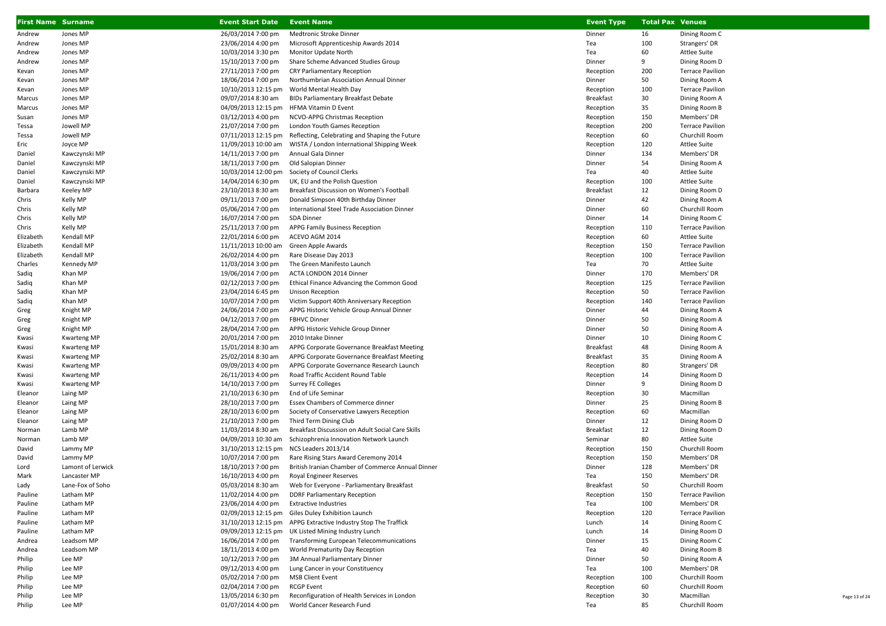| First Name | Surname | Event Start Date | Event Name | Event Type | Total Pax | Venues |
|---|---|---|---|---|---|---|
| Andrew | Jones MP | 26/03/2014 7:00 pm | Medtronic Stroke Dinner | Dinner | 16 | Dining Room C |
| Andrew | Jones MP | 23/06/2014 4:00 pm | Microsoft Apprenticeship Awards 2014 | Tea | 100 | Strangers' DR |
| Andrew | Jones MP | 10/03/2014 3:30 pm | Monitor Update North | Tea | 60 | Attlee Suite |
| Andrew | Jones MP | 15/10/2013 7:00 pm | Share Scheme Advanced Studies Group | Dinner | 9 | Dining Room D |
| Kevan | Jones MP | 27/11/2013 7:00 pm | CRY Parliamentary Reception | Reception | 200 | Terrace Pavilion |
| Kevan | Jones MP | 18/06/2014 7:00 pm | Northumbrian Association Annual Dinner | Dinner | 50 | Dining Room A |
| Kevan | Jones MP | 10/10/2013 12:15 pm | World Mental Health Day | Reception | 100 | Terrace Pavilion |
| Marcus | Jones MP | 09/07/2014 8:30 am | BIDs Parliamentary Breakfast Debate | Breakfast | 30 | Dining Room A |
| Marcus | Jones MP | 04/09/2013 12:15 pm | HFMA Vitamin D Event | Reception | 35 | Dining Room B |
| Susan | Jones MP | 03/12/2013 4:00 pm | NCVO-APPG Christmas Reception | Reception | 150 | Members' DR |
| Tessa | Jowell MP | 21/07/2014 7:00 pm | London Youth Games Reception | Reception | 200 | Terrace Pavilion |
| Tessa | Jowell MP | 07/11/2013 12:15 pm | Reflecting, Celebrating and Shaping the Future | Reception | 60 | Churchill Room |
| Eric | Joyce MP | 11/09/2013 10:00 am | WISTA / London International Shipping Week | Reception | 120 | Attlee Suite |
| Daniel | Kawczynski MP | 14/11/2013 7:00 pm | Annual Gala Dinner | Dinner | 134 | Members' DR |
| Daniel | Kawczynski MP | 18/11/2013 7:00 pm | Old Salopian Dinner | Dinner | 54 | Dining Room A |
| Daniel | Kawczynski MP | 10/03/2014 12:00 pm | Society of Council Clerks | Tea | 40 | Attlee Suite |
| Daniel | Kawczynski MP | 14/04/2014 6:30 pm | UK, EU and the Polish Question | Reception | 100 | Attlee Suite |
| Barbara | Keeley MP | 23/10/2013 8:30 am | Breakfast Discussion on Women's Football | Breakfast | 12 | Dining Room D |
| Chris | Kelly MP | 09/11/2013 7:00 pm | Donald Simpson 40th Birthday Dinner | Dinner | 42 | Dining Room A |
| Chris | Kelly MP | 05/06/2014 7:00 pm | International Steel Trade Association Dinner | Dinner | 60 | Churchill Room |
| Chris | Kelly MP | 16/07/2014 7:00 pm | SDA Dinner | Dinner | 14 | Dining Room C |
| Chris | Kelly MP | 25/11/2013 7:00 pm | APPG Family Business Reception | Reception | 110 | Terrace Pavilion |
| Elizabeth | Kendall MP | 22/01/2014 6:00 pm | ACEVO AGM 2014 | Reception | 60 | Attlee Suite |
| Elizabeth | Kendall MP | 11/11/2013 10:00 am | Green Apple Awards | Reception | 150 | Terrace Pavilion |
| Elizabeth | Kendall MP | 26/02/2014 4:00 pm | Rare Disease Day 2013 | Reception | 100 | Terrace Pavilion |
| Charles | Kennedy MP | 11/03/2014 3:00 pm | The Green Manifesto Launch | Tea | 70 | Attlee Suite |
| Sadiq | Khan MP | 19/06/2014 7:00 pm | ACTA LONDON 2014 Dinner | Dinner | 170 | Members' DR |
| Sadiq | Khan MP | 02/12/2013 7:00 pm | Ethical Finance Advancing the Common Good | Reception | 125 | Terrace Pavilion |
| Sadiq | Khan MP | 23/04/2014 6:45 pm | Unison Reception | Reception | 50 | Terrace Pavilion |
| Sadiq | Khan MP | 10/07/2014 7:00 pm | Victim Support 40th Anniversary Reception | Reception | 140 | Terrace Pavilion |
| Greg | Knight MP | 24/06/2014 7:00 pm | APPG Historic Vehicle Group Annual Dinner | Dinner | 44 | Dining Room A |
| Greg | Knight MP | 04/12/2013 7:00 pm | FBHVC Dinner | Dinner | 50 | Dining Room A |
| Greg | Knight MP | 28/04/2014 7:00 pm | APPG Historic Vehicle Group Dinner | Dinner | 50 | Dining Room A |
| Kwasi | Kwarteng MP | 20/01/2014 7:00 pm | 2010 Intake Dinner | Dinner | 10 | Dining Room C |
| Kwasi | Kwarteng MP | 15/01/2014 8:30 am | APPG Corporate Governance Breakfast Meeting | Breakfast | 48 | Dining Room A |
| Kwasi | Kwarteng MP | 25/02/2014 8:30 am | APPG Corporate Governance Breakfast Meeting | Breakfast | 35 | Dining Room A |
| Kwasi | Kwarteng MP | 09/09/2013 4:00 pm | APPG Corporate Governance Research Launch | Reception | 80 | Strangers' DR |
| Kwasi | Kwarteng MP | 26/11/2013 4:00 pm | Road Traffic Accident Round Table | Reception | 14 | Dining Room D |
| Kwasi | Kwarteng MP | 14/10/2013 7:00 pm | Surrey FE Colleges | Dinner | 9 | Dining Room D |
| Eleanor | Laing MP | 21/10/2013 6:30 pm | End of Life Seminar | Reception | 30 | Macmillan |
| Eleanor | Laing MP | 28/10/2013 7:00 pm | Essex Chambers of Commerce dinner | Dinner | 25 | Dining Room B |
| Eleanor | Laing MP | 28/10/2013 6:00 pm | Society of Conservative Lawyers Reception | Reception | 60 | Macmillan |
| Eleanor | Laing MP | 21/10/2013 7:00 pm | Third Term Dining Club | Dinner | 12 | Dining Room D |
| Norman | Lamb MP | 11/03/2014 8:30 am | Breakfast Discussion on Adult Social Care Skills | Breakfast | 12 | Dining Room D |
| Norman | Lamb MP | 04/09/2013 10:30 am | Schizophrenia Innovation Network Launch | Seminar | 80 | Attlee Suite |
| David | Lammy MP | 31/10/2013 12:15 pm | NCS Leaders 2013/14 | Reception | 150 | Churchill Room |
| David | Lammy MP | 10/07/2014 7:00 pm | Rare Rising Stars Award Ceremony 2014 | Reception | 150 | Members' DR |
| Lord | Lamont of Lerwick | 18/10/2013 7:00 pm | British Iranian Chamber of Commerce Annual Dinner | Dinner | 128 | Members' DR |
| Mark | Lancaster MP | 16/10/2013 4:00 pm | Royal Engineer Reserves | Tea | 150 | Members' DR |
| Lady | Lane-Fox of Soho | 05/03/2014 8:30 am | Web for Everyone - Parliamentary Breakfast | Breakfast | 50 | Churchill Room |
| Pauline | Latham MP | 11/02/2014 4:00 pm | DDRF Parliamentary Reception | Reception | 150 | Terrace Pavilion |
| Pauline | Latham MP | 23/06/2014 4:00 pm | Extractive Industries | Tea | 100 | Members' DR |
| Pauline | Latham MP | 02/09/2013 12:15 pm | Giles Duley Exhibition Launch | Reception | 120 | Terrace Pavilion |
| Pauline | Latham MP | 31/10/2013 12:15 pm | APPG Extractive Industry Stop The Traffick | Lunch | 14 | Dining Room C |
| Pauline | Latham MP | 09/09/2013 12:15 pm | UK Listed Mining Industry Lunch | Lunch | 14 | Dining Room D |
| Andrea | Leadsom MP | 16/06/2014 7:00 pm | Transforming European Telecommunications | Dinner | 15 | Dining Room C |
| Andrea | Leadsom MP | 18/11/2013 4:00 pm | World Prematurity Day Reception | Tea | 40 | Dining Room B |
| Philip | Lee MP | 10/12/2013 7:00 pm | 3M Annual Parliamentary Dinner | Dinner | 50 | Dining Room A |
| Philip | Lee MP | 09/12/2013 4:00 pm | Lung Cancer in your Constituency | Tea | 100 | Members' DR |
| Philip | Lee MP | 05/02/2014 7:00 pm | MSB Client Event | Reception | 100 | Churchill Room |
| Philip | Lee MP | 02/04/2014 7:00 pm | RCGP Event | Reception | 60 | Churchill Room |
| Philip | Lee MP | 13/05/2014 6:30 pm | Reconfiguration of Health Services in London | Reception | 30 | Macmillan |
| Philip | Lee MP | 01/07/2014 4:00 pm | World Cancer Research Fund | Tea | 85 | Churchill Room |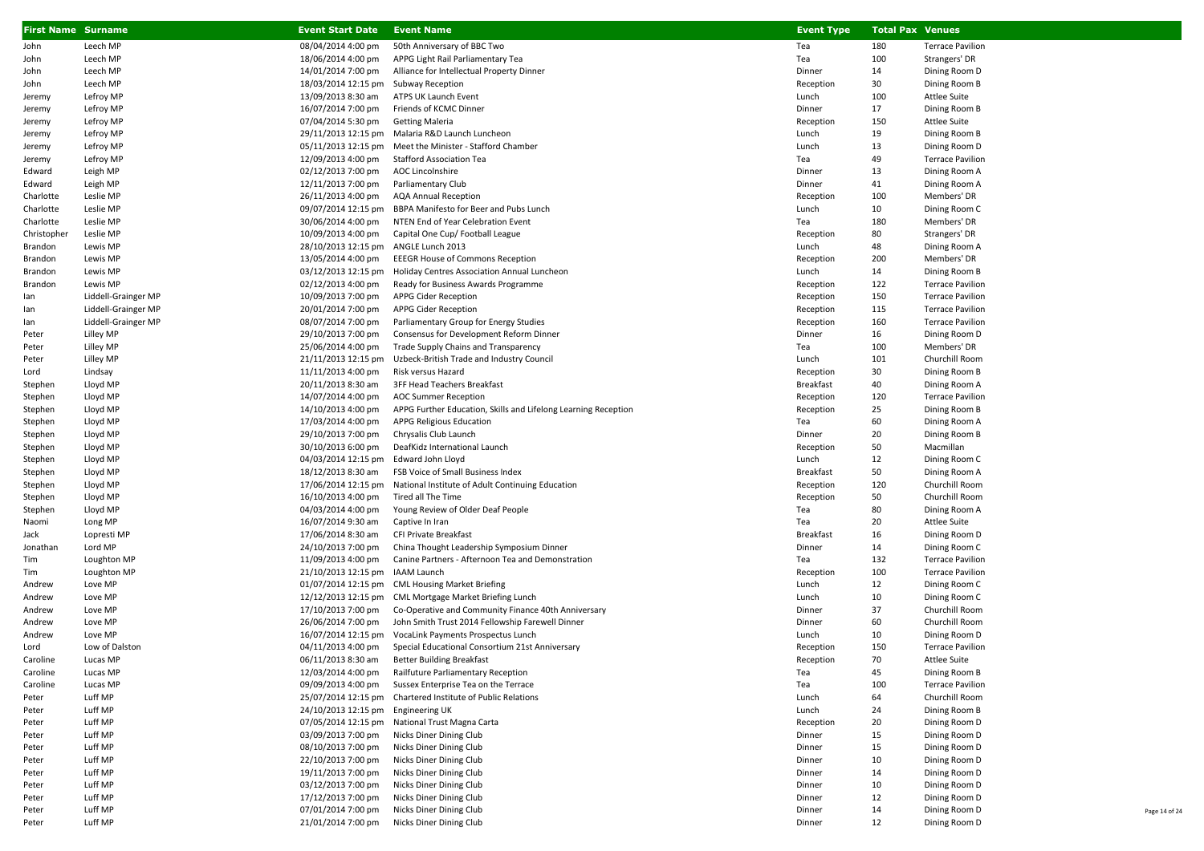| First Name | Surname | Event Start Date | Event Name | Event Type | Total Pax | Venues |
|---|---|---|---|---|---|---|
| John | Leech MP | 08/04/2014 4:00 pm | 50th Anniversary of BBC Two | Tea | 180 | Terrace Pavilion |
| John | Leech MP | 18/06/2014 4:00 pm | APPG Light Rail Parliamentary Tea | Tea | 100 | Strangers' DR |
| John | Leech MP | 14/01/2014 7:00 pm | Alliance for Intellectual Property Dinner | Dinner | 14 | Dining Room D |
| John | Leech MP | 18/03/2014 12:15 pm | Subway Reception | Reception | 30 | Dining Room B |
| Jeremy | Lefroy MP | 13/09/2013 8:30 am | ATPS UK Launch Event | Lunch | 100 | Attlee Suite |
| Jeremy | Lefroy MP | 16/07/2014 7:00 pm | Friends of KCMC Dinner | Dinner | 17 | Dining Room B |
| Jeremy | Lefroy MP | 07/04/2014 5:30 pm | Getting Maleria | Reception | 150 | Attlee Suite |
| Jeremy | Lefroy MP | 29/11/2013 12:15 pm | Malaria R&D Launch Luncheon | Lunch | 19 | Dining Room B |
| Jeremy | Lefroy MP | 05/11/2013 12:15 pm | Meet the Minister - Stafford Chamber | Lunch | 13 | Dining Room D |
| Jeremy | Lefroy MP | 12/09/2013 4:00 pm | Stafford Association Tea | Tea | 49 | Terrace Pavilion |
| Edward | Leigh MP | 02/12/2013 7:00 pm | AOC Lincolnshire | Dinner | 13 | Dining Room A |
| Edward | Leigh MP | 12/11/2013 7:00 pm | Parliamentary Club | Dinner | 41 | Dining Room A |
| Charlotte | Leslie MP | 26/11/2013 4:00 pm | AQA Annual Reception | Reception | 100 | Members' DR |
| Charlotte | Leslie MP | 09/07/2014 12:15 pm | BBPA Manifesto for Beer and Pubs Lunch | Lunch | 10 | Dining Room C |
| Charlotte | Leslie MP | 30/06/2014 4:00 pm | NTEN End of Year Celebration Event | Tea | 180 | Members' DR |
| Christopher | Leslie MP | 10/09/2013 4:00 pm | Capital One Cup/ Football League | Reception | 80 | Strangers' DR |
| Brandon | Lewis MP | 28/10/2013 12:15 pm | ANGLE Lunch 2013 | Lunch | 48 | Dining Room A |
| Brandon | Lewis MP | 13/05/2014 4:00 pm | EEEGR House of Commons Reception | Reception | 200 | Members' DR |
| Brandon | Lewis MP | 03/12/2013 12:15 pm | Holiday Centres Association Annual Luncheon | Lunch | 14 | Dining Room B |
| Brandon | Lewis MP | 02/12/2013 4:00 pm | Ready for Business Awards Programme | Reception | 122 | Terrace Pavilion |
| Ian | Liddell-Grainger MP | 10/09/2013 7:00 pm | APPG Cider Reception | Reception | 150 | Terrace Pavilion |
| Ian | Liddell-Grainger MP | 20/01/2014 7:00 pm | APPG Cider Reception | Reception | 115 | Terrace Pavilion |
| Ian | Liddell-Grainger MP | 08/07/2014 7:00 pm | Parliamentary Group for Energy Studies | Reception | 160 | Terrace Pavilion |
| Peter | Lilley MP | 29/10/2013 7:00 pm | Consensus for Development Reform Dinner | Dinner | 16 | Dining Room D |
| Peter | Lilley MP | 25/06/2014 4:00 pm | Trade Supply Chains and Transparency | Tea | 100 | Members' DR |
| Peter | Lilley MP | 21/11/2013 12:15 pm | Uzbeck-British Trade and Industry Council | Lunch | 101 | Churchill Room |
| Lord | Lindsay | 11/11/2013 4:00 pm | Risk versus Hazard | Reception | 30 | Dining Room B |
| Stephen | Lloyd MP | 20/11/2013 8:30 am | 3FF Head Teachers Breakfast | Breakfast | 40 | Dining Room A |
| Stephen | Lloyd MP | 14/07/2014 4:00 pm | AOC Summer Reception | Reception | 120 | Terrace Pavilion |
| Stephen | Lloyd MP | 14/10/2013 4:00 pm | APPG Further Education, Skills and Lifelong Learning Reception | Reception | 25 | Dining Room B |
| Stephen | Lloyd MP | 17/03/2014 4:00 pm | APPG Religious Education | Tea | 60 | Dining Room A |
| Stephen | Lloyd MP | 29/10/2013 7:00 pm | Chrysalis Club Launch | Dinner | 20 | Dining Room B |
| Stephen | Lloyd MP | 30/10/2013 6:00 pm | DeafKidz International Launch | Reception | 50 | Macmillan |
| Stephen | Lloyd MP | 04/03/2014 12:15 pm | Edward John Lloyd | Lunch | 12 | Dining Room C |
| Stephen | Lloyd MP | 18/12/2013 8:30 am | FSB Voice of Small Business Index | Breakfast | 50 | Dining Room A |
| Stephen | Lloyd MP | 17/06/2014 12:15 pm | National Institute of Adult Continuing Education | Reception | 120 | Churchill Room |
| Stephen | Lloyd MP | 16/10/2013 4:00 pm | Tired all The Time | Reception | 50 | Churchill Room |
| Stephen | Lloyd MP | 04/03/2014 4:00 pm | Young Review of Older Deaf People | Tea | 80 | Dining Room A |
| Naomi | Long MP | 16/07/2014 9:30 am | Captive In Iran | Tea | 20 | Attlee Suite |
| Jack | Lopresti MP | 17/06/2014 8:30 am | CFI Private Breakfast | Breakfast | 16 | Dining Room D |
| Jonathan | Lord MP | 24/10/2013 7:00 pm | China Thought Leadership Symposium Dinner | Dinner | 14 | Dining Room C |
| Tim | Loughton MP | 11/09/2013 4:00 pm | Canine Partners - Afternoon Tea and Demonstration | Tea | 132 | Terrace Pavilion |
| Tim | Loughton MP | 21/10/2013 12:15 pm | IAAM Launch | Reception | 100 | Terrace Pavilion |
| Andrew | Love MP | 01/07/2014 12:15 pm | CML Housing Market Briefing | Lunch | 12 | Dining Room C |
| Andrew | Love MP | 12/12/2013 12:15 pm | CML Mortgage Market Briefing Lunch | Lunch | 10 | Dining Room C |
| Andrew | Love MP | 17/10/2013 7:00 pm | Co-Operative and Community Finance 40th Anniversary | Dinner | 37 | Churchill Room |
| Andrew | Love MP | 26/06/2014 7:00 pm | John Smith Trust 2014 Fellowship Farewell Dinner | Dinner | 60 | Churchill Room |
| Andrew | Love MP | 16/07/2014 12:15 pm | VocaLink Payments Prospectus Lunch | Lunch | 10 | Dining Room D |
| Lord | Low of Dalston | 04/11/2013 4:00 pm | Special Educational Consortium 21st Anniversary | Reception | 150 | Terrace Pavilion |
| Caroline | Lucas MP | 06/11/2013 8:30 am | Better Building Breakfast | Reception | 70 | Attlee Suite |
| Caroline | Lucas MP | 12/03/2014 4:00 pm | Railfuture Parliamentary Reception | Tea | 45 | Dining Room B |
| Caroline | Lucas MP | 09/09/2013 4:00 pm | Sussex Enterprise Tea on the Terrace | Tea | 100 | Terrace Pavilion |
| Peter | Luff MP | 25/07/2014 12:15 pm | Chartered Institute of Public Relations | Lunch | 64 | Churchill Room |
| Peter | Luff MP | 24/10/2013 12:15 pm | Engineering UK | Lunch | 24 | Dining Room B |
| Peter | Luff MP | 07/05/2014 12:15 pm | National Trust Magna Carta | Reception | 20 | Dining Room D |
| Peter | Luff MP | 03/09/2013 7:00 pm | Nicks Diner Dining Club | Dinner | 15 | Dining Room D |
| Peter | Luff MP | 08/10/2013 7:00 pm | Nicks Diner Dining Club | Dinner | 15 | Dining Room D |
| Peter | Luff MP | 22/10/2013 7:00 pm | Nicks Diner Dining Club | Dinner | 10 | Dining Room D |
| Peter | Luff MP | 19/11/2013 7:00 pm | Nicks Diner Dining Club | Dinner | 14 | Dining Room D |
| Peter | Luff MP | 03/12/2013 7:00 pm | Nicks Diner Dining Club | Dinner | 10 | Dining Room D |
| Peter | Luff MP | 17/12/2013 7:00 pm | Nicks Diner Dining Club | Dinner | 12 | Dining Room D |
| Peter | Luff MP | 07/01/2014 7:00 pm | Nicks Diner Dining Club | Dinner | 14 | Dining Room D |
| Peter | Luff MP | 21/01/2014 7:00 pm | Nicks Diner Dining Club | Dinner | 12 | Dining Room D |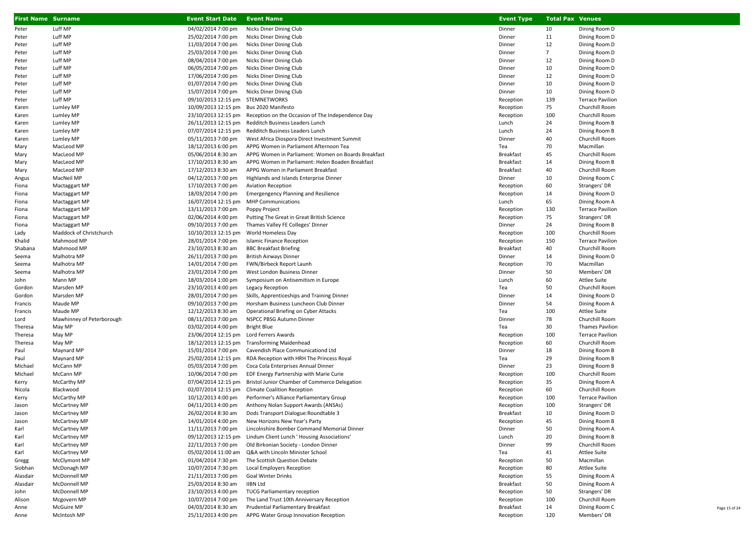| First Name | Surname | Event Start Date | Event Name | Event Type | Total Pax | Venues |
|---|---|---|---|---|---|---|
| Peter | Luff MP | 04/02/2014 7:00 pm | Nicks Diner Dining Club | Dinner | 10 | Dining Room D |
| Peter | Luff MP | 25/02/2014 7:00 pm | Nicks Diner Dining Club | Dinner | 11 | Dining Room D |
| Peter | Luff MP | 11/03/2014 7:00 pm | Nicks Diner Dining Club | Dinner | 12 | Dining Room D |
| Peter | Luff MP | 25/03/2014 7:00 pm | Nicks Diner Dining Club | Dinner | 7 | Dining Room D |
| Peter | Luff MP | 08/04/2014 7:00 pm | Nicks Diner Dining Club | Dinner | 12 | Dining Room D |
| Peter | Luff MP | 06/05/2014 7:00 pm | Nicks Diner Dining Club | Dinner | 10 | Dining Room D |
| Peter | Luff MP | 17/06/2014 7:00 pm | Nicks Diner Dining Club | Dinner | 12 | Dining Room D |
| Peter | Luff MP | 01/07/2014 7:00 pm | Nicks Diner Dining Club | Dinner | 10 | Dining Room D |
| Peter | Luff MP | 15/07/2014 7:00 pm | Nicks Diner Dining Club | Dinner | 10 | Dining Room D |
| Peter | Luff MP | 09/10/2013 12:15 pm | STEMNETWORKS | Reception | 139 | Terrace Pavilion |
| Karen | Lumley MP | 10/09/2013 12:15 pm | Bus 2020 Manifesto | Reception | 75 | Churchill Room |
| Karen | Lumley MP | 23/10/2013 12:15 pm | Reception on the Occasion of The Independence Day | Reception | 100 | Churchill Room |
| Karen | Lumley MP | 26/11/2013 12:15 pm | Redditch Business Leaders Lunch | Lunch | 24 | Dining Room B |
| Karen | Lumley MP | 07/07/2014 12:15 pm | Redditch Business Leaders Lunch | Lunch | 24 | Dining Room B |
| Karen | Lumley MP | 05/11/2013 7:00 pm | West Africa Diospora Direct Investment Summit | Dinner | 40 | Churchill Room |
| Mary | MacLeod MP | 18/12/2013 6:00 pm | APPG Women in Parliament Afternoon Tea | Tea | 70 | Macmillan |
| Mary | MacLeod MP | 05/06/2014 8:30 am | APPG Women in Parliament: Women on Boards Breakfast | Breakfast | 45 | Churchill Room |
| Mary | MacLeod MP | 17/10/2013 8:30 am | APPG Women in Parliament: Helen Boaden Breakfast | Breakfast | 14 | Dining Room B |
| Mary | MacLeod MP | 17/12/2013 8:30 am | APPG Women in Parliament Breakfast | Breakfast | 40 | Churchill Room |
| Angus | MacNeil MP | 04/12/2013 7:00 pm | Highlands and Islands Enterprise Dinner | Dinner | 10 | Dining Room C |
| Fiona | Mactaggart MP | 17/10/2013 7:00 pm | Aviation Reception | Reception | 60 | Strangers' DR |
| Fiona | Mactaggart MP | 18/03/2014 7:00 pm | Emergengency Planning and Resilience | Reception | 14 | Dining Room D |
| Fiona | Mactaggart MP | 16/07/2014 12:15 pm | MHP Communications | Lunch | 65 | Dining Room A |
| Fiona | Mactaggart MP | 13/11/2013 7:00 pm | Poppy Project | Reception | 130 | Terrace Pavilion |
| Fiona | Mactaggart MP | 02/06/2014 4:00 pm | Putting The Great in Great British Science | Reception | 75 | Strangers' DR |
| Fiona | Mactaggart MP | 09/10/2013 7:00 pm | Thames Valley FE Colleges' Dinner | Dinner | 24 | Dining Room B |
| Lady | Maddock of Christchurch | 10/10/2013 12:15 pm | World Homeless Day | Reception | 100 | Churchill Room |
| Khalid | Mahmood MP | 28/01/2014 7:00 pm | Islamic Finance Reception | Reception | 150 | Terrace Pavilion |
| Shabana | Mahmood MP | 23/10/2013 8:30 am | BBC Breakfast Briefing | Breakfast | 40 | Churchill Room |
| Seema | Malhotra MP | 26/11/2013 7:00 pm | British Airways Dinner | Dinner | 14 | Dining Room D |
| Seema | Malhotra MP | 14/01/2014 7:00 pm | FWN/Birbeck Report Launh | Reception | 70 | Macmillan |
| Seema | Malhotra MP | 23/01/2014 7:00 pm | West London Business Dinner | Dinner | 50 | Members' DR |
| John | Mann MP | 18/03/2014 1:00 pm | Symposium on Antisemitism in Europe | Lunch | 60 | Attlee Suite |
| Gordon | Marsden MP | 23/10/2013 4:00 pm | Legacy Reception | Tea | 50 | Churchill Room |
| Gordon | Marsden MP | 28/01/2014 7:00 pm | Skills, Apprenticeships and Training Dinner | Dinner | 14 | Dining Room D |
| Francis | Maude MP | 09/10/2013 7:00 pm | Horsham Business Luncheon Club Dinner | Dinner | 54 | Dining Room A |
| Francis | Maude MP | 12/12/2013 8:30 am | Operational Briefing on Cyber Attacks | Tea | 100 | Attlee Suite |
| Lord | Mawhinney of Peterborough | 08/11/2013 7:00 pm | NSPCC PBSG Autumn Dinner | Dinner | 78 | Churchill Room |
| Theresa | May MP | 03/02/2014 4:00 pm | Bright Blue | Tea | 30 | Thames Pavilion |
| Theresa | May MP | 23/06/2014 12:15 pm | Lord Ferrers Awards | Reception | 100 | Terrace Pavilion |
| Theresa | May MP | 18/12/2013 12:15 pm | Transforming Maidenhead | Reception | 60 | Churchill Room |
| Paul | Maynard MP | 15/01/2014 7:00 pm | Cavendish Place Communicationd Ltd | Dinner | 18 | Dining Room B |
| Paul | Maynard MP | 25/02/2014 12:15 pm | RDA Reception with HRH The Princess Royal | Tea | 29 | Dining Room B |
| Michael | McCann MP | 05/03/2014 7:00 pm | Coca Cola Enterprises Annual Dinner | Dinner | 23 | Dining Room B |
| Michael | McCann MP | 10/06/2014 7:00 pm | EDF Energy Partnership with Marie Curie | Reception | 100 | Churchill Room |
| Kerry | McCarthy MP | 07/04/2014 12:15 pm | Bristol Junior Chamber of Commerce Delegation | Reception | 35 | Dining Room A |
| Nicola | Blackwood | 02/07/2014 12:15 pm | Climate Coalition Reception | Reception | 60 | Churchill Room |
| Kerry | McCarthy MP | 10/12/2013 4:00 pm | Performer's Alliance Parliamentary Group | Reception | 100 | Terrace Pavilion |
| Jason | McCartney MP | 04/11/2013 4:00 pm | Anthony Nolan Support Awards (ANSAs) | Reception | 100 | Strangers' DR |
| Jason | McCartney MP | 26/02/2014 8:30 am | Dods Transport Dialogue:Roundtable 3 | Breakfast | 10 | Dining Room D |
| Jason | McCartney MP | 14/01/2014 4:00 pm | New Horizons New Year's Party | Reception | 45 | Dining Room B |
| Karl | McCartney MP | 11/11/2013 7:00 pm | Lincolnshire Bomber Command Memorial Dinner | Dinner | 50 | Dining Room A |
| Karl | McCartney MP | 09/12/2013 12:15 pm | Lindum Client Lunch ' Housing Associations' | Lunch | 20 | Dining Room B |
| Karl | McCartney MP | 22/11/2013 7:00 pm | Old Birkonian Society - London Dinner | Dinner | 99 | Churchill Room |
| Karl | McCartney MP | 05/02/2014 11:00 am | Q&A with Lincoln Minister School | Tea | 41 | Attlee Suite |
| Gregg | McClymont MP | 01/04/2014 7:30 pm | The Scottish Question Debate | Reception | 50 | Macmillan |
| Siobhan | McDonagh MP | 10/07/2014 7:30 pm | Local Employers Reception | Reception | 80 | Attlee Suite |
| Alasdair | McDonnell MP | 21/11/2013 7:00 pm | Goal Winter Drinks | Reception | 55 | Dining Room A |
| Alasdair | McDonnell MP | 25/03/2014 8:30 am | IIBN Ltd | Breakfast | 50 | Dining Room A |
| John | McDonnell MP | 23/10/2013 4:00 pm | TUCG Parliamentary reception | Reception | 50 | Strangers' DR |
| Alison | Mcgovern MP | 10/07/2014 7:00 pm | The Land Trust 10th Anniversary Reception | Reception | 100 | Churchill Room |
| Anne | McGuire MP | 04/03/2014 8:30 am | Prudential Parliamentary Breakfast | Breakfast | 14 | Dining Room C |
| Anne | McIntosh MP | 25/11/2013 4:00 pm | APPG Water Group Innovation Reception | Reception | 120 | Members' DR |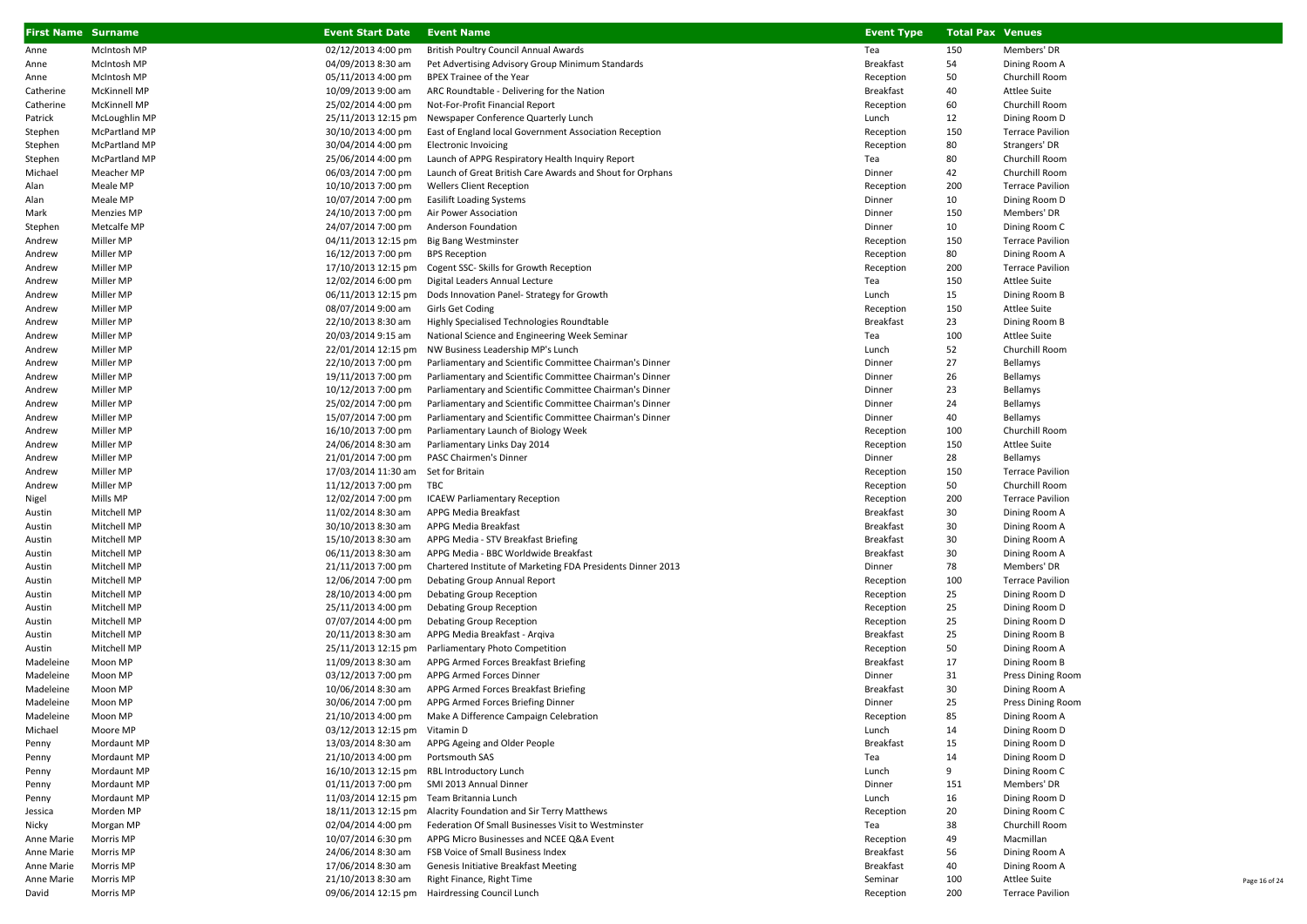| First Name | Surname | Event Start Date | Event Name | Event Type | Total Pax | Venues |
|---|---|---|---|---|---|---|
| Anne | McIntosh MP | 02/12/2013 4:00 pm | British Poultry Council Annual Awards | Tea | 150 | Members' DR |
| Anne | McIntosh MP | 04/09/2013 8:30 am | Pet Advertising Advisory Group Minimum Standards | Breakfast | 54 | Dining Room A |
| Anne | McIntosh MP | 05/11/2013 4:00 pm | BPEX Trainee of the Year | Reception | 50 | Churchill Room |
| Catherine | McKinnell MP | 10/09/2013 9:00 am | ARC Roundtable - Delivering for the Nation | Breakfast | 40 | Attlee Suite |
| Catherine | McKinnell MP | 25/02/2014 4:00 pm | Not-For-Profit Financial Report | Reception | 60 | Churchill Room |
| Patrick | McLoughlin MP | 25/11/2013 12:15 pm | Newspaper Conference Quarterly Lunch | Lunch | 12 | Dining Room D |
| Stephen | McPartland MP | 30/10/2013 4:00 pm | East of England local Government Association Reception | Reception | 150 | Terrace Pavilion |
| Stephen | McPartland MP | 30/04/2014 4:00 pm | Electronic Invoicing | Reception | 80 | Strangers' DR |
| Stephen | McPartland MP | 25/06/2014 4:00 pm | Launch of APPG Respiratory Health Inquiry Report | Tea | 80 | Churchill Room |
| Michael | Meacher MP | 06/03/2014 7:00 pm | Launch of Great British Care Awards and Shout for Orphans | Dinner | 42 | Churchill Room |
| Alan | Meale MP | 10/10/2013 7:00 pm | Wellers Client Reception | Reception | 200 | Terrace Pavilion |
| Alan | Meale MP | 10/07/2014 7:00 pm | Easilift Loading Systems | Dinner | 10 | Dining Room D |
| Mark | Menzies MP | 24/10/2013 7:00 pm | Air Power Association | Dinner | 150 | Members' DR |
| Stephen | Metcalfe MP | 24/07/2014 7:00 pm | Anderson Foundation | Dinner | 10 | Dining Room C |
| Andrew | Miller MP | 04/11/2013 12:15 pm | Big Bang Westminster | Reception | 150 | Terrace Pavilion |
| Andrew | Miller MP | 16/12/2013 7:00 pm | BPS Reception | Reception | 80 | Dining Room A |
| Andrew | Miller MP | 17/10/2013 12:15 pm | Cogent SSC- Skills for Growth Reception | Reception | 200 | Terrace Pavilion |
| Andrew | Miller MP | 12/02/2014 6:00 pm | Digital Leaders Annual Lecture | Tea | 150 | Attlee Suite |
| Andrew | Miller MP | 06/11/2013 12:15 pm | Dods Innovation Panel- Strategy for Growth | Lunch | 15 | Dining Room B |
| Andrew | Miller MP | 08/07/2014 9:00 am | Girls Get Coding | Reception | 150 | Attlee Suite |
| Andrew | Miller MP | 22/10/2013 8:30 am | Highly Specialised Technologies Roundtable | Breakfast | 23 | Dining Room B |
| Andrew | Miller MP | 20/03/2014 9:15 am | National Science and Engineering Week Seminar | Tea | 100 | Attlee Suite |
| Andrew | Miller MP | 22/01/2014 12:15 pm | NW Business Leadership MP's Lunch | Lunch | 52 | Churchill Room |
| Andrew | Miller MP | 22/10/2013 7:00 pm | Parliamentary and Scientific Committee Chairman's Dinner | Dinner | 27 | Bellamys |
| Andrew | Miller MP | 19/11/2013 7:00 pm | Parliamentary and Scientific Committee Chairman's Dinner | Dinner | 26 | Bellamys |
| Andrew | Miller MP | 10/12/2013 7:00 pm | Parliamentary and Scientific Committee Chairman's Dinner | Dinner | 23 | Bellamys |
| Andrew | Miller MP | 25/02/2014 7:00 pm | Parliamentary and Scientific Committee Chairman's Dinner | Dinner | 24 | Bellamys |
| Andrew | Miller MP | 15/07/2014 7:00 pm | Parliamentary and Scientific Committee Chairman's Dinner | Dinner | 40 | Bellamys |
| Andrew | Miller MP | 16/10/2013 7:00 pm | Parliamentary Launch of Biology Week | Reception | 100 | Churchill Room |
| Andrew | Miller MP | 24/06/2014 8:30 am | Parliamentary Links Day 2014 | Reception | 150 | Attlee Suite |
| Andrew | Miller MP | 21/01/2014 7:00 pm | PASC Chairmen's Dinner | Dinner | 28 | Bellamys |
| Andrew | Miller MP | 17/03/2014 11:30 am | Set for Britain | Reception | 150 | Terrace Pavilion |
| Andrew | Miller MP | 11/12/2013 7:00 pm | TBC | Reception | 50 | Churchill Room |
| Nigel | Mills MP | 12/02/2014 7:00 pm | ICAEW Parliamentary Reception | Reception | 200 | Terrace Pavilion |
| Austin | Mitchell MP | 11/02/2014 8:30 am | APPG Media Breakfast | Breakfast | 30 | Dining Room A |
| Austin | Mitchell MP | 30/10/2013 8:30 am | APPG Media Breakfast | Breakfast | 30 | Dining Room A |
| Austin | Mitchell MP | 15/10/2013 8:30 am | APPG Media - STV Breakfast Briefing | Breakfast | 30 | Dining Room A |
| Austin | Mitchell MP | 06/11/2013 8:30 am | APPG Media - BBC Worldwide Breakfast | Breakfast | 30 | Dining Room A |
| Austin | Mitchell MP | 21/11/2013 7:00 pm | Chartered Institute of Marketing FDA Presidents Dinner 2013 | Dinner | 78 | Members' DR |
| Austin | Mitchell MP | 12/06/2014 7:00 pm | Debating Group Annual Report | Reception | 100 | Terrace Pavilion |
| Austin | Mitchell MP | 28/10/2013 4:00 pm | Debating Group Reception | Reception | 25 | Dining Room D |
| Austin | Mitchell MP | 25/11/2013 4:00 pm | Debating Group Reception | Reception | 25 | Dining Room D |
| Austin | Mitchell MP | 07/07/2014 4:00 pm | Debating Group Reception | Reception | 25 | Dining Room D |
| Austin | Mitchell MP | 20/11/2013 8:30 am | APPG Media Breakfast - Arqiva | Breakfast | 25 | Dining Room B |
| Austin | Mitchell MP | 25/11/2013 12:15 pm | Parliamentary Photo Competition | Reception | 50 | Dining Room A |
| Madeleine | Moon MP | 11/09/2013 8:30 am | APPG Armed Forces Breakfast Briefing | Breakfast | 17 | Dining Room B |
| Madeleine | Moon MP | 03/12/2013 7:00 pm | APPG Armed Forces Dinner | Dinner | 31 | Press Dining Room |
| Madeleine | Moon MP | 10/06/2014 8:30 am | APPG Armed Forces Breakfast Briefing | Breakfast | 30 | Dining Room A |
| Madeleine | Moon MP | 30/06/2014 7:00 pm | APPG Armed Forces Briefing Dinner | Dinner | 25 | Press Dining Room |
| Madeleine | Moon MP | 21/10/2013 4:00 pm | Make A Difference Campaign Celebration | Reception | 85 | Dining Room A |
| Michael | Moore MP | 03/12/2013 12:15 pm | Vitamin D | Lunch | 14 | Dining Room D |
| Penny | Mordaunt MP | 13/03/2014 8:30 am | APPG Ageing and Older People | Breakfast | 15 | Dining Room D |
| Penny | Mordaunt MP | 21/10/2013 4:00 pm | Portsmouth SAS | Tea | 14 | Dining Room D |
| Penny | Mordaunt MP | 16/10/2013 12:15 pm | RBL Introductory Lunch | Lunch | 9 | Dining Room C |
| Penny | Mordaunt MP | 01/11/2013 7:00 pm | SMI 2013 Annual Dinner | Dinner | 151 | Members' DR |
| Penny | Mordaunt MP | 11/03/2014 12:15 pm | Team Britannia Lunch | Lunch | 16 | Dining Room D |
| Jessica | Morden MP | 18/11/2013 12:15 pm | Alacrity Foundation and Sir Terry Matthews | Reception | 20 | Dining Room C |
| Nicky | Morgan MP | 02/04/2014 4:00 pm | Federation Of Small Businesses Visit to Westminster | Tea | 38 | Churchill Room |
| Anne Marie | Morris MP | 10/07/2014 6:30 pm | APPG Micro Businesses and NCEE Q&A Event | Reception | 49 | Macmillan |
| Anne Marie | Morris MP | 24/06/2014 8:30 am | FSB Voice of Small Business Index | Breakfast | 56 | Dining Room A |
| Anne Marie | Morris MP | 17/06/2014 8:30 am | Genesis Initiative Breakfast Meeting | Breakfast | 40 | Dining Room A |
| Anne Marie | Morris MP | 21/10/2013 8:30 am | Right Finance, Right Time | Seminar | 100 | Attlee Suite |
| David | Morris MP | 09/06/2014 12:15 pm | Hairdressing Council Lunch | Reception | 200 | Terrace Pavilion |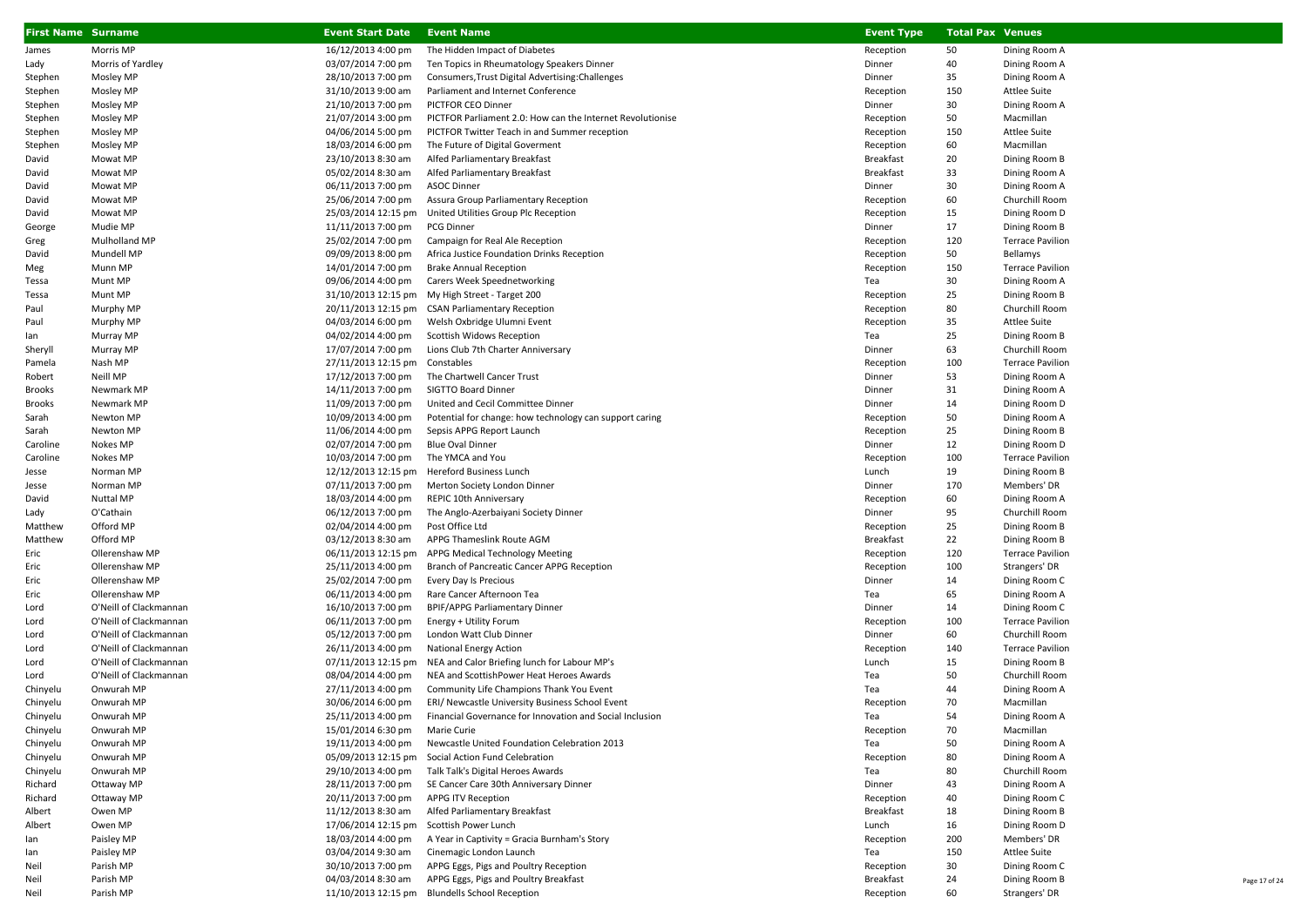| First Name | Surname | Event Start Date | Event Name | Event Type | Total Pax | Venues |
|---|---|---|---|---|---|---|
| James | Morris MP | 16/12/2013 4:00 pm | The Hidden Impact of Diabetes | Reception | 50 | Dining Room A |
| Lady | Morris of Yardley | 03/07/2014 7:00 pm | Ten Topics in Rheumatology Speakers Dinner | Dinner | 40 | Dining Room A |
| Stephen | Mosley MP | 28/10/2013 7:00 pm | Consumers,Trust Digital Advertising:Challenges | Dinner | 35 | Dining Room A |
| Stephen | Mosley MP | 31/10/2013 9:00 am | Parliament and Internet Conference | Reception | 150 | Attlee Suite |
| Stephen | Mosley MP | 21/10/2013 7:00 pm | PICTFOR CEO Dinner | Dinner | 30 | Dining Room A |
| Stephen | Mosley MP | 21/07/2014 3:00 pm | PICTFOR Parliament 2.0: How can the Internet Revolutionise | Reception | 50 | Macmillan |
| Stephen | Mosley MP | 04/06/2014 5:00 pm | PICTFOR Twitter Teach in and Summer reception | Reception | 150 | Attlee Suite |
| Stephen | Mosley MP | 18/03/2014 6:00 pm | The Future of Digital Goverment | Reception | 60 | Macmillan |
| David | Mowat MP | 23/10/2013 8:30 am | Alfed Parliamentary Breakfast | Breakfast | 20 | Dining Room B |
| David | Mowat MP | 05/02/2014 8:30 am | Alfed Parliamentary Breakfast | Breakfast | 33 | Dining Room A |
| David | Mowat MP | 06/11/2013 7:00 pm | ASOC Dinner | Dinner | 30 | Dining Room A |
| David | Mowat MP | 25/06/2014 7:00 pm | Assura Group Parliamentary Reception | Reception | 60 | Churchill Room |
| David | Mowat MP | 25/03/2014 12:15 pm | United Utilities Group Plc Reception | Reception | 15 | Dining Room D |
| George | Mudie MP | 11/11/2013 7:00 pm | PCG Dinner | Dinner | 17 | Dining Room B |
| Greg | Mulholland MP | 25/02/2014 7:00 pm | Campaign for Real Ale Reception | Reception | 120 | Terrace Pavilion |
| David | Mundell MP | 09/09/2013 8:00 pm | Africa Justice Foundation Drinks Reception | Reception | 50 | Bellamys |
| Meg | Munn MP | 14/01/2014 7:00 pm | Brake Annual Reception | Reception | 150 | Terrace Pavilion |
| Tessa | Munt MP | 09/06/2014 4:00 pm | Carers Week Speednetworking | Tea | 30 | Dining Room A |
| Tessa | Munt MP | 31/10/2013 12:15 pm | My High Street - Target 200 | Reception | 25 | Dining Room B |
| Paul | Murphy MP | 20/11/2013 12:15 pm | CSAN Parliamentary Reception | Reception | 80 | Churchill Room |
| Paul | Murphy MP | 04/03/2014 6:00 pm | Welsh Oxbridge Ulumni Event | Reception | 35 | Attlee Suite |
| Ian | Murray MP | 04/02/2014 4:00 pm | Scottish Widows Reception | Tea | 25 | Dining Room B |
| Sheryll | Murray MP | 17/07/2014 7:00 pm | Lions Club 7th Charter Anniversary | Dinner | 63 | Churchill Room |
| Pamela | Nash MP | 27/11/2013 12:15 pm | Constables | Reception | 100 | Terrace Pavilion |
| Robert | Neill MP | 17/12/2013 7:00 pm | The Chartwell Cancer Trust | Dinner | 53 | Dining Room A |
| Brooks | Newmark MP | 14/11/2013 7:00 pm | SIGTTO Board Dinner | Dinner | 31 | Dining Room A |
| Brooks | Newmark MP | 11/09/2013 7:00 pm | United and Cecil Committee Dinner | Dinner | 14 | Dining Room D |
| Sarah | Newton MP | 10/09/2013 4:00 pm | Potential for change: how technology can support caring | Reception | 50 | Dining Room A |
| Sarah | Newton MP | 11/06/2014 4:00 pm | Sepsis APPG Report Launch | Reception | 25 | Dining Room B |
| Caroline | Nokes MP | 02/07/2014 7:00 pm | Blue Oval Dinner | Dinner | 12 | Dining Room D |
| Caroline | Nokes MP | 10/03/2014 7:00 pm | The YMCA and You | Reception | 100 | Terrace Pavilion |
| Jesse | Norman MP | 12/12/2013 12:15 pm | Hereford Business Lunch | Lunch | 19 | Dining Room B |
| Jesse | Norman MP | 07/11/2013 7:00 pm | Merton Society London Dinner | Dinner | 170 | Members' DR |
| David | Nuttal MP | 18/03/2014 4:00 pm | REPIC 10th Anniversary | Reception | 60 | Dining Room A |
| Lady | O'Cathain | 06/12/2013 7:00 pm | The Anglo-Azerbaiyani Society Dinner | Dinner | 95 | Churchill Room |
| Matthew | Offord MP | 02/04/2014 4:00 pm | Post Office Ltd | Reception | 25 | Dining Room B |
| Matthew | Offord MP | 03/12/2013 8:30 am | APPG Thameslink Route AGM | Breakfast | 22 | Dining Room B |
| Eric | Ollerenshaw MP | 06/11/2013 12:15 pm | APPG Medical Technology Meeting | Reception | 120 | Terrace Pavilion |
| Eric | Ollerenshaw MP | 25/11/2013 4:00 pm | Branch of Pancreatic Cancer APPG Reception | Reception | 100 | Strangers' DR |
| Eric | Ollerenshaw MP | 25/02/2014 7:00 pm | Every Day Is Precious | Dinner | 14 | Dining Room C |
| Eric | Ollerenshaw MP | 06/11/2013 4:00 pm | Rare Cancer Afternoon Tea | Tea | 65 | Dining Room A |
| Lord | O'Neill of Clackmannan | 16/10/2013 7:00 pm | BPIF/APPG Parliamentary Dinner | Dinner | 14 | Dining Room C |
| Lord | O'Neill of Clackmannan | 06/11/2013 7:00 pm | Energy + Utility Forum | Reception | 100 | Terrace Pavilion |
| Lord | O'Neill of Clackmannan | 05/12/2013 7:00 pm | London Watt Club Dinner | Dinner | 60 | Churchill Room |
| Lord | O'Neill of Clackmannan | 26/11/2013 4:00 pm | National Energy Action | Reception | 140 | Terrace Pavilion |
| Lord | O'Neill of Clackmannan | 07/11/2013 12:15 pm | NEA and Calor Briefing lunch for Labour MP's | Lunch | 15 | Dining Room B |
| Lord | O'Neill of Clackmannan | 08/04/2014 4:00 pm | NEA and ScottishPower Heat Heroes Awards | Tea | 50 | Churchill Room |
| Chinyelu | Onwurah MP | 27/11/2013 4:00 pm | Community Life Champions Thank You Event | Tea | 44 | Dining Room A |
| Chinyelu | Onwurah MP | 30/06/2014 6:00 pm | ERI/ Newcastle University Business School Event | Reception | 70 | Macmillan |
| Chinyelu | Onwurah MP | 25/11/2013 4:00 pm | Financial Governance for Innovation and Social Inclusion | Tea | 54 | Dining Room A |
| Chinyelu | Onwurah MP | 15/01/2014 6:30 pm | Marie Curie | Reception | 70 | Macmillan |
| Chinyelu | Onwurah MP | 19/11/2013 4:00 pm | Newcastle United Foundation Celebration 2013 | Tea | 50 | Dining Room A |
| Chinyelu | Onwurah MP | 05/09/2013 12:15 pm | Social Action Fund Celebration | Reception | 80 | Dining Room A |
| Chinyelu | Onwurah MP | 29/10/2013 4:00 pm | Talk Talk's Digital Heroes Awards | Tea | 80 | Churchill Room |
| Richard | Ottaway MP | 28/11/2013 7:00 pm | SE Cancer Care 30th Anniversary Dinner | Dinner | 43 | Dining Room A |
| Richard | Ottaway MP | 20/11/2013 7:00 pm | APPG ITV Reception | Reception | 40 | Dining Room C |
| Albert | Owen MP | 11/12/2013 8:30 am | Alfed Parliamentary Breakfast | Breakfast | 18 | Dining Room B |
| Albert | Owen MP | 17/06/2014 12:15 pm | Scottish Power Lunch | Lunch | 16 | Dining Room D |
| Ian | Paisley MP | 18/03/2014 4:00 pm | A Year in Captivity = Gracia Burnham's Story | Reception | 200 | Members' DR |
| Ian | Paisley MP | 03/04/2014 9:30 am | Cinemagic London Launch | Tea | 150 | Attlee Suite |
| Neil | Parish MP | 30/10/2013 7:00 pm | APPG Eggs, Pigs and Poultry Reception | Reception | 30 | Dining Room C |
| Neil | Parish MP | 04/03/2014 8:30 am | APPG Eggs, Pigs and Poultry Breakfast | Breakfast | 24 | Dining Room B |
| Neil | Parish MP | 11/10/2013 12:15 pm | Blundells School Reception | Reception | 60 | Strangers' DR |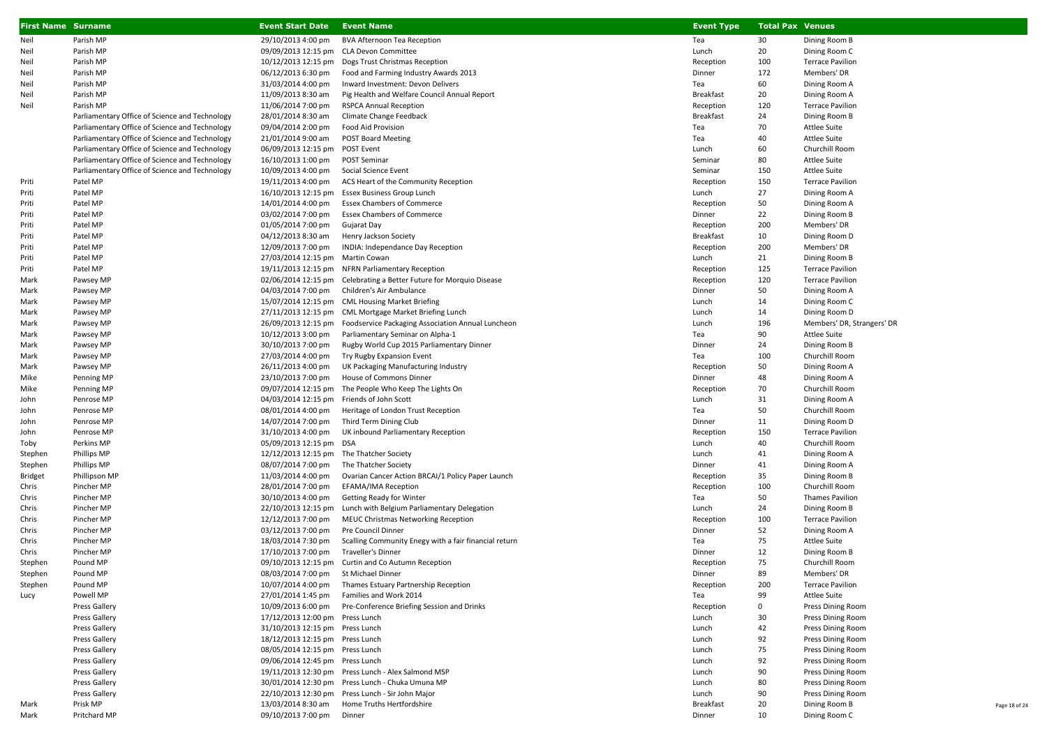| First Name | Surname | Event Start Date | Event Name | Event Type | Total Pax | Venues |
|---|---|---|---|---|---|---|
| Neil | Parish MP | 29/10/2013 4:00 pm | BVA Afternoon Tea Reception | Tea | 30 | Dining Room B |
| Neil | Parish MP | 09/09/2013 12:15 pm | CLA Devon Committee | Lunch | 20 | Dining Room C |
| Neil | Parish MP | 10/12/2013 12:15 pm | Dogs Trust Christmas Reception | Reception | 100 | Terrace Pavilion |
| Neil | Parish MP | 06/12/2013 6:30 pm | Food and Farming Industry Awards 2013 | Dinner | 172 | Members' DR |
| Neil | Parish MP | 31/03/2014 4:00 pm | Inward Investment: Devon Delivers | Tea | 60 | Dining Room A |
| Neil | Parish MP | 11/09/2013 8:30 am | Pig Health and Welfare Council Annual Report | Breakfast | 20 | Dining Room A |
| Neil | Parish MP | 11/06/2014 7:00 pm | RSPCA Annual Reception | Reception | 120 | Terrace Pavilion |
| | Parliamentary Office of Science and Technology | 28/01/2014 8:30 am | Climate Change Feedback | Breakfast | 24 | Dining Room B |
| | Parliamentary Office of Science and Technology | 09/04/2014 2:00 pm | Food Aid Provision | Tea | 70 | Attlee Suite |
| | Parliamentary Office of Science and Technology | 21/01/2014 9:00 am | POST Board Meeting | Tea | 40 | Attlee Suite |
| | Parliamentary Office of Science and Technology | 06/09/2013 12:15 pm | POST Event | Lunch | 60 | Churchill Room |
| | Parliamentary Office of Science and Technology | 16/10/2013 1:00 pm | POST Seminar | Seminar | 80 | Attlee Suite |
| | Parliamentary Office of Science and Technology | 10/09/2013 4:00 pm | Social Science Event | Seminar | 150 | Attlee Suite |
| Priti | Patel MP | 19/11/2013 4:00 pm | ACS Heart of the Community Reception | Reception | 150 | Terrace Pavilion |
| Priti | Patel MP | 16/10/2013 12:15 pm | Essex Business Group Lunch | Lunch | 27 | Dining Room A |
| Priti | Patel MP | 14/01/2014 4:00 pm | Essex Chambers of Commerce | Reception | 50 | Dining Room A |
| Priti | Patel MP | 03/02/2014 7:00 pm | Essex Chambers of Commerce | Dinner | 22 | Dining Room B |
| Priti | Patel MP | 01/05/2014 7:00 pm | Gujarat Day | Reception | 200 | Members' DR |
| Priti | Patel MP | 04/12/2013 8:30 am | Henry Jackson Society | Breakfast | 10 | Dining Room D |
| Priti | Patel MP | 12/09/2013 7:00 pm | INDIA: Independance Day Reception | Reception | 200 | Members' DR |
| Priti | Patel MP | 27/03/2014 12:15 pm | Martin Cowan | Lunch | 21 | Dining Room B |
| Priti | Patel MP | 19/11/2013 12:15 pm | NFRN Parliamentary Reception | Reception | 125 | Terrace Pavilion |
| Mark | Pawsey MP | 02/06/2014 12:15 pm | Celebrating a Better Future for Morquio Disease | Reception | 120 | Terrace Pavilion |
| Mark | Pawsey MP | 04/03/2014 7:00 pm | Children's Air Ambulance | Dinner | 50 | Dining Room A |
| Mark | Pawsey MP | 15/07/2014 12:15 pm | CML Housing Market Briefing | Lunch | 14 | Dining Room C |
| Mark | Pawsey MP | 27/11/2013 12:15 pm | CML Mortgage Market Briefing Lunch | Lunch | 14 | Dining Room D |
| Mark | Pawsey MP | 26/09/2013 12:15 pm | Foodservice Packaging Association Annual Luncheon | Lunch | 196 | Members' DR, Strangers' DR |
| Mark | Pawsey MP | 10/12/2013 3:00 pm | Parliamentary Seminar on Alpha-1 | Tea | 90 | Attlee Suite |
| Mark | Pawsey MP | 30/10/2013 7:00 pm | Rugby World Cup 2015 Parliamentary Dinner | Dinner | 24 | Dining Room B |
| Mark | Pawsey MP | 27/03/2014 4:00 pm | Try Rugby Expansion Event | Tea | 100 | Churchill Room |
| Mark | Pawsey MP | 26/11/2013 4:00 pm | UK Packaging Manufacturing Industry | Reception | 50 | Dining Room A |
| Mike | Penning MP | 23/10/2013 7:00 pm | House of Commons Dinner | Dinner | 48 | Dining Room A |
| Mike | Penning MP | 09/07/2014 12:15 pm | The People Who Keep The Lights On | Reception | 70 | Churchill Room |
| John | Penrose MP | 04/03/2014 12:15 pm | Friends of John Scott | Lunch | 31 | Dining Room A |
| John | Penrose MP | 08/01/2014 4:00 pm | Heritage of London Trust Reception | Tea | 50 | Churchill Room |
| John | Penrose MP | 14/07/2014 7:00 pm | Third Term Dining Club | Dinner | 11 | Dining Room D |
| John | Penrose MP | 31/10/2013 4:00 pm | UK inbound Parliamentary Reception | Reception | 150 | Terrace Pavilion |
| Toby | Perkins MP | 05/09/2013 12:15 pm | DSA | Lunch | 40 | Churchill Room |
| Stephen | Phillips MP | 12/12/2013 12:15 pm | The Thatcher Society | Lunch | 41 | Dining Room A |
| Stephen | Phillips MP | 08/07/2014 7:00 pm | The Thatcher Society | Dinner | 41 | Dining Room A |
| Bridget | Phillipson MP | 11/03/2014 4:00 pm | Ovarian Cancer Action BRCAI/1 Policy Paper Launch | Reception | 35 | Dining Room B |
| Chris | Pincher MP | 28/01/2014 7:00 pm | EFAMA/IMA Reception | Reception | 100 | Churchill Room |
| Chris | Pincher MP | 30/10/2013 4:00 pm | Getting Ready for Winter | Tea | 50 | Thames Pavilion |
| Chris | Pincher MP | 22/10/2013 12:15 pm | Lunch with Belgium Parliamentary Delegation | Lunch | 24 | Dining Room B |
| Chris | Pincher MP | 12/12/2013 7:00 pm | MEUC Christmas Networking Reception | Reception | 100 | Terrace Pavilion |
| Chris | Pincher MP | 03/12/2013 7:00 pm | Pre Council Dinner | Dinner | 52 | Dining Room A |
| Chris | Pincher MP | 18/03/2014 7:30 pm | Scalling Community Enegy with a fair financial return | Tea | 75 | Attlee Suite |
| Chris | Pincher MP | 17/10/2013 7:00 pm | Traveller's Dinner | Dinner | 12 | Dining Room B |
| Stephen | Pound MP | 09/10/2013 12:15 pm | Curtin and Co Autumn Reception | Reception | 75 | Churchill Room |
| Stephen | Pound MP | 08/03/2014 7:00 pm | St Michael Dinner | Dinner | 89 | Members' DR |
| Stephen | Pound MP | 10/07/2014 4:00 pm | Thames Estuary Partnership Reception | Reception | 200 | Terrace Pavilion |
| Lucy | Powell MP | 27/01/2014 1:45 pm | Families and Work 2014 | Tea | 99 | Attlee Suite |
| | Press Gallery | 10/09/2013 6:00 pm | Pre-Conference Briefing Session and Drinks | Reception | 0 | Press Dining Room |
| | Press Gallery | 17/12/2013 12:00 pm | Press Lunch | Lunch | 30 | Press Dining Room |
| | Press Gallery | 31/10/2013 12:15 pm | Press Lunch | Lunch | 42 | Press Dining Room |
| | Press Gallery | 18/12/2013 12:15 pm | Press Lunch | Lunch | 92 | Press Dining Room |
| | Press Gallery | 08/05/2014 12:15 pm | Press Lunch | Lunch | 75 | Press Dining Room |
| | Press Gallery | 09/06/2014 12:45 pm | Press Lunch | Lunch | 92 | Press Dining Room |
| | Press Gallery | 19/11/2013 12:30 pm | Press Lunch - Alex Salmond MSP | Lunch | 90 | Press Dining Room |
| | Press Gallery | 30/01/2014 12:30 pm | Press Lunch - Chuka Umuna MP | Lunch | 80 | Press Dining Room |
| | Press Gallery | 22/10/2013 12:30 pm | Press Lunch - Sir John Major | Lunch | 90 | Press Dining Room |
| Mark | Prisk MP | 13/03/2014 8:30 am | Home Truths Hertfordshire | Breakfast | 20 | Dining Room B |
| Mark | Pritchard MP | 09/10/2013 7:00 pm | Dinner | Dinner | 10 | Dining Room C |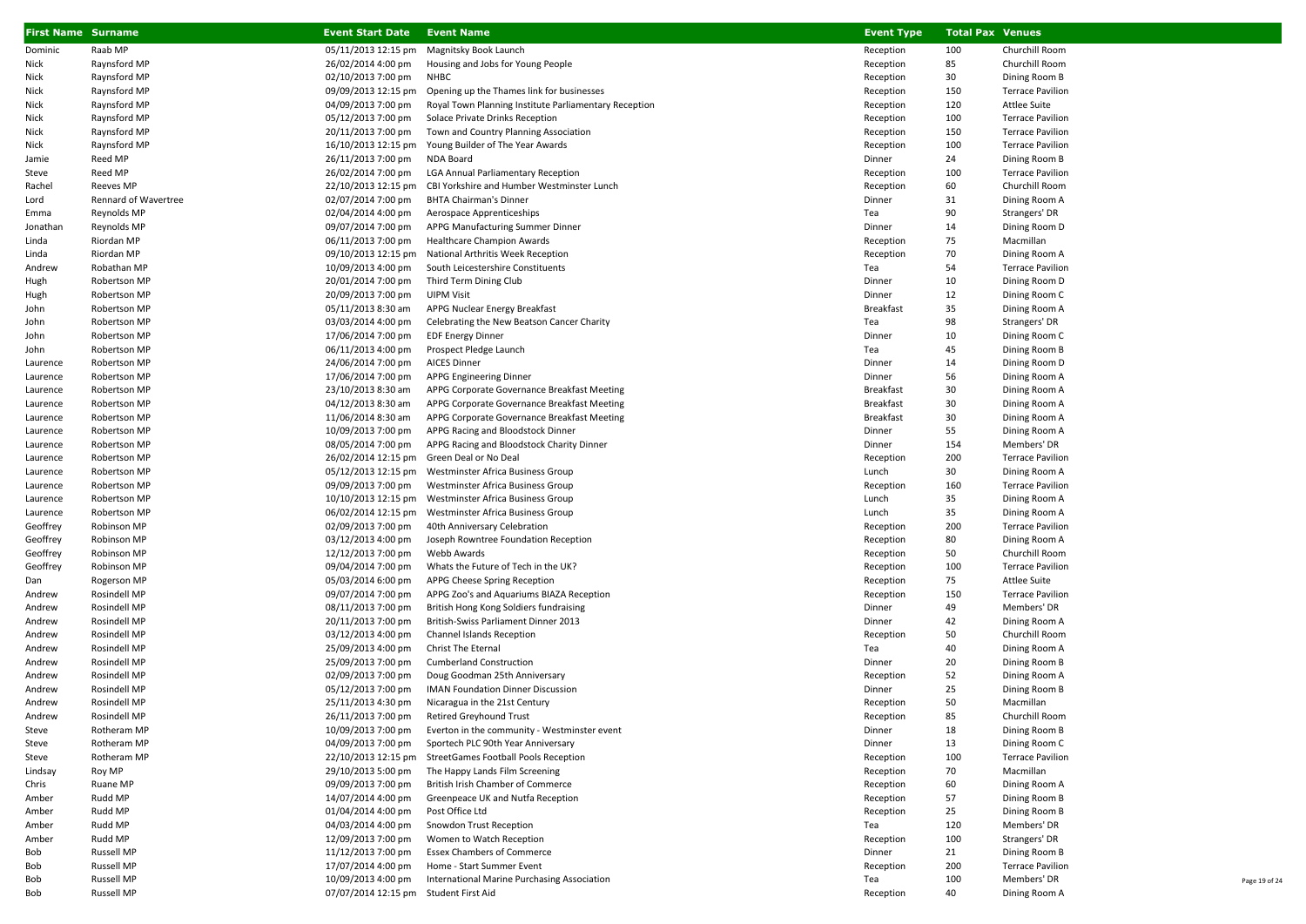| First Name | Surname | Event Start Date | Event Name | Event Type | Total Pax | Venues |
|---|---|---|---|---|---|---|
| Dominic | Raab MP | 05/11/2013 12:15 pm | Magnitsky Book Launch | Reception | 100 | Churchill Room |
| Nick | Raynsford MP | 26/02/2014 4:00 pm | Housing and Jobs for Young People | Reception | 85 | Churchill Room |
| Nick | Raynsford MP | 02/10/2013 7:00 pm | NHBC | Reception | 30 | Dining Room B |
| Nick | Raynsford MP | 09/09/2013 12:15 pm | Opening up the Thames link for businesses | Reception | 150 | Terrace Pavilion |
| Nick | Raynsford MP | 04/09/2013 7:00 pm | Royal Town Planning Institute Parliamentary Reception | Reception | 120 | Attlee Suite |
| Nick | Raynsford MP | 05/12/2013 7:00 pm | Solace Private Drinks Reception | Reception | 100 | Terrace Pavilion |
| Nick | Raynsford MP | 20/11/2013 7:00 pm | Town and Country Planning Association | Reception | 150 | Terrace Pavilion |
| Nick | Raynsford MP | 16/10/2013 12:15 pm | Young Builder of The Year Awards | Reception | 100 | Terrace Pavilion |
| Jamie | Reed MP | 26/11/2013 7:00 pm | NDA Board | Dinner | 24 | Dining Room B |
| Steve | Reed MP | 26/02/2014 7:00 pm | LGA Annual Parliamentary Reception | Reception | 100 | Terrace Pavilion |
| Rachel | Reeves MP | 22/10/2013 12:15 pm | CBI Yorkshire and Humber Westminster Lunch | Reception | 60 | Churchill Room |
| Lord | Rennard of Wavertree | 02/07/2014 7:00 pm | BHTA Chairman's Dinner | Dinner | 31 | Dining Room A |
| Emma | Reynolds MP | 02/04/2014 4:00 pm | Aerospace Apprenticeships | Tea | 90 | Strangers' DR |
| Jonathan | Reynolds MP | 09/07/2014 7:00 pm | APPG Manufacturing Summer Dinner | Dinner | 14 | Dining Room D |
| Linda | Riordan MP | 06/11/2013 7:00 pm | Healthcare Champion Awards | Reception | 75 | Macmillan |
| Linda | Riordan MP | 09/10/2013 12:15 pm | National Arthritis Week Reception | Reception | 70 | Dining Room A |
| Andrew | Robathan MP | 10/09/2013 4:00 pm | South Leicestershire Constituents | Tea | 54 | Terrace Pavilion |
| Hugh | Robertson MP | 20/01/2014 7:00 pm | Third Term Dining Club | Dinner | 10 | Dining Room D |
| Hugh | Robertson MP | 20/09/2013 7:00 pm | UIPM Visit | Dinner | 12 | Dining Room C |
| John | Robertson MP | 05/11/2013 8:30 am | APPG Nuclear Energy Breakfast | Breakfast | 35 | Dining Room A |
| John | Robertson MP | 03/03/2014 4:00 pm | Celebrating the New Beatson Cancer Charity | Tea | 98 | Strangers' DR |
| John | Robertson MP | 17/06/2014 7:00 pm | EDF Energy Dinner | Dinner | 10 | Dining Room C |
| John | Robertson MP | 06/11/2013 4:00 pm | Prospect Pledge Launch | Tea | 45 | Dining Room B |
| Laurence | Robertson MP | 24/06/2014 7:00 pm | AICES Dinner | Dinner | 14 | Dining Room D |
| Laurence | Robertson MP | 17/06/2014 7:00 pm | APPG Engineering Dinner | Dinner | 56 | Dining Room A |
| Laurence | Robertson MP | 23/10/2013 8:30 am | APPG Corporate Governance Breakfast Meeting | Breakfast | 30 | Dining Room A |
| Laurence | Robertson MP | 04/12/2013 8:30 am | APPG Corporate Governance Breakfast Meeting | Breakfast | 30 | Dining Room A |
| Laurence | Robertson MP | 11/06/2014 8:30 am | APPG Corporate Governance Breakfast Meeting | Breakfast | 30 | Dining Room A |
| Laurence | Robertson MP | 10/09/2013 7:00 pm | APPG Racing and Bloodstock Dinner | Dinner | 55 | Dining Room A |
| Laurence | Robertson MP | 08/05/2014 7:00 pm | APPG Racing and Bloodstock Charity Dinner | Dinner | 154 | Members' DR |
| Laurence | Robertson MP | 26/02/2014 12:15 pm | Green Deal or No Deal | Reception | 200 | Terrace Pavilion |
| Laurence | Robertson MP | 05/12/2013 12:15 pm | Westminster Africa Business Group | Lunch | 30 | Dining Room A |
| Laurence | Robertson MP | 09/09/2013 7:00 pm | Westminster Africa Business Group | Reception | 160 | Terrace Pavilion |
| Laurence | Robertson MP | 10/10/2013 12:15 pm | Westminster Africa Business Group | Lunch | 35 | Dining Room A |
| Laurence | Robertson MP | 06/02/2014 12:15 pm | Westminster Africa Business Group | Lunch | 35 | Dining Room A |
| Geoffrey | Robinson MP | 02/09/2013 7:00 pm | 40th Anniversary Celebration | Reception | 200 | Terrace Pavilion |
| Geoffrey | Robinson MP | 03/12/2013 4:00 pm | Joseph Rowntree Foundation Reception | Reception | 80 | Dining Room A |
| Geoffrey | Robinson MP | 12/12/2013 7:00 pm | Webb Awards | Reception | 50 | Churchill Room |
| Geoffrey | Robinson MP | 09/04/2014 7:00 pm | Whats the Future of Tech in the UK? | Reception | 100 | Terrace Pavilion |
| Dan | Rogerson MP | 05/03/2014 6:00 pm | APPG Cheese Spring Reception | Reception | 75 | Attlee Suite |
| Andrew | Rosindell MP | 09/07/2014 7:00 pm | APPG Zoo's and Aquariums BIAZA Reception | Reception | 150 | Terrace Pavilion |
| Andrew | Rosindell MP | 08/11/2013 7:00 pm | British Hong Kong Soldiers fundraising | Dinner | 49 | Members' DR |
| Andrew | Rosindell MP | 20/11/2013 7:00 pm | British-Swiss Parliament Dinner 2013 | Dinner | 42 | Dining Room A |
| Andrew | Rosindell MP | 03/12/2013 4:00 pm | Channel Islands Reception | Reception | 50 | Churchill Room |
| Andrew | Rosindell MP | 25/09/2013 4:00 pm | Christ The Eternal | Tea | 40 | Dining Room A |
| Andrew | Rosindell MP | 25/09/2013 7:00 pm | Cumberland Construction | Dinner | 20 | Dining Room B |
| Andrew | Rosindell MP | 02/09/2013 7:00 pm | Doug Goodman 25th Anniversary | Reception | 52 | Dining Room A |
| Andrew | Rosindell MP | 05/12/2013 7:00 pm | IMAN Foundation Dinner Discussion | Dinner | 25 | Dining Room B |
| Andrew | Rosindell MP | 25/11/2013 4:30 pm | Nicaragua in the 21st Century | Reception | 50 | Macmillan |
| Andrew | Rosindell MP | 26/11/2013 7:00 pm | Retired Greyhound Trust | Reception | 85 | Churchill Room |
| Steve | Rotheram MP | 10/09/2013 7:00 pm | Everton in the community - Westminster event | Dinner | 18 | Dining Room B |
| Steve | Rotheram MP | 04/09/2013 7:00 pm | Sportech PLC 90th Year Anniversary | Dinner | 13 | Dining Room C |
| Steve | Rotheram MP | 22/10/2013 12:15 pm | StreetGames Football Pools Reception | Reception | 100 | Terrace Pavilion |
| Lindsay | Roy MP | 29/10/2013 5:00 pm | The Happy Lands Film Screening | Reception | 70 | Macmillan |
| Chris | Ruane MP | 09/09/2013 7:00 pm | British Irish Chamber of Commerce | Reception | 60 | Dining Room A |
| Amber | Rudd MP | 14/07/2014 4:00 pm | Greenpeace UK and Nutfa Reception | Reception | 57 | Dining Room B |
| Amber | Rudd MP | 01/04/2014 4:00 pm | Post Office Ltd | Reception | 25 | Dining Room B |
| Amber | Rudd MP | 04/03/2014 4:00 pm | Snowdon Trust Reception | Tea | 120 | Members' DR |
| Amber | Rudd MP | 12/09/2013 7:00 pm | Women to Watch Reception | Reception | 100 | Strangers' DR |
| Bob | Russell MP | 11/12/2013 7:00 pm | Essex Chambers of Commerce | Dinner | 21 | Dining Room B |
| Bob | Russell MP | 17/07/2014 4:00 pm | Home - Start Summer Event | Reception | 200 | Terrace Pavilion |
| Bob | Russell MP | 10/09/2013 4:00 pm | International Marine Purchasing Association | Tea | 100 | Members' DR |
| Bob | Russell MP | 07/07/2014 12:15 pm | Student First Aid | Reception | 40 | Dining Room A |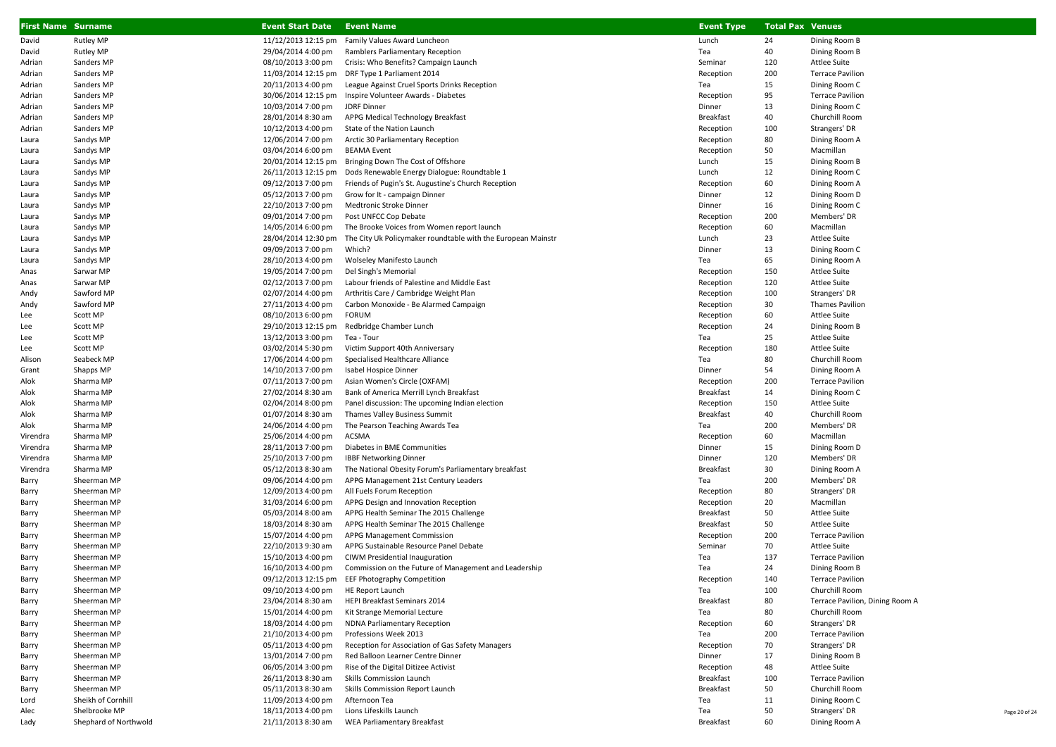| First Name | Surname | Event Start Date | Event Name | Event Type | Total Pax | Venues |
|---|---|---|---|---|---|---|
| David | Rutley MP | 11/12/2013 12:15 pm | Family Values Award Luncheon | Lunch | 24 | Dining Room B |
| David | Rutley MP | 29/04/2014 4:00 pm | Ramblers Parliamentary Reception | Tea | 40 | Dining Room B |
| Adrian | Sanders MP | 08/10/2013 3:00 pm | Crisis: Who Benefits? Campaign Launch | Seminar | 120 | Attlee Suite |
| Adrian | Sanders MP | 11/03/2014 12:15 pm | DRF Type 1 Parliament 2014 | Reception | 200 | Terrace Pavilion |
| Adrian | Sanders MP | 20/11/2013 4:00 pm | League Against Cruel Sports Drinks Reception | Tea | 15 | Dining Room C |
| Adrian | Sanders MP | 30/06/2014 12:15 pm | Inspire Volunteer Awards - Diabetes | Reception | 95 | Terrace Pavilion |
| Adrian | Sanders MP | 10/03/2014 7:00 pm | JDRF Dinner | Dinner | 13 | Dining Room C |
| Adrian | Sanders MP | 28/01/2014 8:30 am | APPG Medical Technology Breakfast | Breakfast | 40 | Churchill Room |
| Adrian | Sanders MP | 10/12/2013 4:00 pm | State of the Nation Launch | Reception | 100 | Strangers' DR |
| Laura | Sandys MP | 12/06/2014 7:00 pm | Arctic 30 Parliamentary Reception | Reception | 80 | Dining Room A |
| Laura | Sandys MP | 03/04/2014 6:00 pm | BEAMA Event | Reception | 50 | Macmillan |
| Laura | Sandys MP | 20/01/2014 12:15 pm | Bringing Down The Cost of Offshore | Lunch | 15 | Dining Room B |
| Laura | Sandys MP | 26/11/2013 12:15 pm | Dods Renewable Energy Dialogue: Roundtable 1 | Lunch | 12 | Dining Room C |
| Laura | Sandys MP | 09/12/2013 7:00 pm | Friends of Pugin's St. Augustine's Church Reception | Reception | 60 | Dining Room A |
| Laura | Sandys MP | 05/12/2013 7:00 pm | Grow for It - campaign Dinner | Dinner | 12 | Dining Room D |
| Laura | Sandys MP | 22/10/2013 7:00 pm | Medtronic Stroke Dinner | Dinner | 16 | Dining Room C |
| Laura | Sandys MP | 09/01/2014 7:00 pm | Post UNFCC Cop Debate | Reception | 200 | Members' DR |
| Laura | Sandys MP | 14/05/2014 6:00 pm | The Brooke Voices from Women report launch | Reception | 60 | Macmillan |
| Laura | Sandys MP | 28/04/2014 12:30 pm | The City Uk Policymaker roundtable with the European Mainstr | Lunch | 23 | Attlee Suite |
| Laura | Sandys MP | 09/09/2013 7:00 pm | Which? | Dinner | 13 | Dining Room C |
| Laura | Sandys MP | 28/10/2013 4:00 pm | Wolseley Manifesto Launch | Tea | 65 | Dining Room A |
| Anas | Sarwar MP | 19/05/2014 7:00 pm | Del Singh's Memorial | Reception | 150 | Attlee Suite |
| Anas | Sarwar MP | 02/12/2013 7:00 pm | Labour friends of Palestine and Middle East | Reception | 120 | Attlee Suite |
| Andy | Sawford MP | 02/07/2014 4:00 pm | Arthritis Care / Cambridge Weight Plan | Reception | 100 | Strangers' DR |
| Andy | Sawford MP | 27/11/2013 4:00 pm | Carbon Monoxide - Be Alarmed Campaign | Reception | 30 | Thames Pavilion |
| Lee | Scott MP | 08/10/2013 6:00 pm | FORUM | Reception | 60 | Attlee Suite |
| Lee | Scott MP | 29/10/2013 12:15 pm | Redbridge Chamber Lunch | Reception | 24 | Dining Room B |
| Lee | Scott MP | 13/12/2013 3:00 pm | Tea - Tour | Tea | 25 | Attlee Suite |
| Lee | Scott MP | 03/02/2014 5:30 pm | Victim Support 40th Anniversary | Reception | 180 | Attlee Suite |
| Alison | Seabeck MP | 17/06/2014 4:00 pm | Specialised Healthcare Alliance | Tea | 80 | Churchill Room |
| Grant | Shapps MP | 14/10/2013 7:00 pm | Isabel Hospice Dinner | Dinner | 54 | Dining Room A |
| Alok | Sharma MP | 07/11/2013 7:00 pm | Asian Women's Circle (OXFAM) | Reception | 200 | Terrace Pavilion |
| Alok | Sharma MP | 27/02/2014 8:30 am | Bank of America Merrill Lynch Breakfast | Breakfast | 14 | Dining Room C |
| Alok | Sharma MP | 02/04/2014 8:00 pm | Panel discussion: The upcoming Indian election | Reception | 150 | Attlee Suite |
| Alok | Sharma MP | 01/07/2014 8:30 am | Thames Valley Business Summit | Breakfast | 40 | Churchill Room |
| Alok | Sharma MP | 24/06/2014 4:00 pm | The Pearson Teaching Awards Tea | Tea | 200 | Members' DR |
| Virendra | Sharma MP | 25/06/2014 4:00 pm | ACSMA | Reception | 60 | Macmillan |
| Virendra | Sharma MP | 28/11/2013 7:00 pm | Diabetes in BME Communities | Dinner | 15 | Dining Room D |
| Virendra | Sharma MP | 25/10/2013 7:00 pm | IBBF Networking Dinner | Dinner | 120 | Members' DR |
| Virendra | Sharma MP | 05/12/2013 8:30 am | The National Obesity Forum's Parliamentary breakfast | Breakfast | 30 | Dining Room A |
| Barry | Sheerman MP | 09/06/2014 4:00 pm | APPG Management 21st Century Leaders | Tea | 200 | Members' DR |
| Barry | Sheerman MP | 12/09/2013 4:00 pm | All Fuels Forum Reception | Reception | 80 | Strangers' DR |
| Barry | Sheerman MP | 31/03/2014 6:00 pm | APPG Design and Innovation Reception | Reception | 20 | Macmillan |
| Barry | Sheerman MP | 05/03/2014 8:00 am | APPG Health Seminar The 2015 Challenge | Breakfast | 50 | Attlee Suite |
| Barry | Sheerman MP | 18/03/2014 8:30 am | APPG Health Seminar The 2015 Challenge | Breakfast | 50 | Attlee Suite |
| Barry | Sheerman MP | 15/07/2014 4:00 pm | APPG Management Commission | Reception | 200 | Terrace Pavilion |
| Barry | Sheerman MP | 22/10/2013 9:30 am | APPG Sustainable Resource Panel Debate | Seminar | 70 | Attlee Suite |
| Barry | Sheerman MP | 15/10/2013 4:00 pm | CIWM Presidential Inauguration | Tea | 137 | Terrace Pavilion |
| Barry | Sheerman MP | 16/10/2013 4:00 pm | Commission on the Future of Management and Leadership | Tea | 24 | Dining Room B |
| Barry | Sheerman MP | 09/12/2013 12:15 pm | EEF Photography Competition | Reception | 140 | Terrace Pavilion |
| Barry | Sheerman MP | 09/10/2013 4:00 pm | HE Report Launch | Tea | 100 | Churchill Room |
| Barry | Sheerman MP | 23/04/2014 8:30 am | HEPI Breakfast Seminars 2014 | Breakfast | 80 | Terrace Pavilion, Dining Room A |
| Barry | Sheerman MP | 15/01/2014 4:00 pm | Kit Strange Memorial Lecture | Tea | 80 | Churchill Room |
| Barry | Sheerman MP | 18/03/2014 4:00 pm | NDNA Parliamentary Reception | Reception | 60 | Strangers' DR |
| Barry | Sheerman MP | 21/10/2013 4:00 pm | Professions Week 2013 | Tea | 200 | Terrace Pavilion |
| Barry | Sheerman MP | 05/11/2013 4:00 pm | Reception for Association of Gas Safety Managers | Reception | 70 | Strangers' DR |
| Barry | Sheerman MP | 13/01/2014 7:00 pm | Red Balloon Learner Centre Dinner | Dinner | 17 | Dining Room B |
| Barry | Sheerman MP | 06/05/2014 3:00 pm | Rise of the Digital Ditizee Activist | Reception | 48 | Attlee Suite |
| Barry | Sheerman MP | 26/11/2013 8:30 am | Skills Commission Launch | Breakfast | 100 | Terrace Pavilion |
| Barry | Sheerman MP | 05/11/2013 8:30 am | Skills Commission Report Launch | Breakfast | 50 | Churchill Room |
| Lord | Sheikh of Cornhill | 11/09/2013 4:00 pm | Afternoon Tea | Tea | 11 | Dining Room C |
| Alec | Shelbrooke MP | 18/11/2013 4:00 pm | Lions Lifeskills Launch | Tea | 50 | Strangers' DR |
| Lady | Shephard of Northwold | 21/11/2013 8:30 am | WEA Parliamentary Breakfast | Breakfast | 60 | Dining Room A |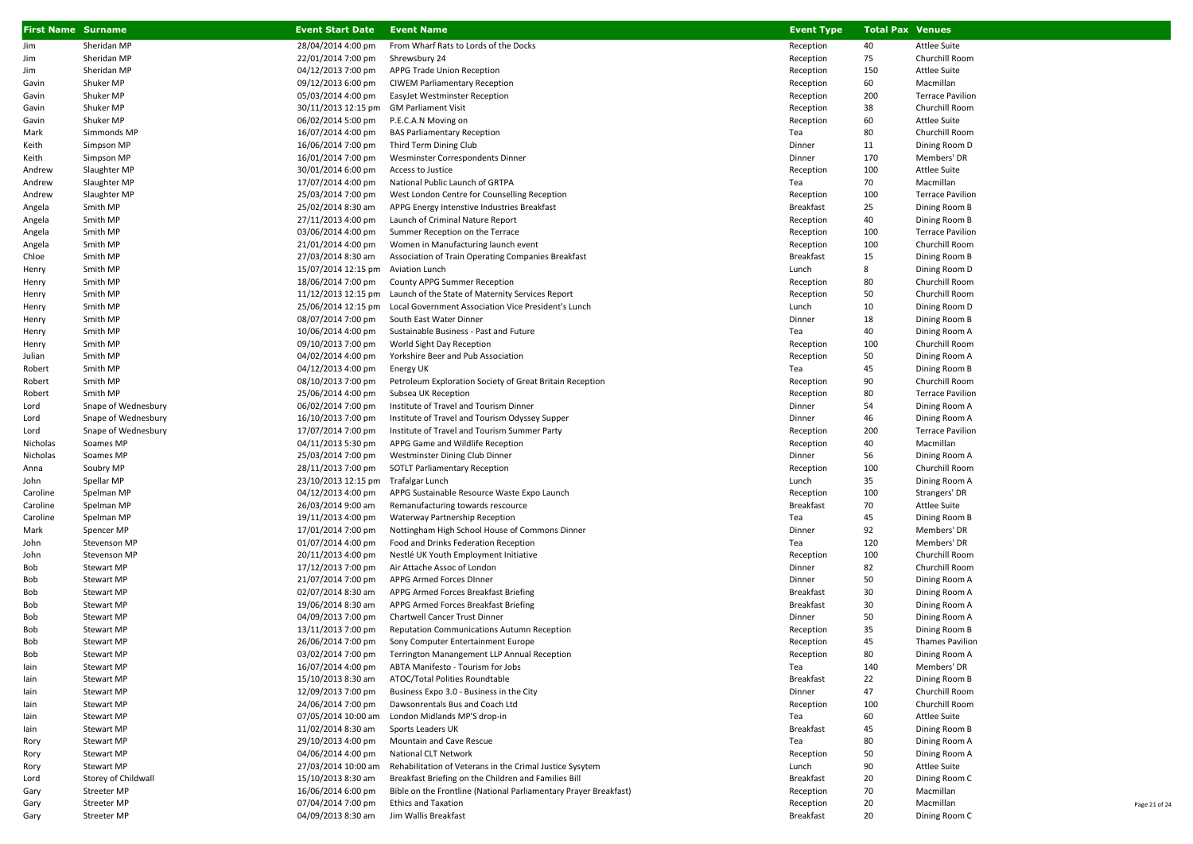| First Name | Surname | Event Start Date | Event Name | Event Type | Total Pax | Venues |
|---|---|---|---|---|---|---|
| Jim | Sheridan MP | 28/04/2014 4:00 pm | From Wharf Rats to Lords of the Docks | Reception | 40 | Attlee Suite |
| Jim | Sheridan MP | 22/01/2014 7:00 pm | Shrewsbury 24 | Reception | 75 | Churchill Room |
| Jim | Sheridan MP | 04/12/2013 7:00 pm | APPG Trade Union Reception | Reception | 150 | Attlee Suite |
| Gavin | Shuker MP | 09/12/2013 6:00 pm | CIWEM Parliamentary Reception | Reception | 60 | Macmillan |
| Gavin | Shuker MP | 05/03/2014 4:00 pm | EasyJet Westminster Reception | Reception | 200 | Terrace Pavilion |
| Gavin | Shuker MP | 30/11/2013 12:15 pm | GM Parliament Visit | Reception | 38 | Churchill Room |
| Gavin | Shuker MP | 06/02/2014 5:00 pm | P.E.C.A.N Moving on | Reception | 60 | Attlee Suite |
| Mark | Simmonds MP | 16/07/2014 4:00 pm | BAS Parliamentary Reception | Tea | 80 | Churchill Room |
| Keith | Simpson MP | 16/06/2014 7:00 pm | Third Term Dining Club | Dinner | 11 | Dining Room D |
| Keith | Simpson MP | 16/01/2014 7:00 pm | Wesminster Correspondents Dinner | Dinner | 170 | Members' DR |
| Andrew | Slaughter MP | 30/01/2014 6:00 pm | Access to Justice | Reception | 100 | Attlee Suite |
| Andrew | Slaughter MP | 17/07/2014 4:00 pm | National Public Launch of GRTPA | Tea | 70 | Macmillan |
| Andrew | Slaughter MP | 25/03/2014 7:00 pm | West London Centre for Counselling Reception | Reception | 100 | Terrace Pavilion |
| Angela | Smith MP | 25/02/2014 8:30 am | APPG Energy Intensive Industries Breakfast | Breakfast | 25 | Dining Room B |
| Angela | Smith MP | 27/11/2013 4:00 pm | Launch of Criminal Nature Report | Reception | 40 | Dining Room B |
| Angela | Smith MP | 03/06/2014 4:00 pm | Summer Reception on the Terrace | Reception | 100 | Terrace Pavilion |
| Angela | Smith MP | 21/01/2014 4:00 pm | Women in Manufacturing launch event | Reception | 100 | Churchill Room |
| Chloe | Smith MP | 27/03/2014 8:30 am | Association of Train Operating Companies Breakfast | Breakfast | 15 | Dining Room B |
| Henry | Smith MP | 15/07/2014 12:15 pm | Aviation Lunch | Lunch | 8 | Dining Room D |
| Henry | Smith MP | 18/06/2014 7:00 pm | County APPG Summer Reception | Reception | 80 | Churchill Room |
| Henry | Smith MP | 11/12/2013 12:15 pm | Launch of the State of Maternity Services Report | Reception | 50 | Churchill Room |
| Henry | Smith MP | 25/06/2014 12:15 pm | Local Government Association Vice President's Lunch | Lunch | 10 | Dining Room D |
| Henry | Smith MP | 08/07/2014 7:00 pm | South East Water Dinner | Dinner | 18 | Dining Room B |
| Henry | Smith MP | 10/06/2014 4:00 pm | Sustainable Business - Past and Future | Tea | 40 | Dining Room A |
| Henry | Smith MP | 09/10/2013 7:00 pm | World Sight Day Reception | Reception | 100 | Churchill Room |
| Julian | Smith MP | 04/02/2014 4:00 pm | Yorkshire Beer and Pub Association | Reception | 50 | Dining Room A |
| Robert | Smith MP | 04/12/2013 4:00 pm | Energy UK | Tea | 45 | Dining Room B |
| Robert | Smith MP | 08/10/2013 7:00 pm | Petroleum Exploration Society of Great Britain Reception | Reception | 90 | Churchill Room |
| Robert | Smith MP | 25/06/2014 4:00 pm | Subsea UK Reception | Reception | 80 | Terrace Pavilion |
| Lord | Snape of Wednesbury | 06/02/2014 7:00 pm | Institute of Travel and Tourism Dinner | Dinner | 54 | Dining Room A |
| Lord | Snape of Wednesbury | 16/10/2013 7:00 pm | Institute of Travel and Tourism Odyssey Supper | Dinner | 46 | Dining Room A |
| Lord | Snape of Wednesbury | 17/07/2014 7:00 pm | Institute of Travel and Tourism Summer Party | Reception | 200 | Terrace Pavilion |
| Nicholas | Soames MP | 04/11/2013 5:30 pm | APPG Game and Wildlife Reception | Reception | 40 | Macmillan |
| Nicholas | Soames MP | 25/03/2014 7:00 pm | Westminster Dining Club Dinner | Dinner | 56 | Dining Room A |
| Anna | Soubry MP | 28/11/2013 7:00 pm | SOTLT Parliamentary Reception | Reception | 100 | Churchill Room |
| John | Spellar MP | 23/10/2013 12:15 pm | Trafalgar Lunch | Lunch | 35 | Dining Room A |
| Caroline | Spelman MP | 04/12/2013 4:00 pm | APPG Sustainable Resource Waste Expo Launch | Reception | 100 | Strangers' DR |
| Caroline | Spelman MP | 26/03/2014 9:00 am | Remanufacturing towards rescource | Breakfast | 70 | Attlee Suite |
| Caroline | Spelman MP | 19/11/2013 4:00 pm | Waterway Partnership Reception | Tea | 45 | Dining Room B |
| Mark | Spencer MP | 17/01/2014 7:00 pm | Nottingham High School House of Commons Dinner | Dinner | 92 | Members' DR |
| John | Stevenson MP | 01/07/2014 4:00 pm | Food and Drinks Federation Reception | Tea | 120 | Members' DR |
| John | Stevenson MP | 20/11/2013 4:00 pm | Nestlé UK Youth Employment Initiative | Reception | 100 | Churchill Room |
| Bob | Stewart MP | 17/12/2013 7:00 pm | Air Attache Assoc of London | Dinner | 82 | Churchill Room |
| Bob | Stewart MP | 21/07/2014 7:00 pm | APPG Armed Forces DInner | Dinner | 50 | Dining Room A |
| Bob | Stewart MP | 02/07/2014 8:30 am | APPG Armed Forces Breakfast Briefing | Breakfast | 30 | Dining Room A |
| Bob | Stewart MP | 19/06/2014 8:30 am | APPG Armed Forces Breakfast Briefing | Breakfast | 30 | Dining Room A |
| Bob | Stewart MP | 04/09/2013 7:00 pm | Chartwell Cancer Trust Dinner | Dinner | 50 | Dining Room A |
| Bob | Stewart MP | 13/11/2013 7:00 pm | Reputation Communications Autumn Reception | Reception | 35 | Dining Room B |
| Bob | Stewart MP | 26/06/2014 7:00 pm | Sony Computer Entertainment Europe | Reception | 45 | Thames Pavilion |
| Bob | Stewart MP | 03/02/2014 7:00 pm | Terrington Manangement LLP Annual Reception | Reception | 80 | Dining Room A |
| Iain | Stewart MP | 16/07/2014 4:00 pm | ABTA Manifesto - Tourism for Jobs | Tea | 140 | Members' DR |
| Iain | Stewart MP | 15/10/2013 8:30 am | ATOC/Total Polities Roundtable | Breakfast | 22 | Dining Room B |
| Iain | Stewart MP | 12/09/2013 7:00 pm | Business Expo 3.0 - Business in the City | Dinner | 47 | Churchill Room |
| Iain | Stewart MP | 24/06/2014 7:00 pm | Dawsonrentals Bus and Coach Ltd | Reception | 100 | Churchill Room |
| Iain | Stewart MP | 07/05/2014 10:00 am | London Midlands MP'S drop-in | Tea | 60 | Attlee Suite |
| Iain | Stewart MP | 11/02/2014 8:30 am | Sports Leaders UK | Breakfast | 45 | Dining Room B |
| Rory | Stewart MP | 29/10/2013 4:00 pm | Mountain and Cave Rescue | Tea | 80 | Dining Room A |
| Rory | Stewart MP | 04/06/2014 4:00 pm | National CLT Network | Reception | 50 | Dining Room A |
| Rory | Stewart MP | 27/03/2014 10:00 am | Rehabilitation of Veterans in the Crimal Justice Sysytem | Lunch | 90 | Attlee Suite |
| Lord | Storey of Childwall | 15/10/2013 8:30 am | Breakfast Briefing on the Children and Families Bill | Breakfast | 20 | Dining Room C |
| Gary | Streeter MP | 16/06/2014 6:00 pm | Bible on the Frontline (National Parliamentary Prayer Breakfast) | Reception | 70 | Macmillan |
| Gary | Streeter MP | 07/04/2014 7:00 pm | Ethics and Taxation | Reception | 20 | Macmillan |
| Gary | Streeter MP | 04/09/2013 8:30 am | Jim Wallis Breakfast | Breakfast | 20 | Dining Room C |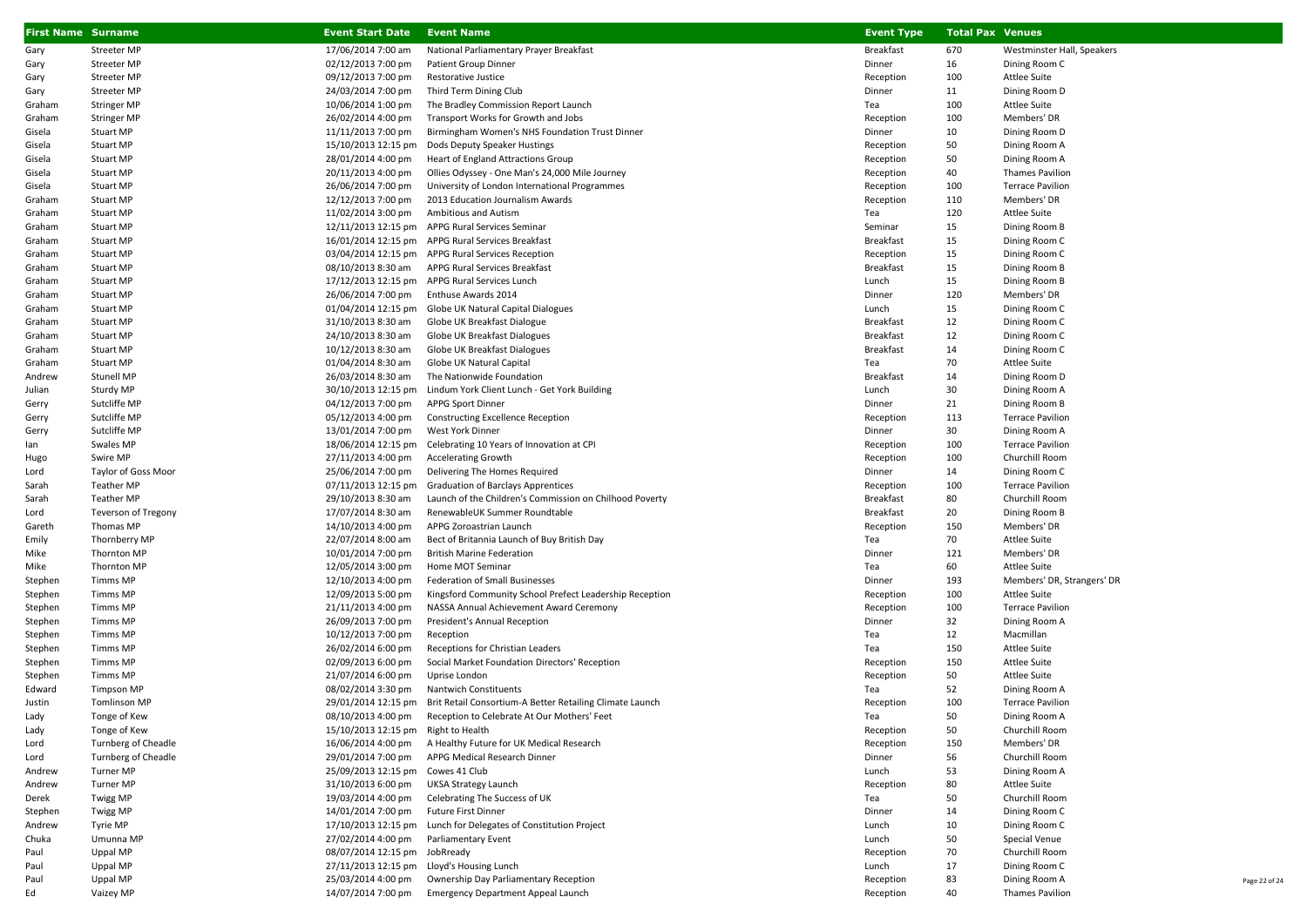| First Name | Surname | Event Start Date | Event Name | Event Type | Total Pax | Venues |
|---|---|---|---|---|---|---|
| Gary | Streeter MP | 17/06/2014 7:00 am | National Parliamentary Prayer Breakfast | Breakfast | 670 | Westminster Hall, Speakers |
| Gary | Streeter MP | 02/12/2013 7:00 pm | Patient Group Dinner | Dinner | 16 | Dining Room C |
| Gary | Streeter MP | 09/12/2013 7:00 pm | Restorative Justice | Reception | 100 | Attlee Suite |
| Gary | Streeter MP | 24/03/2014 7:00 pm | Third Term Dining Club | Dinner | 11 | Dining Room D |
| Graham | Stringer MP | 10/06/2014 1:00 pm | The Bradley Commission Report Launch | Tea | 100 | Attlee Suite |
| Graham | Stringer MP | 26/02/2014 4:00 pm | Transport Works for Growth and Jobs | Reception | 100 | Members' DR |
| Gisela | Stuart MP | 11/11/2013 7:00 pm | Birmingham Women's NHS Foundation Trust Dinner | Dinner | 10 | Dining Room D |
| Gisela | Stuart MP | 15/10/2013 12:15 pm | Dods Deputy Speaker Hustings | Reception | 50 | Dining Room A |
| Gisela | Stuart MP | 28/01/2014 4:00 pm | Heart of England Attractions Group | Reception | 50 | Dining Room A |
| Gisela | Stuart MP | 20/11/2013 4:00 pm | Ollies Odyssey - One Man's 24,000 Mile Journey | Reception | 40 | Thames Pavilion |
| Gisela | Stuart MP | 26/06/2014 7:00 pm | University of London International Programmes | Reception | 100 | Terrace Pavilion |
| Graham | Stuart MP | 12/12/2013 7:00 pm | 2013 Education Journalism Awards | Reception | 110 | Members' DR |
| Graham | Stuart MP | 11/02/2014 3:00 pm | Ambitious and Autism | Tea | 120 | Attlee Suite |
| Graham | Stuart MP | 12/11/2013 12:15 pm | APPG Rural Services Seminar | Seminar | 15 | Dining Room B |
| Graham | Stuart MP | 16/01/2014 12:15 pm | APPG Rural Services Breakfast | Breakfast | 15 | Dining Room C |
| Graham | Stuart MP | 03/04/2014 12:15 pm | APPG Rural Services Reception | Reception | 15 | Dining Room C |
| Graham | Stuart MP | 08/10/2013 8:30 am | APPG Rural Services Breakfast | Breakfast | 15 | Dining Room B |
| Graham | Stuart MP | 17/12/2013 12:15 pm | APPG Rural Services Lunch | Lunch | 15 | Dining Room B |
| Graham | Stuart MP | 26/06/2014 7:00 pm | Enthuse Awards 2014 | Dinner | 120 | Members' DR |
| Graham | Stuart MP | 01/04/2014 12:15 pm | Globe UK Natural Capital Dialogues | Lunch | 15 | Dining Room C |
| Graham | Stuart MP | 31/10/2013 8:30 am | Globe UK Breakfast Dialogue | Breakfast | 12 | Dining Room C |
| Graham | Stuart MP | 24/10/2013 8:30 am | Globe UK Breakfast Dialogues | Breakfast | 12 | Dining Room C |
| Graham | Stuart MP | 10/12/2013 8:30 am | Globe UK Breakfast Dialogues | Breakfast | 14 | Dining Room C |
| Graham | Stuart MP | 01/04/2014 8:30 am | Globe UK Natural Capital | Tea | 70 | Attlee Suite |
| Andrew | Stunell MP | 26/03/2014 8:30 am | The Nationwide Foundation | Breakfast | 14 | Dining Room D |
| Julian | Sturdy MP | 30/10/2013 12:15 pm | Lindum York Client Lunch - Get York Building | Lunch | 30 | Dining Room A |
| Gerry | Sutcliffe MP | 04/12/2013 7:00 pm | APPG Sport Dinner | Dinner | 21 | Dining Room B |
| Gerry | Sutcliffe MP | 05/12/2013 4:00 pm | Constructing Excellence Reception | Reception | 113 | Terrace Pavilion |
| Gerry | Sutcliffe MP | 13/01/2014 7:00 pm | West York Dinner | Dinner | 30 | Dining Room A |
| Ian | Swales MP | 18/06/2014 12:15 pm | Celebrating 10 Years of Innovation at CPI | Reception | 100 | Terrace Pavilion |
| Hugo | Swire MP | 27/11/2013 4:00 pm | Accelerating Growth | Reception | 100 | Churchill Room |
| Lord | Taylor of Goss Moor | 25/06/2014 7:00 pm | Delivering The Homes Required | Dinner | 14 | Dining Room C |
| Sarah | Teather MP | 07/11/2013 12:15 pm | Graduation of Barclays Apprentices | Reception | 100 | Terrace Pavilion |
| Sarah | Teather MP | 29/10/2013 8:30 am | Launch of the Children's Commission on Chilhood Poverty | Breakfast | 80 | Churchill Room |
| Lord | Teverson of Tregony | 17/07/2014 8:30 am | RenewableUK Summer Roundtable | Breakfast | 20 | Dining Room B |
| Gareth | Thomas MP | 14/10/2013 4:00 pm | APPG Zoroastrian Launch | Reception | 150 | Members' DR |
| Emily | Thornberry MP | 22/07/2014 8:00 am | Bect of Britannia Launch of Buy British Day | Tea | 70 | Attlee Suite |
| Mike | Thornton MP | 10/01/2014 7:00 pm | British Marine Federation | Dinner | 121 | Members' DR |
| Mike | Thornton MP | 12/05/2014 3:00 pm | Home MOT Seminar | Tea | 60 | Attlee Suite |
| Stephen | Timms MP | 12/10/2013 4:00 pm | Federation of Small Businesses | Dinner | 193 | Members' DR, Strangers' DR |
| Stephen | Timms MP | 12/09/2013 5:00 pm | Kingsford Community School Prefect Leadership Reception | Reception | 100 | Attlee Suite |
| Stephen | Timms MP | 21/11/2013 4:00 pm | NASSA Annual Achievement Award Ceremony | Reception | 100 | Terrace Pavilion |
| Stephen | Timms MP | 26/09/2013 7:00 pm | President's Annual Reception | Dinner | 32 | Dining Room A |
| Stephen | Timms MP | 10/12/2013 7:00 pm | Reception | Tea | 12 | Macmillan |
| Stephen | Timms MP | 26/02/2014 6:00 pm | Receptions for Christian Leaders | Tea | 150 | Attlee Suite |
| Stephen | Timms MP | 02/09/2013 6:00 pm | Social Market Foundation Directors' Reception | Reception | 150 | Attlee Suite |
| Stephen | Timms MP | 21/07/2014 6:00 pm | Uprise London | Reception | 50 | Attlee Suite |
| Edward | Timpson MP | 08/02/2014 3:30 pm | Nantwich Constituents | Tea | 52 | Dining Room A |
| Justin | Tomlinson MP | 29/01/2014 12:15 pm | Brit Retail Consortium-A Better Retailing Climate Launch | Reception | 100 | Terrace Pavilion |
| Lady | Tonge of Kew | 08/10/2013 4:00 pm | Reception to Celebrate At Our Mothers' Feet | Tea | 50 | Dining Room A |
| Lady | Tonge of Kew | 15/10/2013 12:15 pm | Right to Health | Reception | 50 | Churchill Room |
| Lord | Turnberg of Cheadle | 16/06/2014 4:00 pm | A Healthy Future for UK Medical Research | Reception | 150 | Members' DR |
| Lord | Turnberg of Cheadle | 29/01/2014 7:00 pm | APPG Medical Research Dinner | Dinner | 56 | Churchill Room |
| Andrew | Turner MP | 25/09/2013 12:15 pm | Cowes 41 Club | Lunch | 53 | Dining Room A |
| Andrew | Turner MP | 31/10/2013 6:00 pm | UKSA Strategy Launch | Reception | 80 | Attlee Suite |
| Derek | Twigg MP | 19/03/2014 4:00 pm | Celebrating The Success of UK | Tea | 50 | Churchill Room |
| Stephen | Twigg MP | 14/01/2014 7:00 pm | Future First Dinner | Dinner | 14 | Dining Room C |
| Andrew | Tyrie MP | 17/10/2013 12:15 pm | Lunch for Delegates of Constitution Project | Lunch | 10 | Dining Room C |
| Chuka | Umunna MP | 27/02/2014 4:00 pm | Parliamentary Event | Lunch | 50 | Special Venue |
| Paul | Uppal MP | 08/07/2014 12:15 pm | JobRready | Reception | 70 | Churchill Room |
| Paul | Uppal MP | 27/11/2013 12:15 pm | Lloyd's Housing Lunch | Lunch | 17 | Dining Room C |
| Paul | Uppal MP | 25/03/2014 4:00 pm | Ownership Day Parliamentary Reception | Reception | 83 | Dining Room A |
| Ed | Vaizey MP | 14/07/2014 7:00 pm | Emergency Department Appeal Launch | Reception | 40 | Thames Pavilion |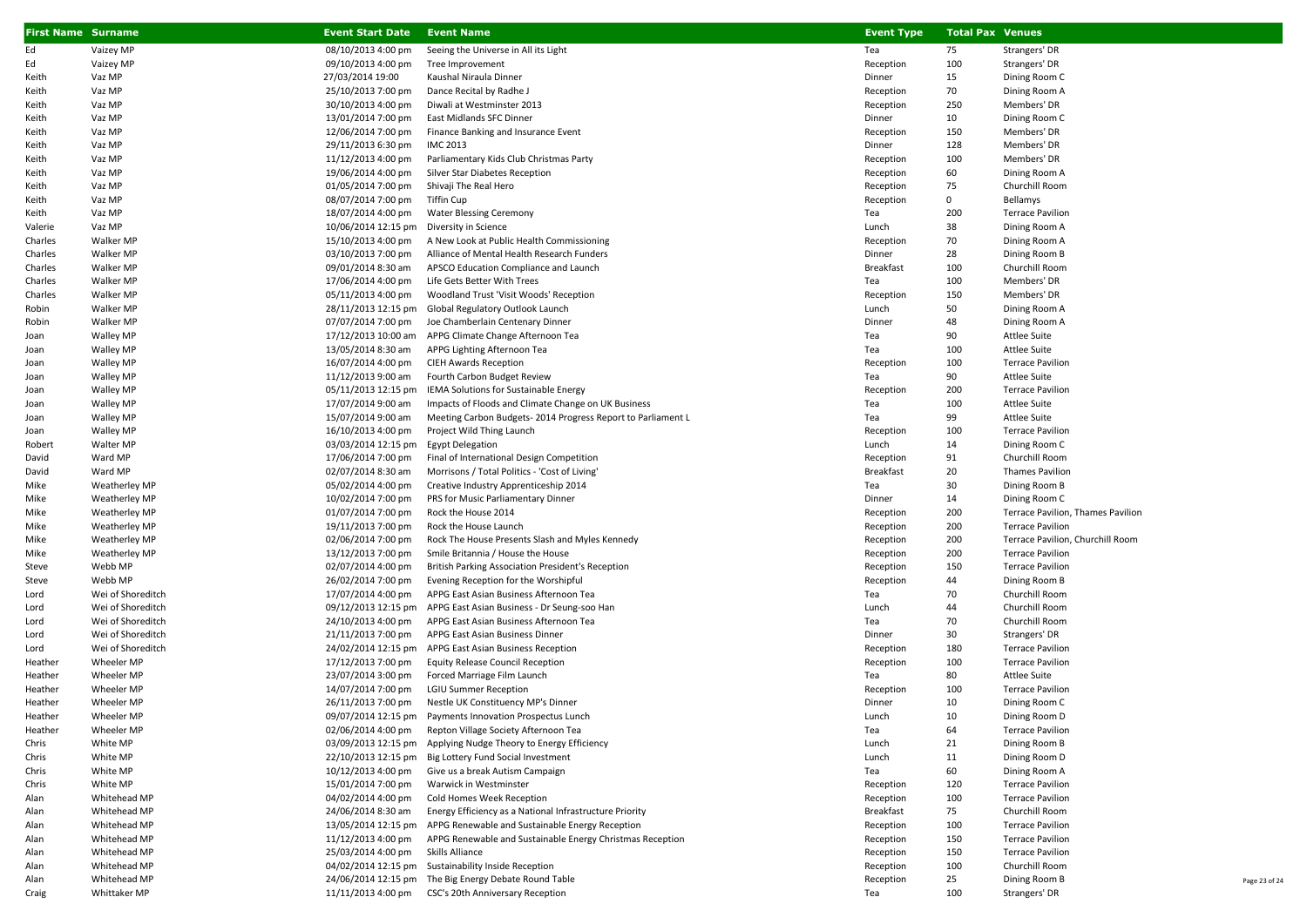| First Name | Surname | Event Start Date | Event Name | Event Type | Total Pax | Venues |
|---|---|---|---|---|---|---|
| Ed | Vaizey MP | 08/10/2013 4:00 pm | Seeing the Universe in All its Light | Tea | 75 | Strangers' DR |
| Ed | Vaizey MP | 09/10/2013 4:00 pm | Tree Improvement | Reception | 100 | Strangers' DR |
| Keith | Vaz MP | 27/03/2014 19:00 | Kaushal Niraula Dinner | Dinner | 15 | Dining Room C |
| Keith | Vaz MP | 25/10/2013 7:00 pm | Dance Recital by Radhe J | Reception | 70 | Dining Room A |
| Keith | Vaz MP | 30/10/2013 4:00 pm | Diwali at Westminster 2013 | Reception | 250 | Members' DR |
| Keith | Vaz MP | 13/01/2014 7:00 pm | East Midlands SFC Dinner | Dinner | 10 | Dining Room C |
| Keith | Vaz MP | 12/06/2014 7:00 pm | Finance Banking and Insurance Event | Reception | 150 | Members' DR |
| Keith | Vaz MP | 29/11/2013 6:30 pm | IMC 2013 | Dinner | 128 | Members' DR |
| Keith | Vaz MP | 11/12/2013 4:00 pm | Parliamentary Kids Club Christmas Party | Reception | 100 | Members' DR |
| Keith | Vaz MP | 19/06/2014 4:00 pm | Silver Star Diabetes Reception | Reception | 60 | Dining Room A |
| Keith | Vaz MP | 01/05/2014 7:00 pm | Shivaji The Real Hero | Reception | 75 | Churchill Room |
| Keith | Vaz MP | 08/07/2014 7:00 pm | Tiffin Cup | Reception | 0 | Bellamys |
| Keith | Vaz MP | 18/07/2014 4:00 pm | Water Blessing Ceremony | Tea | 200 | Terrace Pavilion |
| Valerie | Vaz MP | 10/06/2014 12:15 pm | Diversity in Science | Lunch | 38 | Dining Room A |
| Charles | Walker MP | 15/10/2013 4:00 pm | A New Look at Public Health Commissioning | Reception | 70 | Dining Room A |
| Charles | Walker MP | 03/10/2013 7:00 pm | Alliance of Mental Health Research Funders | Dinner | 28 | Dining Room B |
| Charles | Walker MP | 09/01/2014 8:30 am | APSCO Education Compliance and Launch | Breakfast | 100 | Churchill Room |
| Charles | Walker MP | 17/06/2014 4:00 pm | Life Gets Better With Trees | Tea | 100 | Members' DR |
| Charles | Walker MP | 05/11/2013 4:00 pm | Woodland Trust 'Visit Woods' Reception | Reception | 150 | Members' DR |
| Robin | Walker MP | 28/11/2013 12:15 pm | Global Regulatory Outlook Launch | Lunch | 50 | Dining Room A |
| Robin | Walker MP | 07/07/2014 7:00 pm | Joe Chamberlain Centenary Dinner | Dinner | 48 | Dining Room A |
| Joan | Walley MP | 17/12/2013 10:00 am | APPG Climate Change Afternoon Tea | Tea | 90 | Attlee Suite |
| Joan | Walley MP | 13/05/2014 8:30 am | APPG Lighting Afternoon Tea | Tea | 100 | Attlee Suite |
| Joan | Walley MP | 16/07/2014 4:00 pm | CIEH Awards Reception | Reception | 100 | Terrace Pavilion |
| Joan | Walley MP | 11/12/2013 9:00 am | Fourth Carbon Budget Review | Tea | 90 | Attlee Suite |
| Joan | Walley MP | 05/11/2013 12:15 pm | IEMA Solutions for Sustainable Energy | Reception | 200 | Terrace Pavilion |
| Joan | Walley MP | 17/07/2014 9:00 am | Impacts of Floods and Climate Change on UK Business | Tea | 100 | Attlee Suite |
| Joan | Walley MP | 15/07/2014 9:00 am | Meeting Carbon Budgets- 2014 Progress Report to Parliament L | Tea | 99 | Attlee Suite |
| Joan | Walley MP | 16/10/2013 4:00 pm | Project Wild Thing Launch | Reception | 100 | Terrace Pavilion |
| Robert | Walter MP | 03/03/2014 12:15 pm | Egypt Delegation | Lunch | 14 | Dining Room C |
| David | Ward MP | 17/06/2014 7:00 pm | Final of International Design Competition | Reception | 91 | Churchill Room |
| David | Ward MP | 02/07/2014 8:30 am | Morrisons / Total Politics - 'Cost of Living' | Breakfast | 20 | Thames Pavilion |
| Mike | Weatherley MP | 05/02/2014 4:00 pm | Creative Industry Apprenticeship 2014 | Tea | 30 | Dining Room B |
| Mike | Weatherley MP | 10/02/2014 7:00 pm | PRS for Music Parliamentary Dinner | Dinner | 14 | Dining Room C |
| Mike | Weatherley MP | 01/07/2014 7:00 pm | Rock the House 2014 | Reception | 200 | Terrace Pavilion, Thames Pavilion |
| Mike | Weatherley MP | 19/11/2013 7:00 pm | Rock the House Launch | Reception | 200 | Terrace Pavilion |
| Mike | Weatherley MP | 02/06/2014 7:00 pm | Rock The House Presents Slash and Myles Kennedy | Reception | 200 | Terrace Pavilion, Churchill Room |
| Mike | Weatherley MP | 13/12/2013 7:00 pm | Smile Britannia / House the House | Reception | 200 | Terrace Pavilion |
| Steve | Webb MP | 02/07/2014 4:00 pm | British Parking Association President's Reception | Reception | 150 | Terrace Pavilion |
| Steve | Webb MP | 26/02/2014 7:00 pm | Evening Reception for the Worshipful | Reception | 44 | Dining Room B |
| Lord | Wei of Shoreditch | 17/07/2014 4:00 pm | APPG East Asian Business Afternoon Tea | Tea | 70 | Churchill Room |
| Lord | Wei of Shoreditch | 09/12/2013 12:15 pm | APPG East Asian Business - Dr Seung-soo Han | Lunch | 44 | Churchill Room |
| Lord | Wei of Shoreditch | 24/10/2013 4:00 pm | APPG East Asian Business Afternoon Tea | Tea | 70 | Churchill Room |
| Lord | Wei of Shoreditch | 21/11/2013 7:00 pm | APPG East Asian Business Dinner | Dinner | 30 | Strangers' DR |
| Lord | Wei of Shoreditch | 24/02/2014 12:15 pm | APPG East Asian Business Reception | Reception | 180 | Terrace Pavilion |
| Heather | Wheeler MP | 17/12/2013 7:00 pm | Equity Release Council Reception | Reception | 100 | Terrace Pavilion |
| Heather | Wheeler MP | 23/07/2014 3:00 pm | Forced Marriage Film Launch | Tea | 80 | Attlee Suite |
| Heather | Wheeler MP | 14/07/2014 7:00 pm | LGIU Summer Reception | Reception | 100 | Terrace Pavilion |
| Heather | Wheeler MP | 26/11/2013 7:00 pm | Nestle UK Constituency MP's Dinner | Dinner | 10 | Dining Room C |
| Heather | Wheeler MP | 09/07/2014 12:15 pm | Payments Innovation Prospectus Lunch | Lunch | 10 | Dining Room D |
| Heather | Wheeler MP | 02/06/2014 4:00 pm | Repton Village Society Afternoon Tea | Tea | 64 | Terrace Pavilion |
| Chris | White MP | 03/09/2013 12:15 pm | Applying Nudge Theory to Energy Efficiency | Lunch | 21 | Dining Room B |
| Chris | White MP | 22/10/2013 12:15 pm | Big Lottery Fund Social Investment | Lunch | 11 | Dining Room D |
| Chris | White MP | 10/12/2013 4:00 pm | Give us a break Autism Campaign | Tea | 60 | Dining Room A |
| Chris | White MP | 15/01/2014 7:00 pm | Warwick in Westminster | Reception | 120 | Terrace Pavilion |
| Alan | Whitehead MP | 04/02/2014 4:00 pm | Cold Homes Week Reception | Reception | 100 | Terrace Pavilion |
| Alan | Whitehead MP | 24/06/2014 8:30 am | Energy Efficiency as a National Infrastructure Priority | Breakfast | 75 | Churchill Room |
| Alan | Whitehead MP | 13/05/2014 12:15 pm | APPG Renewable and Sustainable Energy Reception | Reception | 100 | Terrace Pavilion |
| Alan | Whitehead MP | 11/12/2013 4:00 pm | APPG Renewable and Sustainable Energy Christmas Reception | Reception | 150 | Terrace Pavilion |
| Alan | Whitehead MP | 25/03/2014 4:00 pm | Skills Alliance | Reception | 150 | Terrace Pavilion |
| Alan | Whitehead MP | 04/02/2014 12:15 pm | Sustainability Inside Reception | Reception | 100 | Churchill Room |
| Alan | Whitehead MP | 24/06/2014 12:15 pm | The Big Energy Debate Round Table | Reception | 25 | Dining Room B |
| Craig | Whittaker MP | 11/11/2013 4:00 pm | CSC's 20th Anniversary Reception | Tea | 100 | Strangers' DR |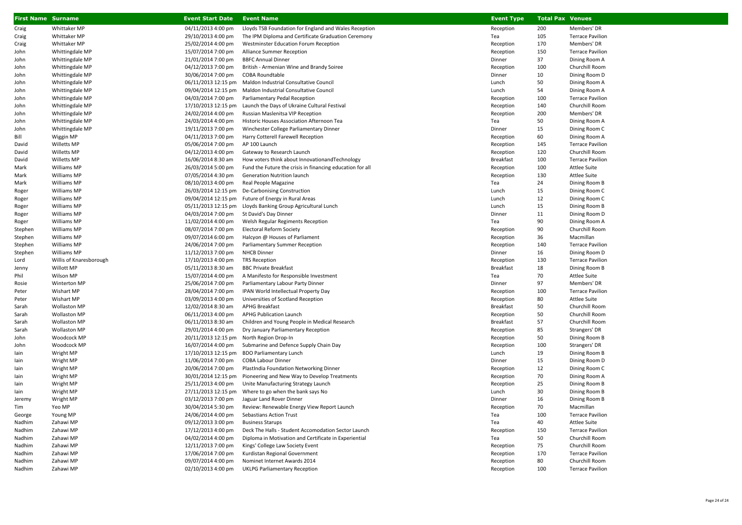| First Name | Surname | Event Start Date | Event Name | Event Type | Total Pax | Venues |
|---|---|---|---|---|---|---|
| Craig | Whittaker MP | 04/11/2013 4:00 pm | Lloyds TSB Foundation for England and Wales Reception | Reception | 200 | Members' DR |
| Craig | Whittaker MP | 29/10/2013 4:00 pm | The IPM Diploma and Certificate Graduation Ceremony | Tea | 105 | Terrace Pavilion |
| Craig | Whittaker MP | 25/02/2014 4:00 pm | Westminster Education Forum Reception | Reception | 170 | Members' DR |
| John | Whittingdale MP | 15/07/2014 7:00 pm | Alliance Summer Reception | Reception | 150 | Terrace Pavilion |
| John | Whittingdale MP | 21/01/2014 7:00 pm | BBFC Annual Dinner | Dinner | 37 | Dining Room A |
| John | Whittingdale MP | 04/12/2013 7:00 pm | British - Armenian Wine and Brandy Soiree | Reception | 100 | Churchill Room |
| John | Whittingdale MP | 30/06/2014 7:00 pm | COBA Roundtable | Dinner | 10 | Dining Room D |
| John | Whittingdale MP | 06/11/2013 12:15 pm | Maldon Industrial Consultative Council | Lunch | 50 | Dining Room A |
| John | Whittingdale MP | 09/04/2014 12:15 pm | Maldon Industrial Consultative Council | Lunch | 54 | Dining Room A |
| John | Whittingdale MP | 04/03/2014 7:00 pm | Parliamentary Pedal Reception | Reception | 100 | Terrace Pavilion |
| John | Whittingdale MP | 17/10/2013 12:15 pm | Launch the Days of Ukraine Cultural Festival | Reception | 140 | Churchill Room |
| John | Whittingdale MP | 24/02/2014 4:00 pm | Russian Maslenitsa VIP Reception | Reception | 200 | Members' DR |
| John | Whittingdale MP | 24/03/2014 4:00 pm | Historic Houses Association Afternoon Tea | Tea | 50 | Dining Room A |
| John | Whittingdale MP | 19/11/2013 7:00 pm | Winchester College Parliamentary Dinner | Dinner | 15 | Dining Room C |
| Bill | Wiggin MP | 04/11/2013 7:00 pm | Harry Cotterell Farewell Reception | Reception | 60 | Dining Room A |
| David | Willetts MP | 05/06/2014 7:00 pm | AP 100 Launch | Reception | 145 | Terrace Pavilion |
| David | Willetts MP | 04/12/2013 4:00 pm | Gateway to Research Launch | Reception | 120 | Churchill Room |
| David | Willetts MP | 16/06/2014 8:30 am | How voters think about InnovationandTechnology | Breakfast | 100 | Terrace Pavilion |
| Mark | Williams MP | 26/03/2014 5:00 pm | Fund the Future the crisis in financing education for all | Reception | 100 | Attlee Suite |
| Mark | Williams MP | 07/05/2014 4:30 pm | Generation Nutrition launch | Reception | 130 | Attlee Suite |
| Mark | Williams MP | 08/10/2013 4:00 pm | Real People Magazine | Tea | 24 | Dining Room B |
| Roger | Williams MP | 26/03/2014 12:15 pm | De-Carbonising Construction | Lunch | 15 | Dining Room C |
| Roger | Williams MP | 09/04/2014 12:15 pm | Future of Energy in Rural Areas | Lunch | 12 | Dining Room C |
| Roger | Williams MP | 05/11/2013 12:15 pm | Lloyds Banking Group Agricultural Lunch | Lunch | 15 | Dining Room B |
| Roger | Williams MP | 04/03/2014 7:00 pm | St David's Day Dinner | Dinner | 11 | Dining Room D |
| Roger | Williams MP | 11/02/2014 4:00 pm | Welsh Regular Regiments Reception | Tea | 90 | Dining Room A |
| Stephen | Williams MP | 08/07/2014 7:00 pm | Electoral Reform Society | Reception | 90 | Churchill Room |
| Stephen | Williams MP | 09/07/2014 6:00 pm | Halcyon @ Houses of Parliament | Reception | 36 | Macmillan |
| Stephen | Williams MP | 24/06/2014 7:00 pm | Parliamentary Summer Reception | Reception | 140 | Terrace Pavilion |
| Stephen | Williams MP | 11/12/2013 7:00 pm | NHCB Dinner | Dinner | 16 | Dining Room D |
| Lord | Willis of Knaresborough | 17/10/2013 4:00 pm | TRS Reception | Reception | 130 | Terrace Pavilion |
| Jenny | Willott MP | 05/11/2013 8:30 am | BBC Private Breakfast | Breakfast | 18 | Dining Room B |
| Phil | Wilson MP | 15/07/2014 4:00 pm | A Manifesto for Responsible Investment | Tea | 70 | Attlee Suite |
| Rosie | Winterton MP | 25/06/2014 7:00 pm | Parliamentary Labour Party Dinner | Dinner | 97 | Members' DR |
| Peter | Wishart MP | 28/04/2014 7:00 pm | IPAN World Intellectual Property Day | Reception | 100 | Terrace Pavilion |
| Peter | Wishart MP | 03/09/2013 4:00 pm | Universities of Scotland Reception | Reception | 80 | Attlee Suite |
| Sarah | Wollaston MP | 12/02/2014 8:30 am | APHG Breakfast | Breakfast | 50 | Churchill Room |
| Sarah | Wollaston MP | 06/11/2013 4:00 pm | APHG Publication Launch | Reception | 50 | Churchill Room |
| Sarah | Wollaston MP | 06/11/2013 8:30 am | Children and Young People in Medical Research | Breakfast | 57 | Churchill Room |
| Sarah | Wollaston MP | 29/01/2014 4:00 pm | Dry January Parliamentary Reception | Reception | 85 | Strangers' DR |
| John | Woodcock MP | 20/11/2013 12:15 pm | North Region Drop-In | Reception | 50 | Dining Room B |
| John | Woodcock MP | 16/07/2014 4:00 pm | Submarine and Defence Supply Chain Day | Reception | 100 | Strangers' DR |
| Iain | Wright MP | 17/10/2013 12:15 pm | BDO Parliamentary Lunch | Lunch | 19 | Dining Room B |
| Iain | Wright MP | 11/06/2014 7:00 pm | COBA Labour Dinner | Dinner | 15 | Dining Room D |
| Iain | Wright MP | 20/06/2014 7:00 pm | PlastIndia Foundation Networking Dinner | Reception | 12 | Dining Room C |
| Iain | Wright MP | 30/01/2014 12:15 pm | Pioneering and New Way to Develop Treatments | Reception | 70 | Dining Room A |
| Iain | Wright MP | 25/11/2013 4:00 pm | Unite Manufacturing Strategy Launch | Reception | 25 | Dining Room B |
| Iain | Wright MP | 27/11/2013 12:15 pm | Where to go when the bank says No | Lunch | 30 | Dining Room B |
| Jeremy | Wright MP | 03/12/2013 7:00 pm | Jaguar Land Rover Dinner | Dinner | 16 | Dining Room B |
| Tim | Yeo MP | 30/04/2014 5:30 pm | Review: Renewable Energy View Report Launch | Reception | 70 | Macmillan |
| George | Young MP | 24/06/2014 4:00 pm | Sebastians Action Trust | Tea | 100 | Terrace Pavilion |
| Nadhim | Zahawi MP | 09/12/2013 3:00 pm | Business Starups | Tea | 40 | Attlee Suite |
| Nadhim | Zahawi MP | 17/12/2013 4:00 pm | Deck The Halls - Student Accomodation Sector Launch | Reception | 150 | Terrace Pavilion |
| Nadhim | Zahawi MP | 04/02/2014 4:00 pm | Diploma in Motivation and Certificate in Experiential | Tea | 50 | Churchill Room |
| Nadhim | Zahawi MP | 12/11/2013 7:00 pm | Kings' College Law Society Event | Reception | 75 | Churchill Room |
| Nadhim | Zahawi MP | 17/06/2014 7:00 pm | Kurdistan Regional Government | Reception | 170 | Terrace Pavilion |
| Nadhim | Zahawi MP | 09/07/2014 4:00 pm | Nominet Internet Awards 2014 | Reception | 80 | Churchill Room |
| Nadhim | Zahawi MP | 02/10/2013 4:00 pm | UKLPG Parliamentary Reception | Reception | 100 | Terrace Pavilion |